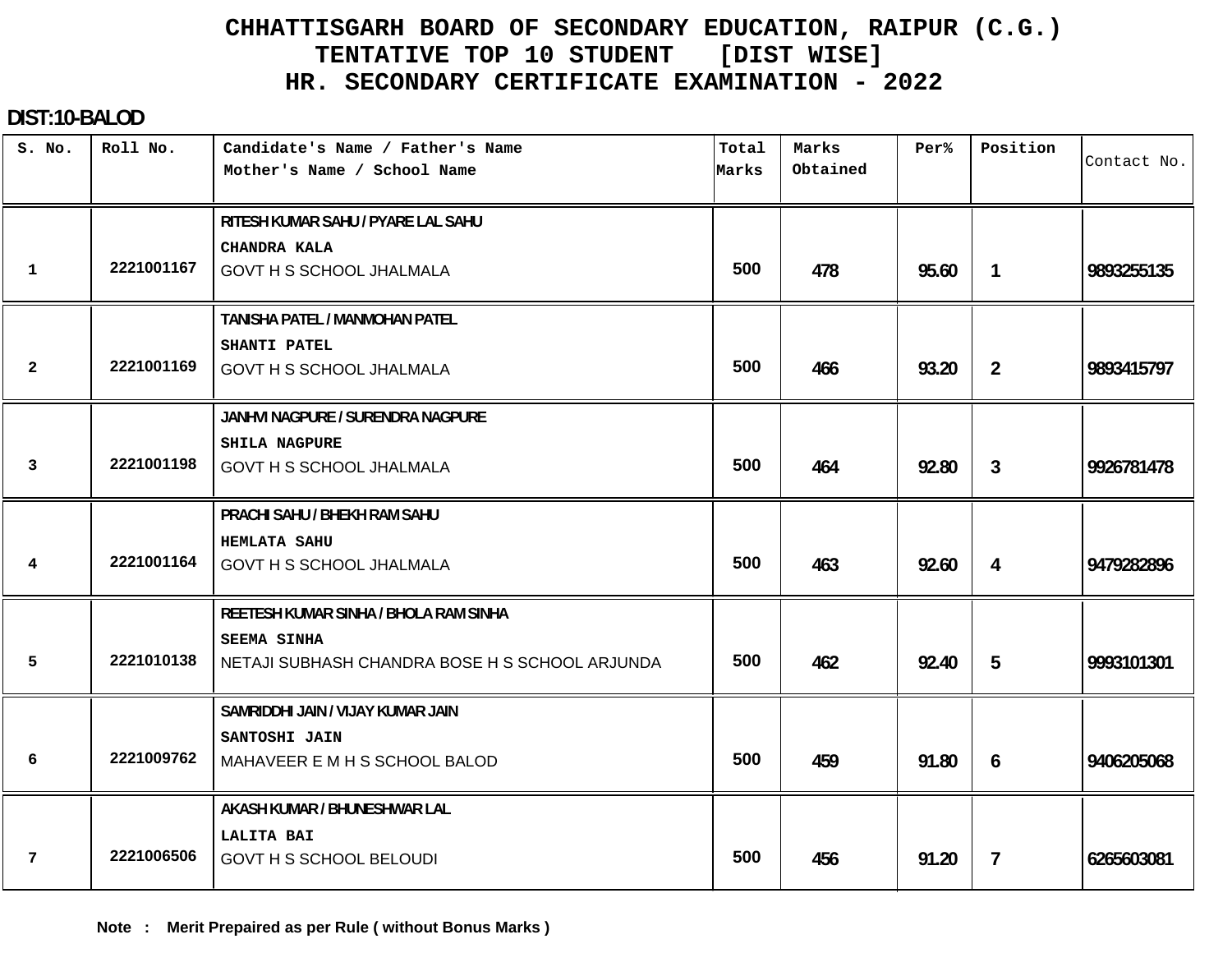# CHHATTISGARH BOARD OF SECONDARY EDUCATION, RAIPUR (C.G.)
## TENTATIVE TOP 10 STUDENT [DIST WISE]
## HR. SECONDARY CERTIFICATE EXAMINATION - 2022

**DIST:10-BALOD**

| S. No. | Roll No. | Candidate's Name / Father's Name<br>Mother's Name / School Name | Total Marks | Marks Obtained | Per% | Position | Contact No. |
|---|---|---|---|---|---|---|---|
| 1 | 2221001167 | RITESH KUMAR SAHU / PYARE LAL SAHU<br>CHANDRA KALA<br>GOVT H S SCHOOL JHALMALA | 500 | 478 | 95.60 | 1 | 9893255135 |
| 2 | 2221001169 | TANISHA PATEL / MANMOHAN PATEL<br>SHANTI PATEL<br>GOVT H S SCHOOL JHALMALA | 500 | 466 | 93.20 | 2 | 9893415797 |
| 3 | 2221001198 | JANHVI NAGPURE / SURENDRA NAGPURE<br>SHILA NAGPURE<br>GOVT H S SCHOOL JHALMALA | 500 | 464 | 92.80 | 3 | 9926781478 |
| 4 | 2221001164 | PRACHI SAHU / BHEKH RAM SAHU<br>HEMLATA SAHU<br>GOVT H S SCHOOL JHALMALA | 500 | 463 | 92.60 | 4 | 9479282896 |
| 5 | 2221010138 | REETESH KUMAR SINHA / BHOLA RAM SINHA<br>SEEMA SINHA<br>NETAJI SUBHASH CHANDRA BOSE H S SCHOOL ARJUNDA | 500 | 462 | 92.40 | 5 | 9993101301 |
| 6 | 2221009762 | SAMRIDDHI JAIN / VIJAY KUMAR JAIN<br>SANTOSHI JAIN<br>MAHAVEER E M H S SCHOOL BALOD | 500 | 459 | 91.80 | 6 | 9406205068 |
| 7 | 2221006506 | AKASH KUMAR / BHUNESHWAR LAL<br>LALITA BAI<br>GOVT H S SCHOOL BELOUDI | 500 | 456 | 91.20 | 7 | 6265603081 |

**Note : Merit Prepaired as per Rule ( without Bonus Marks )**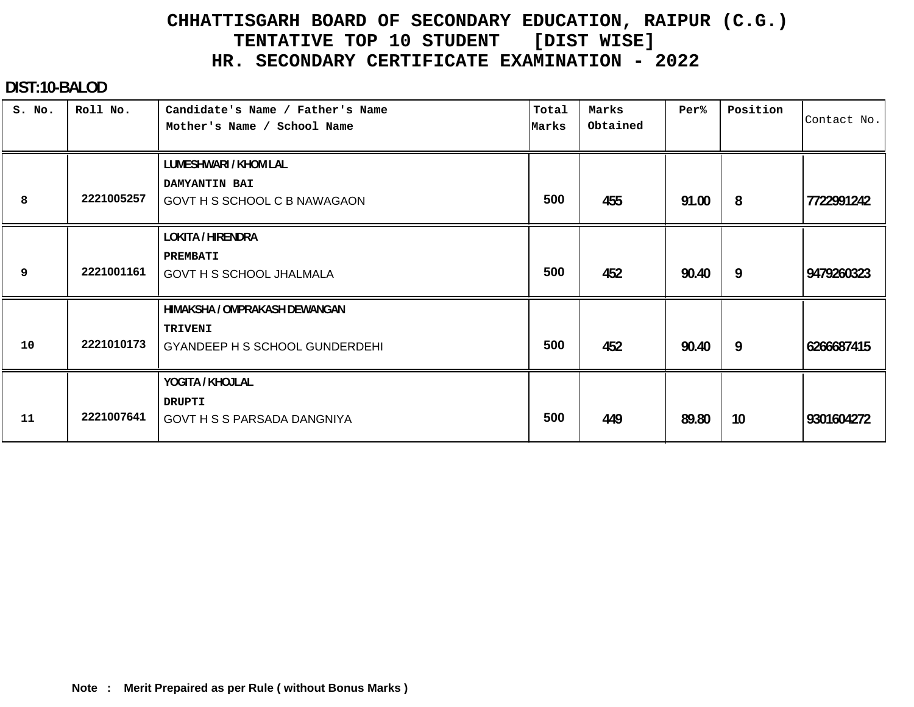# CHHATTISGARH BOARD OF SECONDARY EDUCATION, RAIPUR (C.G.)
## TENTATIVE TOP 10 STUDENT [DIST WISE]
## HR. SECONDARY CERTIFICATE EXAMINATION - 2022

**DIST:10-BALOD**

| S. No. | Roll No. | Candidate's Name / Father's Name<br>Mother's Name / School Name | Total Marks | Marks Obtained | Per% | Position | Contact No. |
|---|---|---|---|---|---|---|---|
| 8 | 2221005257 | LUMESHWARI / KHOM LAL<br>DAMYANTIN BAI<br>GOVT H S SCHOOL C B NAWAGAON | 500 | 455 | 91.00 | 8 | 7722991242 |
| 9 | 2221001161 | LOKITA / HIRENDRA<br>PREMBATI<br>GOVT H S SCHOOL JHALMALA | 500 | 452 | 90.40 | 9 | 9479260323 |
| 10 | 2221010173 | HIMAKSHA / OMPRAKASH DEWANGAN<br>TRIVENI<br>GYANDEEP H S SCHOOL GUNDERDEHI | 500 | 452 | 90.40 | 9 | 6266687415 |
| 11 | 2221007641 | YOGITA / KHOJLAL<br>DRUPTI<br>GOVT H S S PARSADA DANGNIYA | 500 | 449 | 89.80 | 10 | 9301604272 |

**Note : Merit Prepaired as per Rule ( without Bonus Marks )**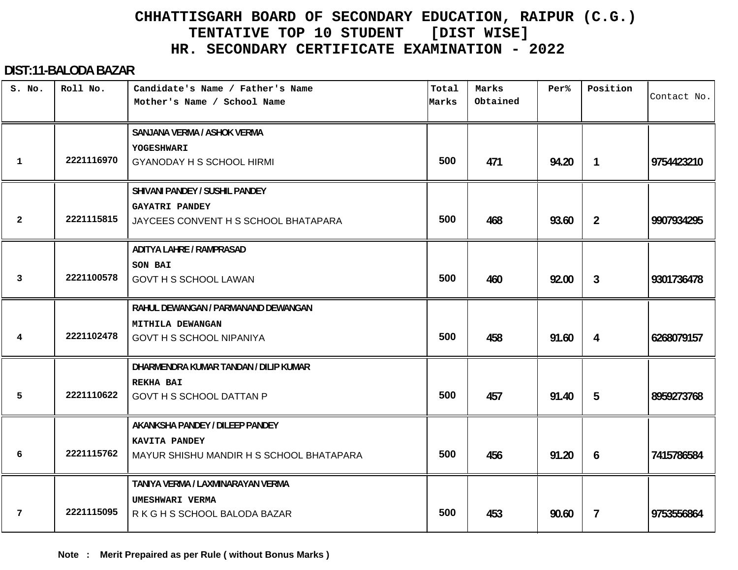# CHHATTISGARH BOARD OF SECONDARY EDUCATION, RAIPUR (C.G.)
## TENTATIVE TOP 10 STUDENT [DIST WISE]
## HR. SECONDARY CERTIFICATE EXAMINATION - 2022

**DIST:11-BALODA BAZAR**

| S. No. | Roll No. | Candidate's Name / Father's Name<br>Mother's Name / School Name | Total Marks | Marks Obtained | Per% | Position | Contact No. |
|---|---|---|---|---|---|---|---|
| 1 | 2221116970 | SANJANA VERMA / ASHOK VERMA<br>YOGESHWARI<br>GYANODAY H S SCHOOL HIRMI | 500 | 471 | 94.20 | 1 | 9754423210 |
| 2 | 2221115815 | SHIVANI PANDEY / SUSHIL PANDEY<br>GAYATRI PANDEY<br>JAYCEES CONVENT H S SCHOOL BHATAPARA | 500 | 468 | 93.60 | 2 | 9907934295 |
| 3 | 2221100578 | ADITYA LAHRE / RAMPRASAD<br>SON BAI<br>GOVT H S SCHOOL LAWAN | 500 | 460 | 92.00 | 3 | 9301736478 |
| 4 | 2221102478 | RAHUL DEWANGAN / PARMANAND DEWANGAN<br>MITHILA DEWANGAN<br>GOVT H S SCHOOL NIPANIYA | 500 | 458 | 91.60 | 4 | 6268079157 |
| 5 | 2221110622 | DHARMENDRA KUMAR TANDAN / DILIP KUMAR<br>REKHA BAI<br>GOVT H S SCHOOL DATTAN P | 500 | 457 | 91.40 | 5 | 8959273768 |
| 6 | 2221115762 | AKANKSHA PANDEY / DILEEP PANDEY<br>KAVITA PANDEY<br>MAYUR SHISHU MANDIR H S SCHOOL BHATAPARA | 500 | 456 | 91.20 | 6 | 7415786584 |
| 7 | 2221115095 | TANIYA VERMA / LAXMINARAYAN VERMA<br>UMESHWARI VERMA<br>R K G H S SCHOOL BALODA BAZAR | 500 | 453 | 90.60 | 7 | 9753556864 |

**Note : Merit Prepaired as per Rule ( without Bonus Marks )**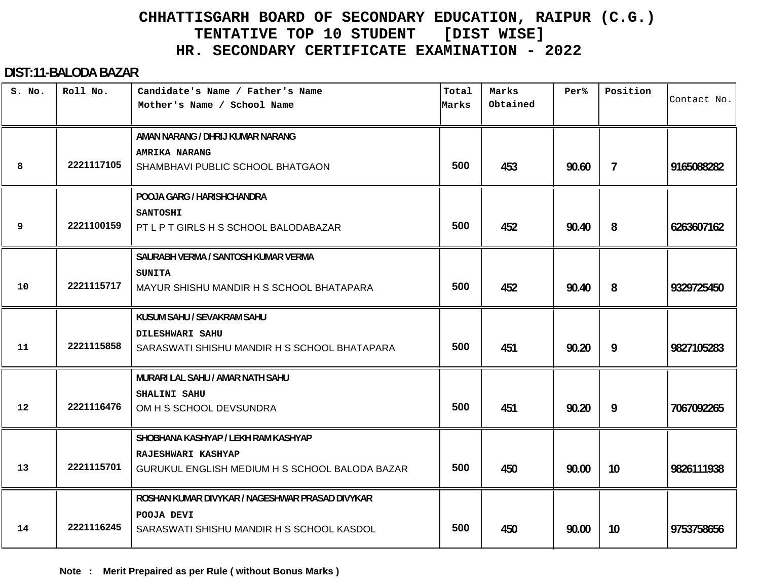# CHHATTISGARH BOARD OF SECONDARY EDUCATION, RAIPUR (C.G.)

## TENTATIVE TOP 10 STUDENT [DIST WISE]

## HR. SECONDARY CERTIFICATE EXAMINATION - 2022

### DIST:11-BALODA BAZAR

| S. No. | Roll No. | Candidate's Name / Father's Name<br>Mother's Name / School Name | Total Marks | Marks Obtained | Per% | Position | Contact No. |
|---|---|---|---|---|---|---|---|
| 8 | 2221117105 | AMAN NARANG / DHRIJ KUMAR NARANG<br>AMRIKA NARANG<br>SHAMBHAVI PUBLIC SCHOOL BHATGAON | 500 | 453 | 90.60 | 7 | 9165088282 |
| 9 | 2221100159 | POOJA GARG / HARISHCHANDRA<br>SANTOSHI<br>PT L P T GIRLS H S SCHOOL BALODABAZAR | 500 | 452 | 90.40 | 8 | 6263607162 |
| 10 | 2221115717 | SAURABH VERMA / SANTOSH KUMAR VERMA<br>SUNITA<br>MAYUR SHISHU MANDIR H S SCHOOL BHATAPARA | 500 | 452 | 90.40 | 8 | 9329725450 |
| 11 | 2221115858 | KUSUM SAHU / SEVAKRAM SAHU<br>DILESHWARI SAHU<br>SARASWATI SHISHU MANDIR H S SCHOOL BHATAPARA | 500 | 451 | 90.20 | 9 | 9827105283 |
| 12 | 2221116476 | MURARI LAL SAHU / AMAR NATH SAHU<br>SHALINI SAHU<br>OM H S SCHOOL DEVSUNDRA | 500 | 451 | 90.20 | 9 | 7067092265 |
| 13 | 2221115701 | SHOBHANA KASHYAP / LEKH RAM KASHYAP<br>RAJESHWARI KASHYAP<br>GURUKUL ENGLISH MEDIUM H S SCHOOL BALODA BAZAR | 500 | 450 | 90.00 | 10 | 9826111938 |
| 14 | 2221116245 | ROSHAN KUMAR DIVYKAR / NAGESHWAR PRASAD DIVYKAR<br>POOJA DEVI<br>SARASWATI SHISHU MANDIR H S SCHOOL KASDOL | 500 | 450 | 90.00 | 10 | 9753758656 |

**Note : Merit Prepaired as per Rule ( without Bonus Marks )**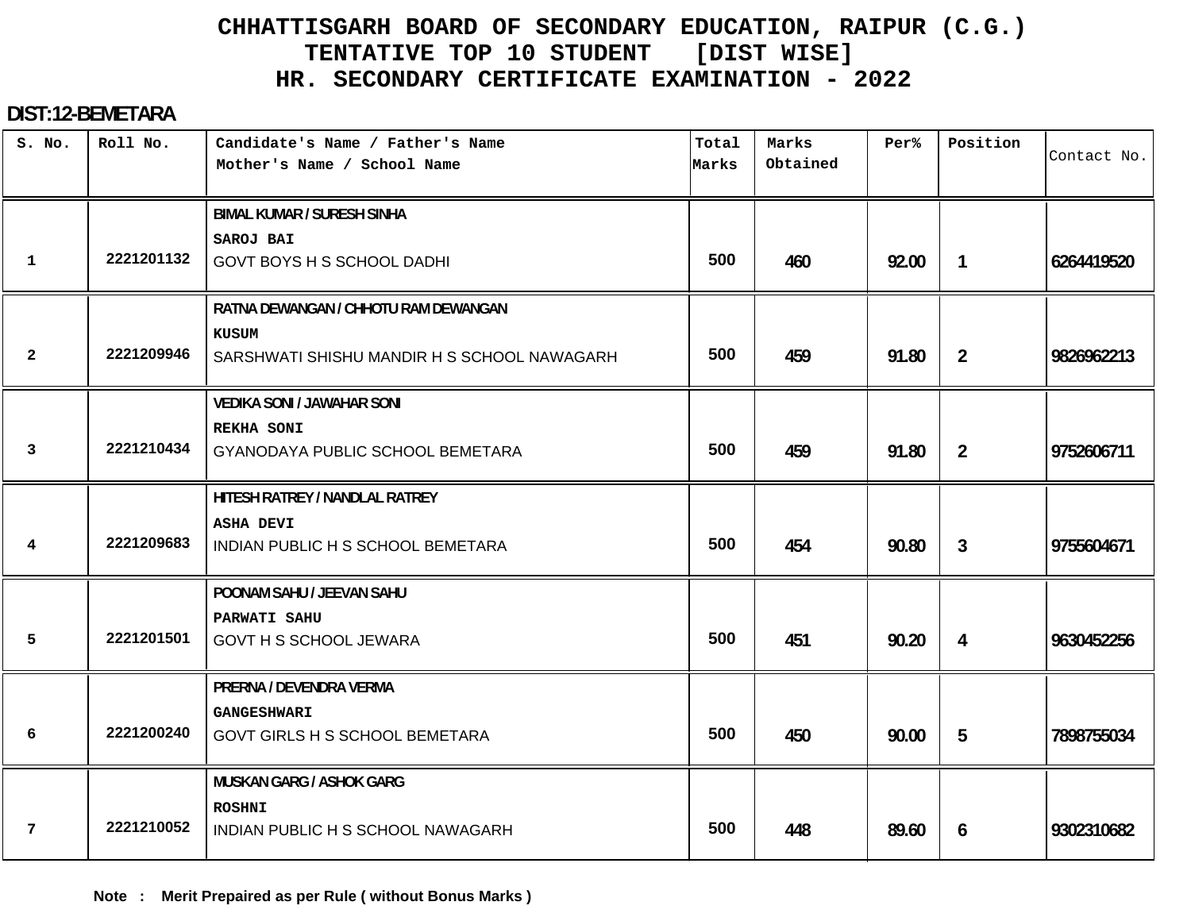# CHHATTISGARH BOARD OF SECONDARY EDUCATION, RAIPUR (C.G.)
## TENTATIVE TOP 10 STUDENT [DIST WISE]
## HR. SECONDARY CERTIFICATE EXAMINATION - 2022

**DIST:12-BEMETARA**

| S. No. | Roll No. | Candidate's Name / Father's Name<br>Mother's Name / School Name | Total Marks | Marks Obtained | Per% | Position | Contact No. |
|---|---|---|---|---|---|---|---|
| 1 | 2221201132 | BIMAL KUMAR / SURESH SINHA<br>SAROJ BAI<br>GOVT BOYS H S SCHOOL DADHI | 500 | 460 | 92.00 | 1 | 6264419520 |
| 2 | 2221209946 | RATNA DEWANGAN / CHHOTU RAM DEWANGAN<br>KUSUM<br>SARSHWATI SHISHU MANDIR H S SCHOOL NAWAGARH | 500 | 459 | 91.80 | 2 | 9826962213 |
| 3 | 2221210434 | VEDIKA SONI / JAWAHAR SONI<br>REKHA SONI<br>GYANODAYA PUBLIC SCHOOL BEMETARA | 500 | 459 | 91.80 | 2 | 9752606711 |
| 4 | 2221209683 | HITESH RATREY / NANDLAL RATREY<br>ASHA DEVI<br>INDIAN PUBLIC H S SCHOOL BEMETARA | 500 | 454 | 90.80 | 3 | 9755604671 |
| 5 | 2221201501 | POONAM SAHU / JEEVAN SAHU<br>PARWATI SAHU<br>GOVT H S SCHOOL JEWARA | 500 | 451 | 90.20 | 4 | 9630452256 |
| 6 | 2221200240 | PRERNA / DEVENDRA VERMA<br>GANGESHWARI<br>GOVT GIRLS H S SCHOOL BEMETARA | 500 | 450 | 90.00 | 5 | 7898755034 |
| 7 | 2221210052 | MUSKAN GARG / ASHOK GARG<br>ROSHNI<br>INDIAN PUBLIC H S SCHOOL NAWAGARH | 500 | 448 | 89.60 | 6 | 9302310682 |

**Note : Merit Prepaired as per Rule ( without Bonus Marks )**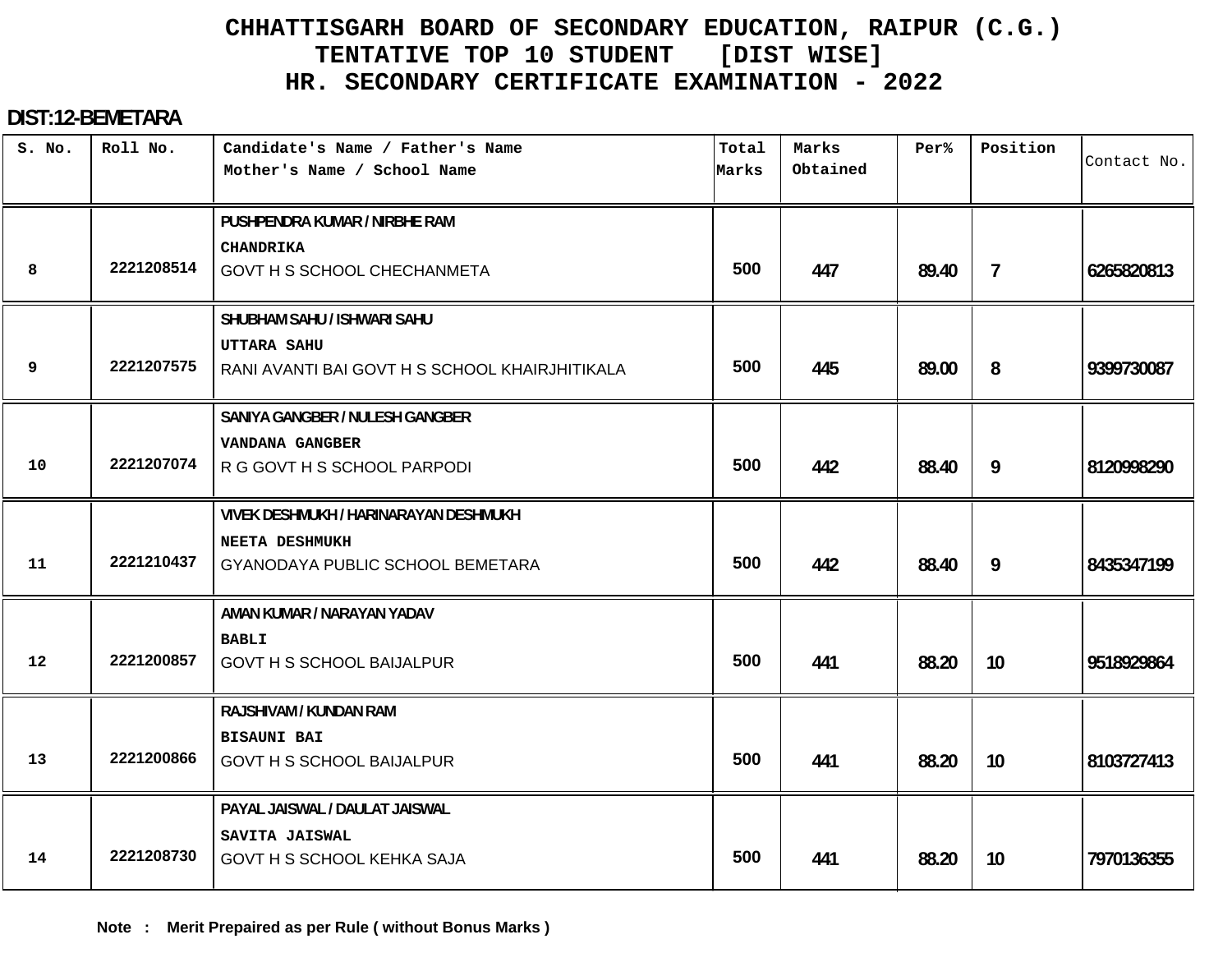# CHHATTISGARH BOARD OF SECONDARY EDUCATION, RAIPUR (C.G.)
## TENTATIVE TOP 10 STUDENT [DIST WISE]
## HR. SECONDARY CERTIFICATE EXAMINATION - 2022

**DIST:12-BEMETARA**

| S. No. | Roll No. | Candidate's Name / Father's Name<br>Mother's Name / School Name | Total Marks | Marks Obtained | Per% | Position | Contact No. |
|---|---|---|---|---|---|---|---|
| 8 | 2221208514 | PUSHPENDRA KUMAR / NIRBHE RAM<br>CHANDRIKA<br>GOVT H S SCHOOL CHECHANMETA | 500 | 447 | 89.40 | 7 | 6265820813 |
| 9 | 2221207575 | SHUBHAM SAHU / ISHWARI SAHU<br>UTTARA SAHU<br>RANI AVANTI BAI GOVT H S SCHOOL KHAIRJHITIKALA | 500 | 445 | 89.00 | 8 | 9399730087 |
| 10 | 2221207074 | SANIYA GANGBER / NULESH GANGBER<br>VANDANA GANGBER<br>R G GOVT H S SCHOOL PARPODI | 500 | 442 | 88.40 | 9 | 8120998290 |
| 11 | 2221210437 | VIVEK DESHMUKH / HARINARAYAN DESHMUKH<br>NEETA DESHMUKH<br>GYANODAYA PUBLIC SCHOOL BEMETARA | 500 | 442 | 88.40 | 9 | 8435347199 |
| 12 | 2221200857 | AMAN KUMAR / NARAYAN YADAV<br>BABLI<br>GOVT H S SCHOOL BAIJALPUR | 500 | 441 | 88.20 | 10 | 9518929864 |
| 13 | 2221200866 | RAJSHIVAM / KUNDAN RAM<br>BISAUNI BAI<br>GOVT H S SCHOOL BAIJALPUR | 500 | 441 | 88.20 | 10 | 8103727413 |
| 14 | 2221208730 | PAYAL JAISWAL / DAULAT JAISWAL<br>SAVITA JAISWAL<br>GOVT H S SCHOOL KEHKA SAJA | 500 | 441 | 88.20 | 10 | 7970136355 |

**Note : Merit Prepaired as per Rule ( without Bonus Marks )**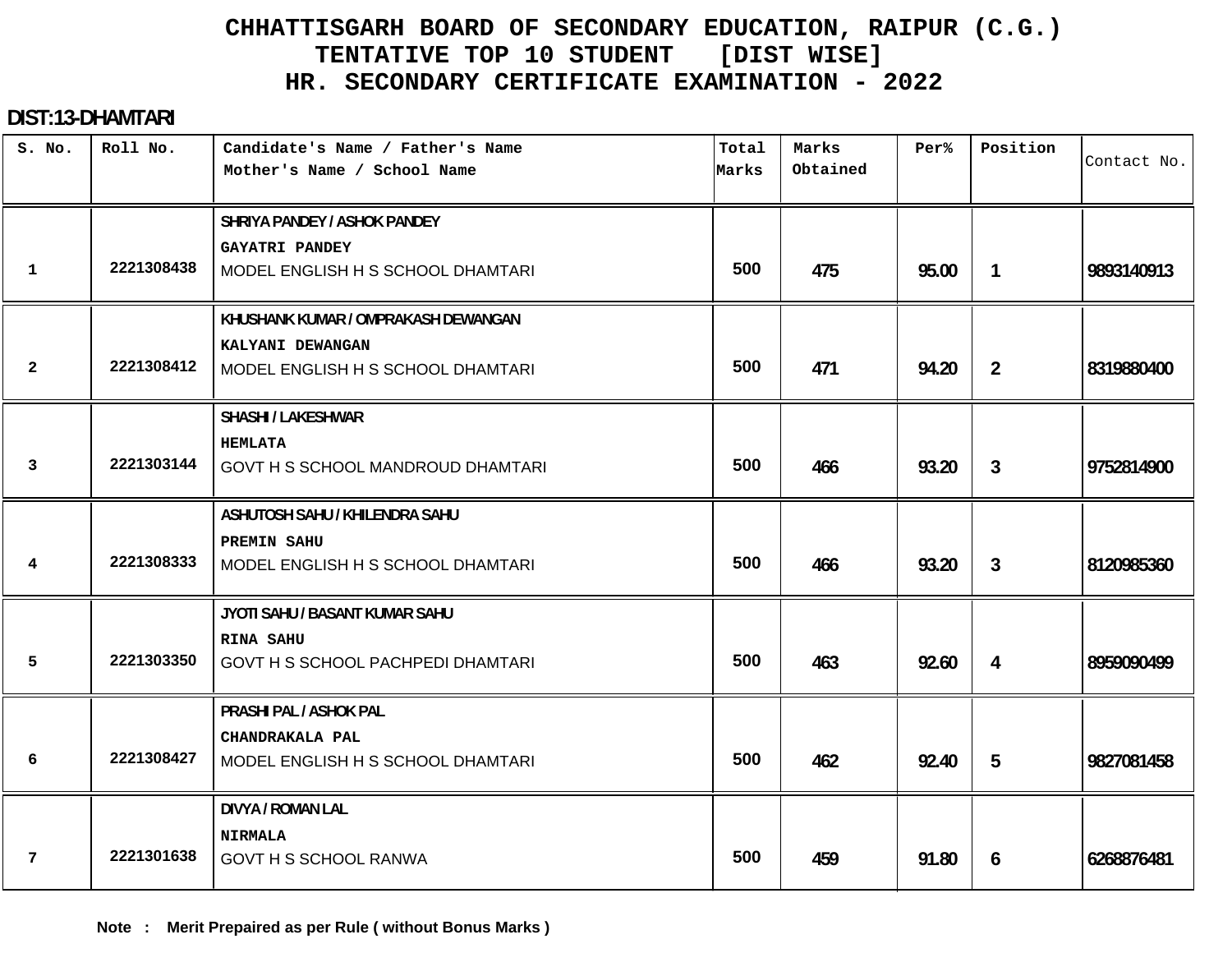# CHHATTISGARH BOARD OF SECONDARY EDUCATION, RAIPUR (C.G.)
## TENTATIVE TOP 10 STUDENT [DIST WISE]
## HR. SECONDARY CERTIFICATE EXAMINATION - 2022

**DIST:13-DHAMTARI**

| S. No. | Roll No. | Candidate's Name / Father's Name<br>Mother's Name / School Name | Total Marks | Marks Obtained | Per% | Position | Contact No. |
|---|---|---|---|---|---|---|---|
| 1 | 2221308438 | SHRIYA PANDEY / ASHOK PANDEY<br>GAYATRI PANDEY<br>MODEL ENGLISH H S SCHOOL DHAMTARI | 500 | 475 | 95.00 | 1 | 9893140913 |
| 2 | 2221308412 | KHUSHANK KUMAR / OMPRAKASH DEWANGAN<br>KALYANI DEWANGAN<br>MODEL ENGLISH H S SCHOOL DHAMTARI | 500 | 471 | 94.20 | 2 | 8319880400 |
| 3 | 2221303144 | SHASHI / LAKESHWAR<br>HEMLATA<br>GOVT H S SCHOOL MANDROUD DHAMTARI | 500 | 466 | 93.20 | 3 | 9752814900 |
| 4 | 2221308333 | ASHUTOSH SAHU / KHILENDRA SAHU<br>PREMIN SAHU<br>MODEL ENGLISH H S SCHOOL DHAMTARI | 500 | 466 | 93.20 | 3 | 8120985360 |
| 5 | 2221303350 | JYOTI SAHU / BASANT KUMAR SAHU<br>RINA SAHU<br>GOVT H S SCHOOL PACHPEDI DHAMTARI | 500 | 463 | 92.60 | 4 | 8959090499 |
| 6 | 2221308427 | PRASHI PAL / ASHOK PAL<br>CHANDRAKALA PAL<br>MODEL ENGLISH H S SCHOOL DHAMTARI | 500 | 462 | 92.40 | 5 | 9827081458 |
| 7 | 2221301638 | DIVYA / ROMAN LAL<br>NIRMALA<br>GOVT H S SCHOOL RANWA | 500 | 459 | 91.80 | 6 | 6268876481 |

**Note : Merit Prepaired as per Rule ( without Bonus Marks )**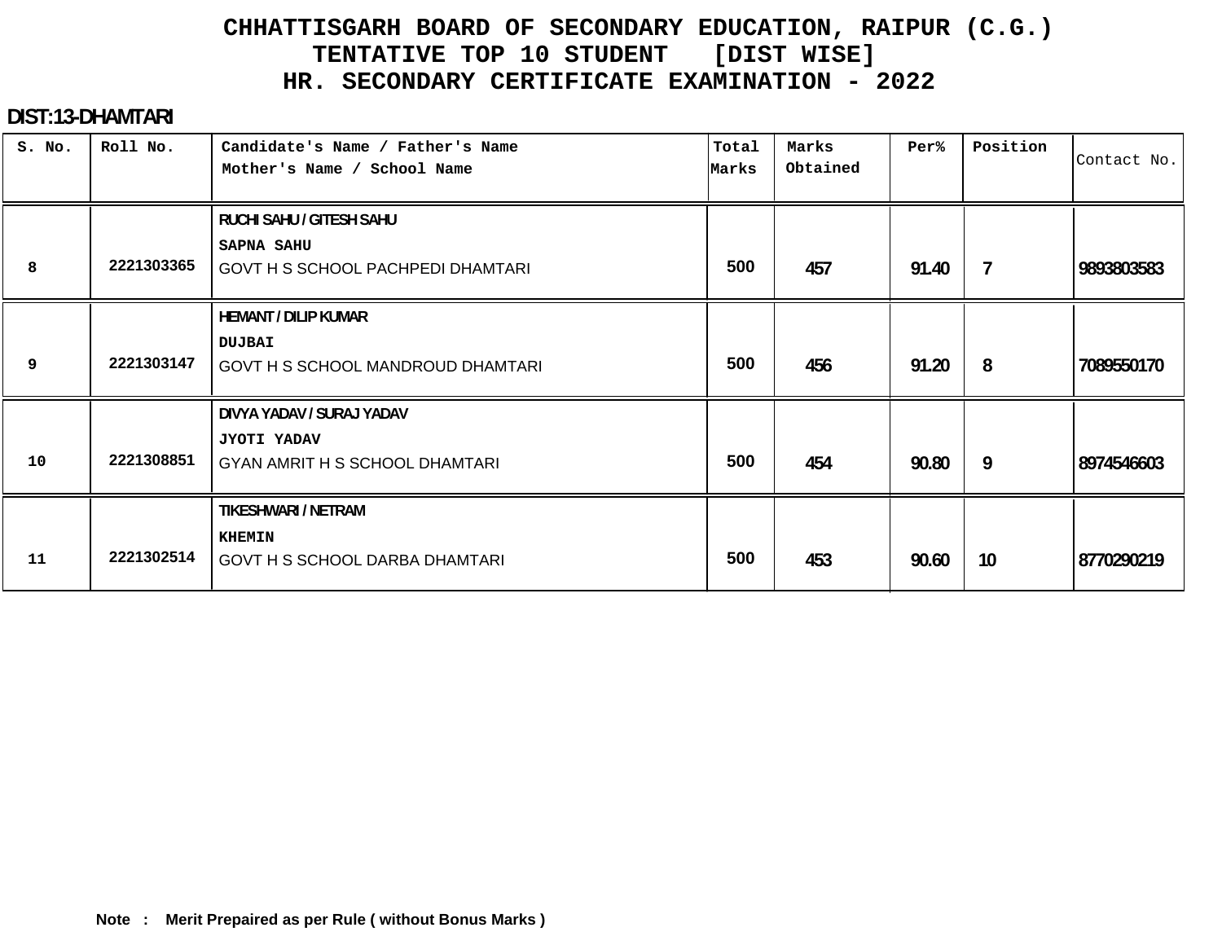# CHHATTISGARH BOARD OF SECONDARY EDUCATION, RAIPUR (C.G.)
## TENTATIVE TOP 10 STUDENT [DIST WISE]
## HR. SECONDARY CERTIFICATE EXAMINATION - 2022

**DIST:13-DHAMTARI**

| S. No. | Roll No. | Candidate's Name / Father's Name<br>Mother's Name / School Name | Total Marks | Marks Obtained | Per% | Position | Contact No. |
|---|---|---|---|---|---|---|---|
| 8 | 2221303365 | RUCHI SAHU / GITESH SAHU<br>SAPNA SAHU<br>GOVT H S SCHOOL PACHPEDI DHAMTARI | 500 | 457 | 91.40 | 7 | 9893803583 |
| 9 | 2221303147 | HEMANT / DILIP KUMAR<br>DUJBAI<br>GOVT H S SCHOOL MANDROUD DHAMTARI | 500 | 456 | 91.20 | 8 | 7089550170 |
| 10 | 2221308851 | DIVYA YADAV / SURAJ YADAV<br>JYOTI YADAV<br>GYAN AMRIT H S SCHOOL DHAMTARI | 500 | 454 | 90.80 | 9 | 8974546603 |
| 11 | 2221302514 | TIKESHWARI / NETRAM<br>KHEMIN<br>GOVT H S SCHOOL DARBA DHAMTARI | 500 | 453 | 90.60 | 10 | 8770290219 |

**Note : Merit Prepaired as per Rule ( without Bonus Marks )**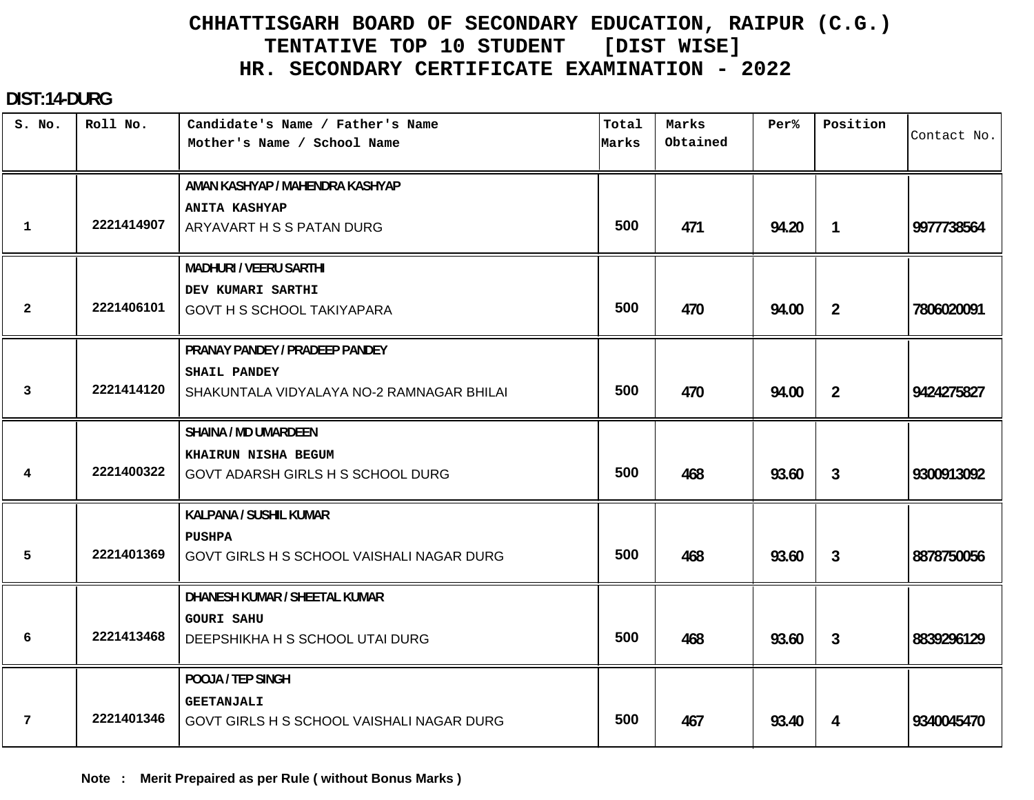# CHHATTISGARH BOARD OF SECONDARY EDUCATION, RAIPUR (C.G.)
## TENTATIVE TOP 10 STUDENT [DIST WISE]
## HR. SECONDARY CERTIFICATE EXAMINATION - 2022

**DIST:14-DURG**

| S. No. | Roll No. | Candidate's Name / Father's Name<br>Mother's Name / School Name | Total Marks | Marks Obtained | Per% | Position | Contact No. |
|---|---|---|---|---|---|---|---|
| 1 | 2221414907 | AMAN KASHYAP / MAHENDRA KASHYAP<br>ANITA KASHYAP<br>ARYAVART H S S PATAN DURG | 500 | 471 | 94.20 | 1 | 9977738564 |
| 2 | 2221406101 | MADHURI / VEERU SARTHI<br>DEV KUMARI SARTHI<br>GOVT H S SCHOOL TAKIYAPARA | 500 | 470 | 94.00 | 2 | 7806020091 |
| 3 | 2221414120 | PRANAY PANDEY / PRADEEP PANDEY<br>SHAIL PANDEY<br>SHAKUNTALA VIDYALAYA NO-2 RAMNAGAR BHILAI | 500 | 470 | 94.00 | 2 | 9424275827 |
| 4 | 2221400322 | SHAINA / MD UMARDEEN<br>KHAIRUN NISHA BEGUM<br>GOVT ADARSH GIRLS H S SCHOOL DURG | 500 | 468 | 93.60 | 3 | 9300913092 |
| 5 | 2221401369 | KALPANA / SUSHIL KUMAR<br>PUSHPA<br>GOVT GIRLS H S SCHOOL VAISHALI NAGAR DURG | 500 | 468 | 93.60 | 3 | 8878750056 |
| 6 | 2221413468 | DHANESH KUMAR / SHEETAL KUMAR<br>GOURI SAHU<br>DEEPSHIKHA H S SCHOOL UTAI DURG | 500 | 468 | 93.60 | 3 | 8839296129 |
| 7 | 2221401346 | POOJA / TEP SINGH<br>GEETANJALI<br>GOVT GIRLS H S SCHOOL VAISHALI NAGAR DURG | 500 | 467 | 93.40 | 4 | 9340045470 |

**Note : Merit Prepaired as per Rule ( without Bonus Marks )**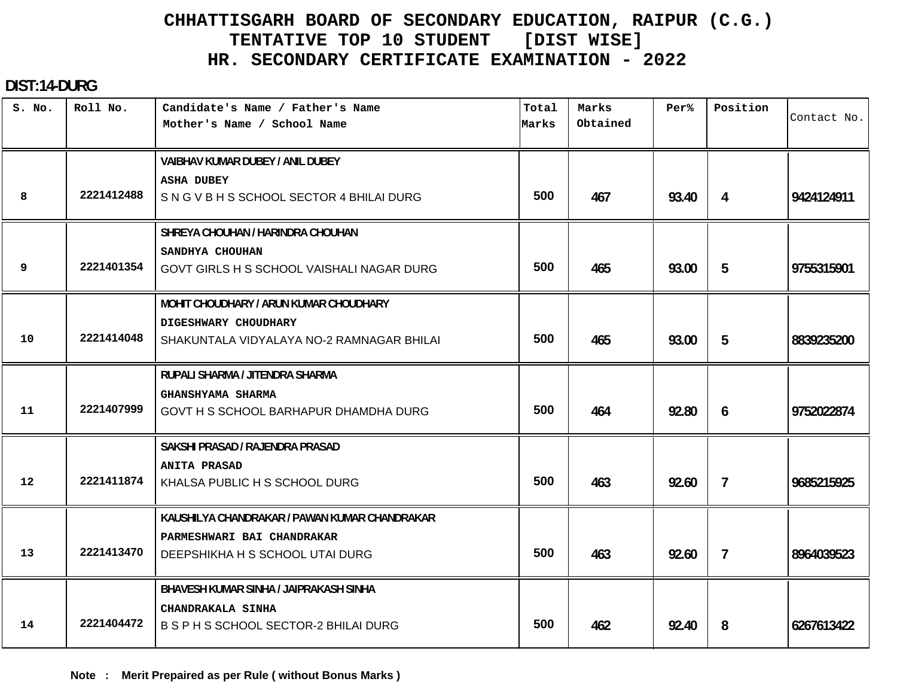# CHHATTISGARH BOARD OF SECONDARY EDUCATION, RAIPUR (C.G.)
## TENTATIVE TOP 10 STUDENT [DIST WISE]
## HR. SECONDARY CERTIFICATE EXAMINATION - 2022

**DIST:14-DURG**

| S. No. | Roll No. | Candidate's Name / Father's Name<br>Mother's Name / School Name | Total Marks | Marks Obtained | Per% | Position | Contact No. |
|---|---|---|---|---|---|---|---|
| 8 | 2221412488 | VAIBHAV KUMAR DUBEY / ANIL DUBEY<br>ASHA DUBEY<br>S N G V B H S SCHOOL SECTOR 4 BHILAI DURG | 500 | 467 | 93.40 | 4 | 9424124911 |
| 9 | 2221401354 | SHREYA CHOUHAN / HARINDRA CHOUHAN<br>SANDHYA CHOUHAN<br>GOVT GIRLS H S SCHOOL VAISHALI NAGAR DURG | 500 | 465 | 93.00 | 5 | 9755315901 |
| 10 | 2221414048 | MOHIT CHOUDHARY / ARUN KUMAR CHOUDHARY<br>DIGESHWARY CHOUDHARY<br>SHAKUNTALA VIDYALAYA NO-2 RAMNAGAR BHILAI | 500 | 465 | 93.00 | 5 | 8839235200 |
| 11 | 2221407999 | RUPALI SHARMA / JITENDRA SHARMA<br>GHANSHYAMA SHARMA<br>GOVT H S SCHOOL BARHAPUR DHAMDHA DURG | 500 | 464 | 92.80 | 6 | 9752022874 |
| 12 | 2221411874 | SAKSHI PRASAD / RAJENDRA PRASAD<br>ANITA PRASAD<br>KHALSA PUBLIC H S SCHOOL DURG | 500 | 463 | 92.60 | 7 | 9685215925 |
| 13 | 2221413470 | KAUSHILYA CHANDRAKAR / PAWAN KUMAR CHANDRAKAR<br>PARMESHWARI BAI CHANDRAKAR<br>DEEPSHIKHA H S SCHOOL UTAI DURG | 500 | 463 | 92.60 | 7 | 8964039523 |
| 14 | 2221404472 | BHAVESH KUMAR SINHA / JAIPRAKASH SINHA<br>CHANDRAKALA SINHA<br>B S P H S SCHOOL SECTOR-2 BHILAI DURG | 500 | 462 | 92.40 | 8 | 6267613422 |

**Note : Merit Prepaired as per Rule ( without Bonus Marks )**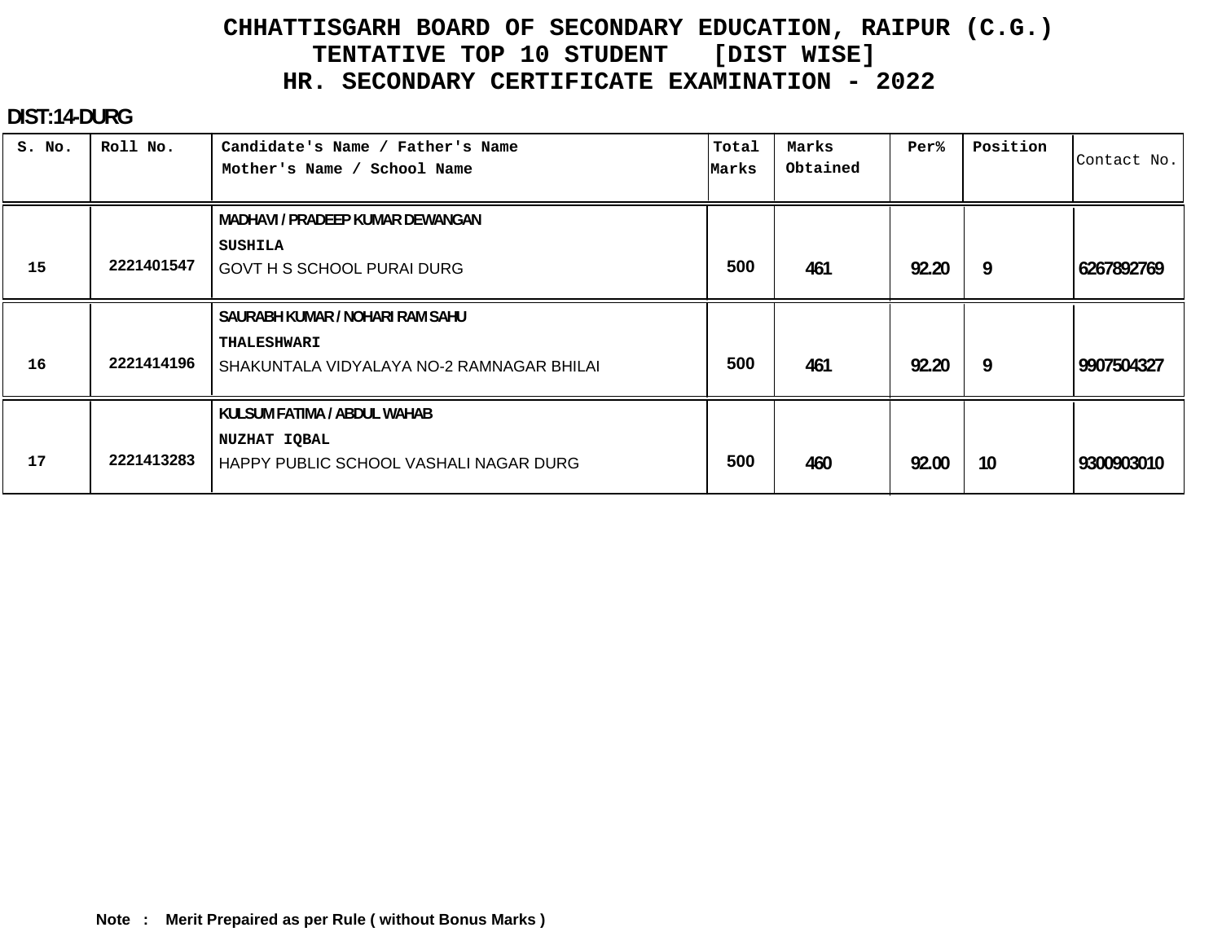# CHHATTISGARH BOARD OF SECONDARY EDUCATION, RAIPUR (C.G.)
## TENTATIVE TOP 10 STUDENT [DIST WISE]
## HR. SECONDARY CERTIFICATE EXAMINATION - 2022

**DIST:14-DURG**

| S. No. | Roll No. | Candidate's Name / Father's Name<br>Mother's Name / School Name | Total Marks | Marks Obtained | Per% | Position | Contact No. |
|---|---|---|---|---|---|---|---|
| 15 | 2221401547 | MADHAVI / PRADEEP KUMAR DEWANGAN<br>SUSHILA<br>GOVT H S SCHOOL PURAI DURG | 500 | 461 | 92.20 | 9 | 6267892769 |
| 16 | 2221414196 | SAURABH KUMAR / NOHARI RAM SAHU<br>THALESHWARI<br>SHAKUNTALA VIDYALAYA NO-2 RAMNAGAR BHILAI | 500 | 461 | 92.20 | 9 | 9907504327 |
| 17 | 2221413283 | KULSUM FATIMA / ABDUL WAHAB<br>NUZHAT IQBAL<br>HAPPY PUBLIC SCHOOL VASHALI NAGAR DURG | 500 | 460 | 92.00 | 10 | 9300903010 |

**Note : Merit Prepaired as per Rule ( without Bonus Marks )**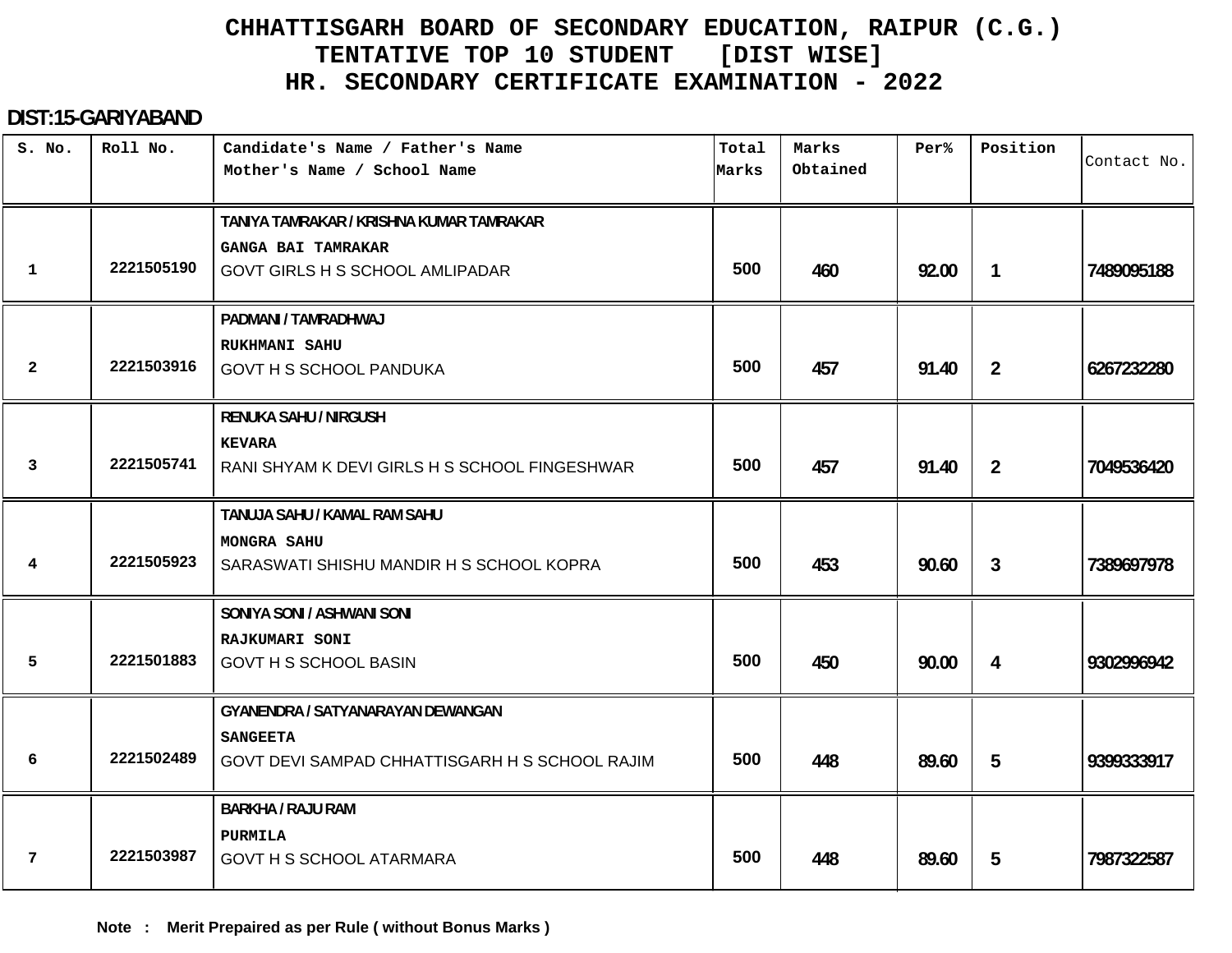# CHHATTISGARH BOARD OF SECONDARY EDUCATION, RAIPUR (C.G.)
## TENTATIVE TOP 10 STUDENT [DIST WISE]
## HR. SECONDARY CERTIFICATE EXAMINATION - 2022

**DIST:15-GARIYABAND**

| S. No. | Roll No. | Candidate's Name / Father's Name<br>Mother's Name / School Name | Total Marks | Marks Obtained | Per% | Position | Contact No. |
|---|---|---|---|---|---|---|---|
| 1 | 2221505190 | TANIYA TAMRAKAR / KRISHNA KUMAR TAMRAKAR<br>GANGA BAI TAMRAKAR<br>GOVT GIRLS H S SCHOOL AMLIPADAR | 500 | 460 | 92.00 | 1 | 7489095188 |
| 2 | 2221503916 | PADMANI / TAMRADHWAJ<br>RUKHMANI SAHU<br>GOVT H S SCHOOL PANDUKA | 500 | 457 | 91.40 | 2 | 6267232280 |
| 3 | 2221505741 | RENUKA SAHU / NIRGUSH<br>KEVARA<br>RANI SHYAM K DEVI GIRLS H S SCHOOL FINGESHWAR | 500 | 457 | 91.40 | 2 | 7049536420 |
| 4 | 2221505923 | TANUJA SAHU / KAMAL RAM SAHU<br>MONGRA SAHU<br>SARASWATI SHISHU MANDIR H S SCHOOL KOPRA | 500 | 453 | 90.60 | 3 | 7389697978 |
| 5 | 2221501883 | SONIYA SONI / ASHWANI SONI<br>RAJKUMARI SONI<br>GOVT H S SCHOOL BASIN | 500 | 450 | 90.00 | 4 | 9302996942 |
| 6 | 2221502489 | GYANENDRA / SATYANARAYAN DEWANGAN<br>SANGEETA<br>GOVT DEVI SAMPAD CHHATTISGARH H S SCHOOL RAJIM | 500 | 448 | 89.60 | 5 | 9399333917 |
| 7 | 2221503987 | BARKHA / RAJU RAM<br>PURMILA<br>GOVT H S SCHOOL ATARMARA | 500 | 448 | 89.60 | 5 | 7987322587 |

**Note : Merit Prepaired as per Rule ( without Bonus Marks )**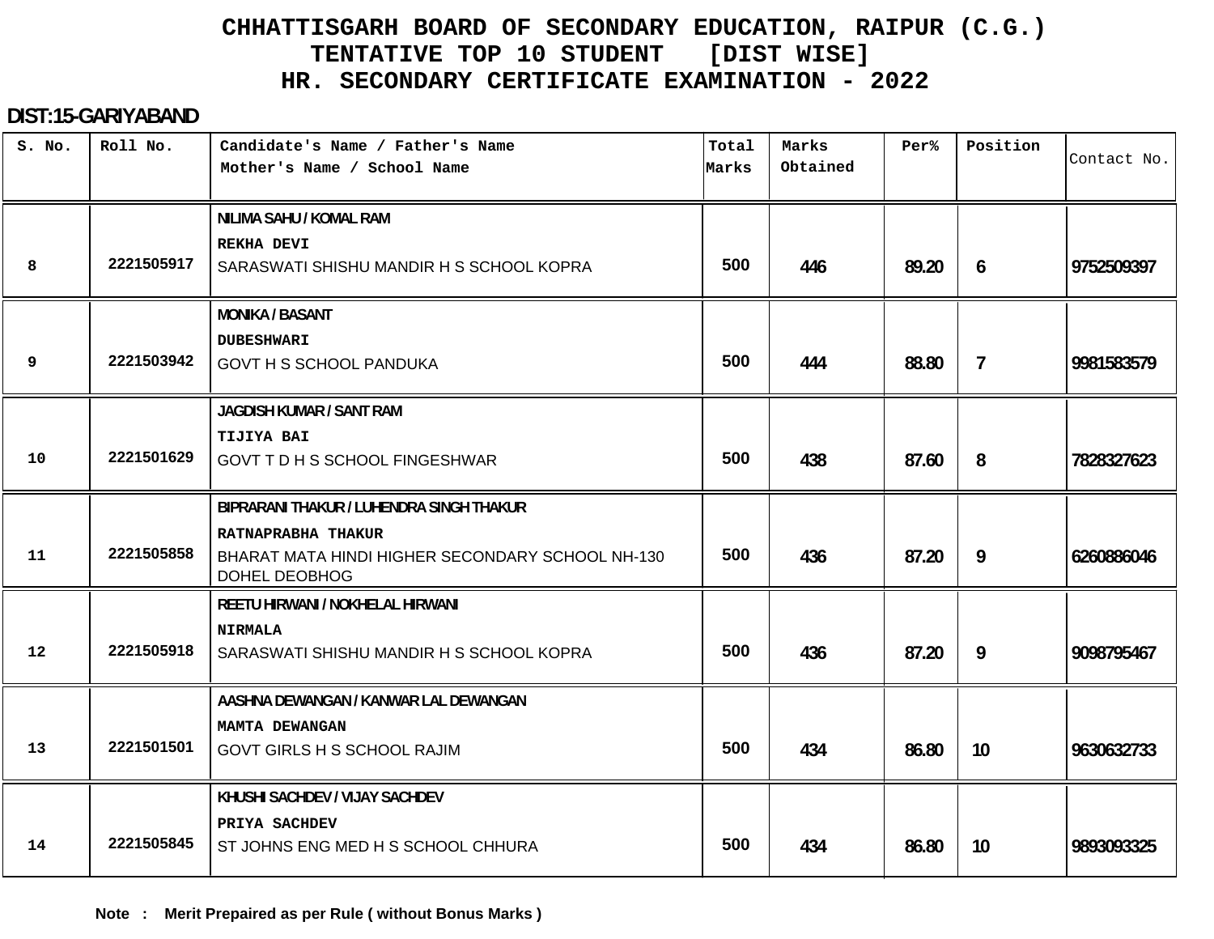# CHHATTISGARH BOARD OF SECONDARY EDUCATION, RAIPUR (C.G.)
## TENTATIVE TOP 10 STUDENT [DIST WISE]
## HR. SECONDARY CERTIFICATE EXAMINATION - 2022

**DIST:15-GARIYABAND**

| S. No. | Roll No. | Candidate's Name / Father's Name<br>Mother's Name / School Name | Total Marks | Marks Obtained | Per% | Position | Contact No. |
|---|---|---|---|---|---|---|---|
| 8 | 2221505917 | NILIMA SAHU / KOMAL RAM<br>REKHA DEVI<br>SARASWATI SHISHU MANDIR H S SCHOOL KOPRA | 500 | 446 | 89.20 | 6 | 9752509397 |
| 9 | 2221503942 | MONIKA / BASANT<br>DUBESHWARI<br>GOVT H S SCHOOL PANDUKA | 500 | 444 | 88.80 | 7 | 9981583579 |
| 10 | 2221501629 | JAGDISH KUMAR / SANT RAM<br>TIJIYA BAI<br>GOVT T D H S SCHOOL FINGESHWAR | 500 | 438 | 87.60 | 8 | 7828327623 |
| 11 | 2221505858 | BIPRARANI THAKUR / LUHENDRA SINGH THAKUR<br>RATNAPRABHA THAKUR<br>BHARAT MATA HINDI HIGHER SECONDARY SCHOOL NH-130 DOHEL DEOBHOG | 500 | 436 | 87.20 | 9 | 6260886046 |
| 12 | 2221505918 | REETU HIRWANI / NOKHELAL HIRWANI<br>NIRMALA<br>SARASWATI SHISHU MANDIR H S SCHOOL KOPRA | 500 | 436 | 87.20 | 9 | 9098795467 |
| 13 | 2221501501 | AASHNA DEWANGAN / KANWAR LAL DEWANGAN<br>MAMTA DEWANGAN<br>GOVT GIRLS H S SCHOOL RAJIM | 500 | 434 | 86.80 | 10 | 9630632733 |
| 14 | 2221505845 | KHUSHI SACHDEV / VIJAY SACHDEV<br>PRIYA SACHDEV<br>ST JOHNS ENG MED H S SCHOOL CHHURA | 500 | 434 | 86.80 | 10 | 9893093325 |

**Note : Merit Prepaired as per Rule ( without Bonus Marks )**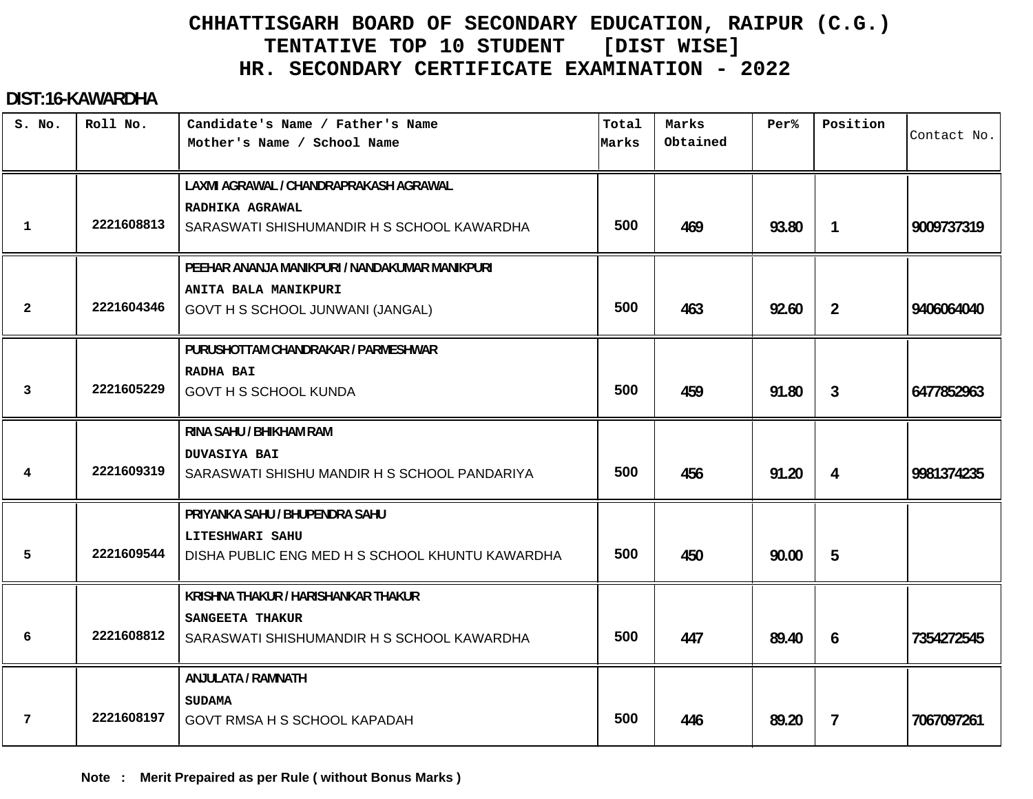# CHHATTISGARH BOARD OF SECONDARY EDUCATION, RAIPUR (C.G.)
## TENTATIVE TOP 10 STUDENT [DIST WISE]
## HR. SECONDARY CERTIFICATE EXAMINATION - 2022

**DIST:16-KAWARDHA**

| S. No. | Roll No. | Candidate's Name / Father's Name<br>Mother's Name / School Name | Total Marks | Marks Obtained | Per% | Position | Contact No. |
|---|---|---|---|---|---|---|---|
| 1 | 2221608813 | LAXMI AGRAWAL / CHANDRAPRAKASH AGRAWAL<br>RADHIKA AGRAWAL<br>SARASWATI SHISHUMANDIR H S SCHOOL KAWARDHA | 500 | 469 | 93.80 | 1 | 9009737319 |
| 2 | 2221604346 | PEEHAR ANANJA MANIKPURI / NANDAKUMAR MANIKPURI<br>ANITA BALA MANIKPURI<br>GOVT H S SCHOOL JUNWANI (JANGAL) | 500 | 463 | 92.60 | 2 | 9406064040 |
| 3 | 2221605229 | PURUSHOTTAM CHANDRAKAR / PARMESHWAR<br>RADHA BAI<br>GOVT H S SCHOOL KUNDA | 500 | 459 | 91.80 | 3 | 6477852963 |
| 4 | 2221609319 | RINA SAHU / BHIKHAM RAM<br>DUVASIYA BAI<br>SARASWATI SHISHU MANDIR H S SCHOOL PANDARIYA | 500 | 456 | 91.20 | 4 | 9981374235 |
| 5 | 2221609544 | PRIYANKA SAHU / BHUPENDRA SAHU<br>LITESHWARI SAHU<br>DISHA PUBLIC ENG MED H S SCHOOL KHUNTU KAWARDHA | 500 | 450 | 90.00 | 5 | |
| 6 | 2221608812 | KRISHNA THAKUR / HARISHANKAR THAKUR<br>SANGEETA THAKUR<br>SARASWATI SHISHUMANDIR H S SCHOOL KAWARDHA | 500 | 447 | 89.40 | 6 | 7354272545 |
| 7 | 2221608197 | ANJULATA / RAMNATH<br>SUDAMA<br>GOVT RMSA H S SCHOOL KAPADAH | 500 | 446 | 89.20 | 7 | 7067097261 |

**Note : Merit Prepaired as per Rule ( without Bonus Marks )**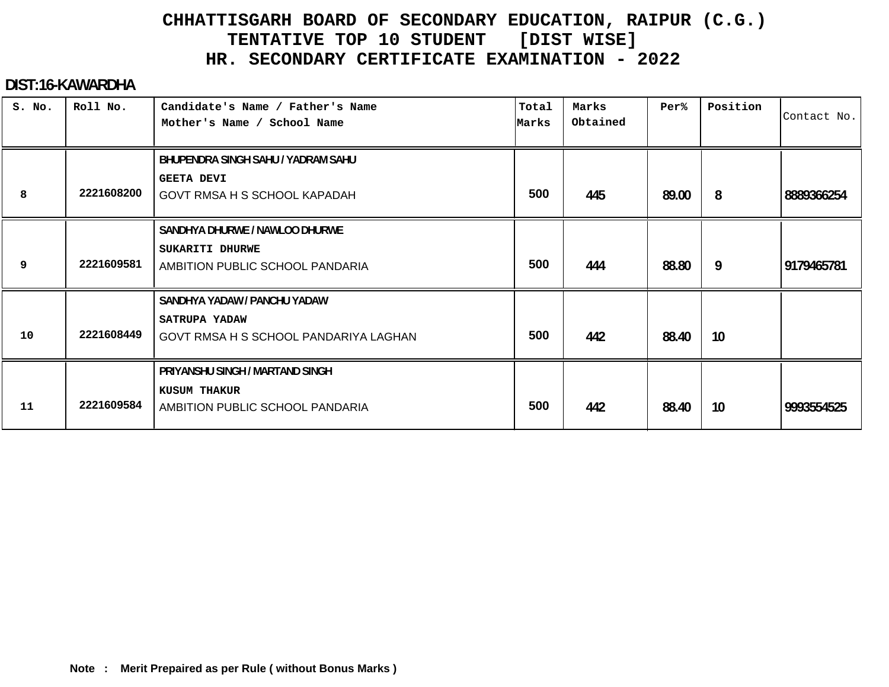# CHHATTISGARH BOARD OF SECONDARY EDUCATION, RAIPUR (C.G.)
## TENTATIVE TOP 10 STUDENT [DIST WISE]
## HR. SECONDARY CERTIFICATE EXAMINATION - 2022

**DIST:16-KAWARDHA**

| S. No. | Roll No. | Candidate's Name / Father's Name<br>Mother's Name / School Name | Total Marks | Marks Obtained | Per% | Position | Contact No. |
|---|---|---|---|---|---|---|---|
| 8 | 2221608200 | BHUPENDRA SINGH SAHU / YADRAM SAHU<br>GEETA DEVI<br>GOVT RMSA H S SCHOOL KAPADAH | 500 | 445 | 89.00 | 8 | 8889366254 |
| 9 | 2221609581 | SANDHYA DHURWE / NAWLOO DHURWE<br>SUKARITI DHURWE<br>AMBITION PUBLIC SCHOOL PANDARIA | 500 | 444 | 88.80 | 9 | 9179465781 |
| 10 | 2221608449 | SANDHYA YADAW / PANCHU YADAW<br>SATRUPA YADAW<br>GOVT RMSA H S SCHOOL PANDARIYA LAGHAN | 500 | 442 | 88.40 | 10 | |
| 11 | 2221609584 | PRIYANSHU SINGH / MARTAND SINGH<br>KUSUM THAKUR<br>AMBITION PUBLIC SCHOOL PANDARIA | 500 | 442 | 88.40 | 10 | 9993554525 |

**Note : Merit Prepaired as per Rule ( without Bonus Marks )**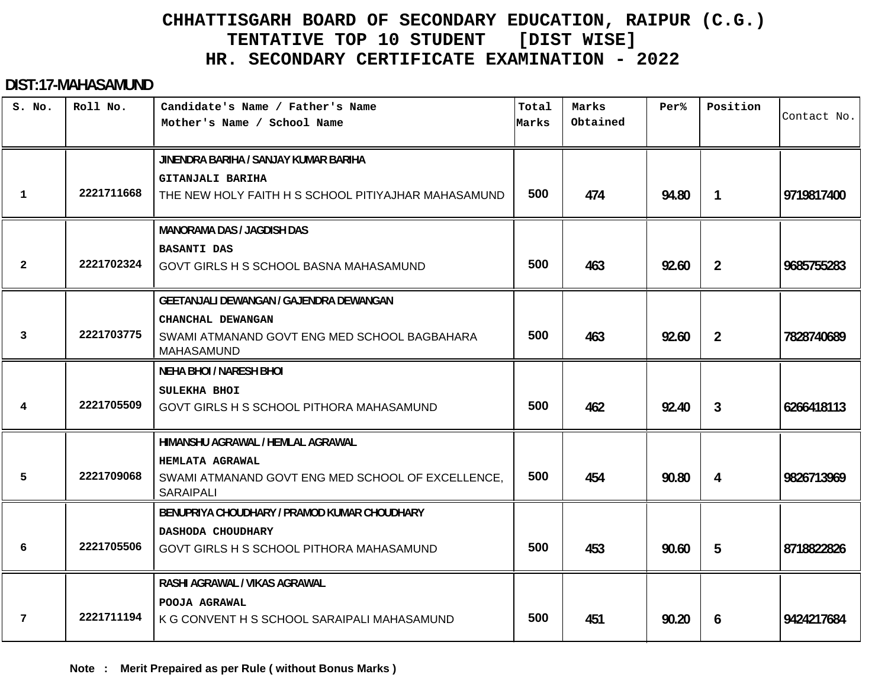# CHHATTISGARH BOARD OF SECONDARY EDUCATION, RAIPUR (C.G.)
## TENTATIVE TOP 10 STUDENT [DIST WISE]
## HR. SECONDARY CERTIFICATE EXAMINATION - 2022

**DIST:17-MAHASAMUND**

| S. No. | Roll No. | Candidate's Name / Father's Name<br>Mother's Name / School Name | Total Marks | Marks Obtained | Per% | Position | Contact No. |
|---|---|---|---|---|---|---|---|
| 1 | 2221711668 | JINENDRA BARIHA / SANJAY KUMAR BARIHA<br>GITANJALI BARIHA<br>THE NEW HOLY FAITH H S SCHOOL PITIYAJHAR MAHASAMUND | 500 | 474 | 94.80 | 1 | 9719817400 |
| 2 | 2221702324 | MANORAMA DAS / JAGDISH DAS<br>BASANTI DAS<br>GOVT GIRLS H S SCHOOL BASNA MAHASAMUND | 500 | 463 | 92.60 | 2 | 9685755283 |
| 3 | 2221703775 | GEETANJALI DEWANGAN / GAJENDRA DEWANGAN<br>CHANCHAL DEWANGAN<br>SWAMI ATMANAND GOVT ENG MED SCHOOL BAGBAHARA MAHASAMUND | 500 | 463 | 92.60 | 2 | 7828740689 |
| 4 | 2221705509 | NEHA BHOI / NARESH BHOI<br>SULEKHA BHOI<br>GOVT GIRLS H S SCHOOL PITHORA MAHASAMUND | 500 | 462 | 92.40 | 3 | 6266418113 |
| 5 | 2221709068 | HIMANSHU AGRAWAL / HEMLAL AGRAWAL<br>HEMLATA AGRAWAL<br>SWAMI ATMANAND GOVT ENG MED SCHOOL OF EXCELLENCE, SARAIPALI | 500 | 454 | 90.80 | 4 | 9826713969 |
| 6 | 2221705506 | BENUPRIYA CHOUDHARY / PRAMOD KUMAR CHOUDHARY<br>DASHODA CHOUDHARY<br>GOVT GIRLS H S SCHOOL PITHORA MAHASAMUND | 500 | 453 | 90.60 | 5 | 8718822826 |
| 7 | 2221711194 | RASHI AGRAWAL / VIKAS AGRAWAL<br>POOJA AGRAWAL<br>K G CONVENT H S SCHOOL SARAIPALI MAHASAMUND | 500 | 451 | 90.20 | 6 | 9424217684 |

**Note : Merit Prepaired as per Rule ( without Bonus Marks )**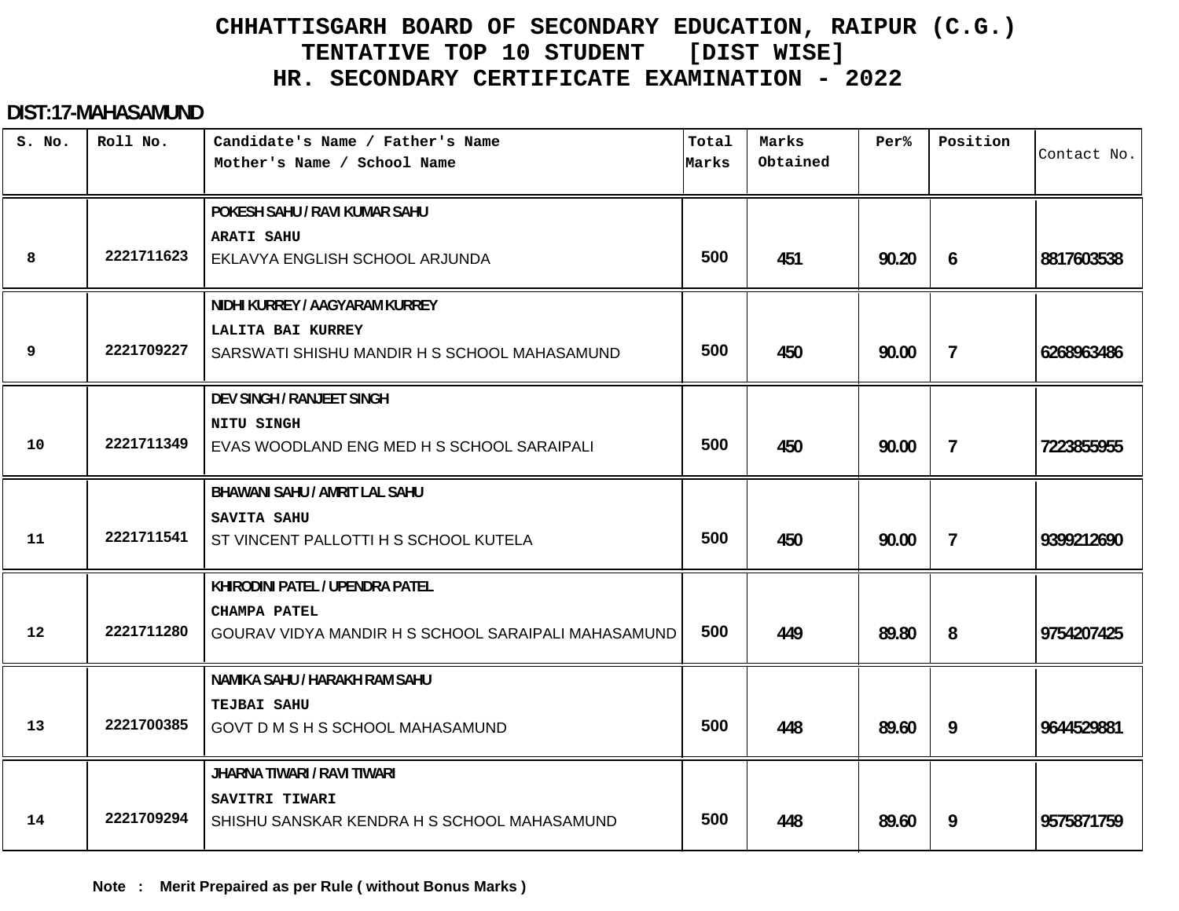# CHHATTISGARH BOARD OF SECONDARY EDUCATION, RAIPUR (C.G.)
## TENTATIVE TOP 10 STUDENT [DIST WISE]
## HR. SECONDARY CERTIFICATE EXAMINATION - 2022

**DIST:17-MAHASAMUND**

| S. No. | Roll No. | Candidate's Name / Father's Name<br>Mother's Name / School Name | Total Marks | Marks Obtained | Per% | Position | Contact No. |
|---|---|---|---|---|---|---|---|
| 8 | 2221711623 | POKESH SAHU / RAVI KUMAR SAHU<br>ARATI SAHU<br>EKLAVYA ENGLISH SCHOOL ARJUNDA | 500 | 451 | 90.20 | 6 | 8817603538 |
| 9 | 2221709227 | NIDHI KURREY / AAGYARAM KURREY<br>LALITA BAI KURREY<br>SARSWATI SHISHU MANDIR H S SCHOOL MAHASAMUND | 500 | 450 | 90.00 | 7 | 6268963486 |
| 10 | 2221711349 | DEV SINGH / RANJEET SINGH<br>NITU SINGH<br>EVAS WOODLAND ENG MED H S SCHOOL SARAIPALI | 500 | 450 | 90.00 | 7 | 7223855955 |
| 11 | 2221711541 | BHAWANI SAHU / AMRIT LAL SAHU<br>SAVITA SAHU<br>ST VINCENT PALLOTTI H S SCHOOL KUTELA | 500 | 450 | 90.00 | 7 | 9399212690 |
| 12 | 2221711280 | KHIRODINI PATEL / UPENDRA PATEL<br>CHAMPA PATEL<br>GOURAV VIDYA MANDIR H S SCHOOL SARAIPALI MAHASAMUND | 500 | 449 | 89.80 | 8 | 9754207425 |
| 13 | 2221700385 | NAMIKA SAHU / HARAKH RAM SAHU<br>TEJBAI SAHU<br>GOVT D M S H S SCHOOL MAHASAMUND | 500 | 448 | 89.60 | 9 | 9644529881 |
| 14 | 2221709294 | JHARNA TIWARI / RAVI TIWARI<br>SAVITRI TIWARI<br>SHISHU SANSKAR KENDRA H S SCHOOL MAHASAMUND | 500 | 448 | 89.60 | 9 | 9575871759 |

**Note : Merit Prepaired as per Rule ( without Bonus Marks )**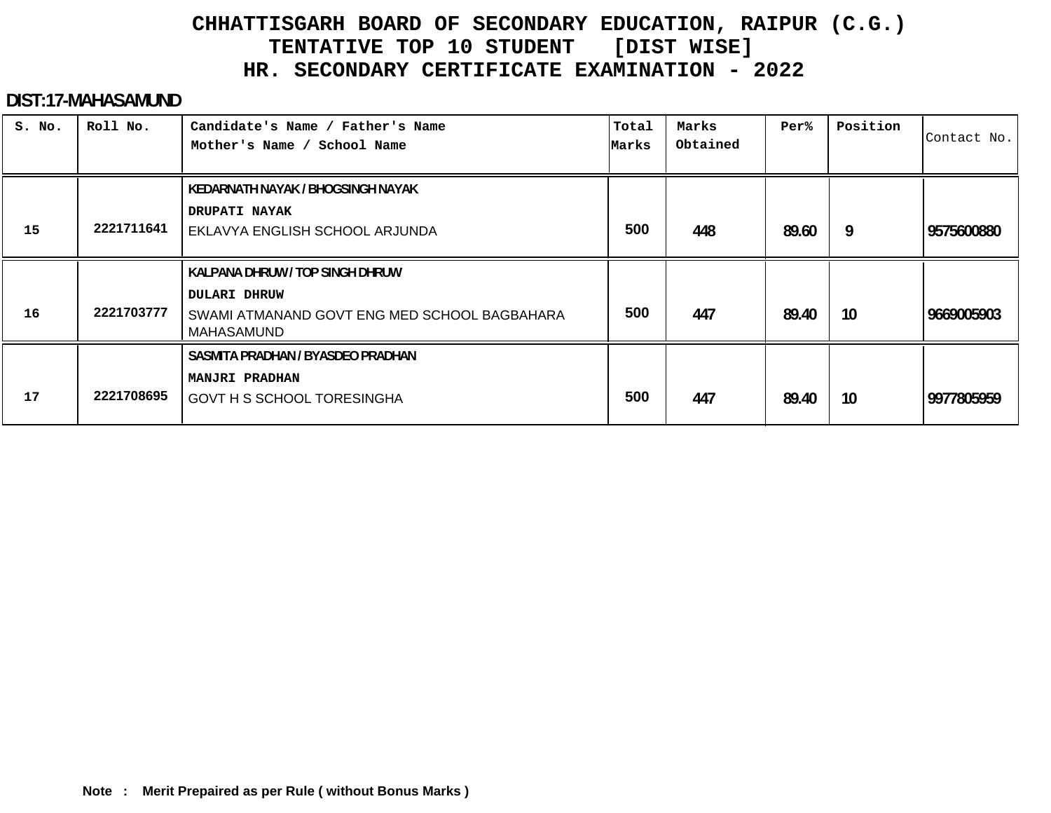# CHHATTISGARH BOARD OF SECONDARY EDUCATION, RAIPUR (C.G.)
## TENTATIVE TOP 10 STUDENT [DIST WISE]
## HR. SECONDARY CERTIFICATE EXAMINATION - 2022

**DIST:17-MAHASAMUND**

| S. No. | Roll No. | Candidate's Name / Father's Name<br>Mother's Name / School Name | Total Marks | Marks Obtained | Per% | Position | Contact No. |
|---|---|---|---|---|---|---|---|
| 15 | 2221711641 | KEDARNATH NAYAK / BHOGSINGH NAYAK<br>DRUPATI NAYAK<br>EKLAVYA ENGLISH SCHOOL ARJUNDA | 500 | 448 | 89.60 | 9 | 9575600880 |
| 16 | 2221703777 | KALPANA DHRUW / TOP SINGH DHRUW<br>DULARI DHRUW<br>SWAMI ATMANAND GOVT ENG MED SCHOOL BAGBAHARA MAHASAMUND | 500 | 447 | 89.40 | 10 | 9669005903 |
| 17 | 2221708695 | SASMITA PRADHAN / BYASDEO PRADHAN<br>MANJRI PRADHAN<br>GOVT H S SCHOOL TORESINGHA | 500 | 447 | 89.40 | 10 | 9977805959 |

**Note : Merit Prepaired as per Rule ( without Bonus Marks )**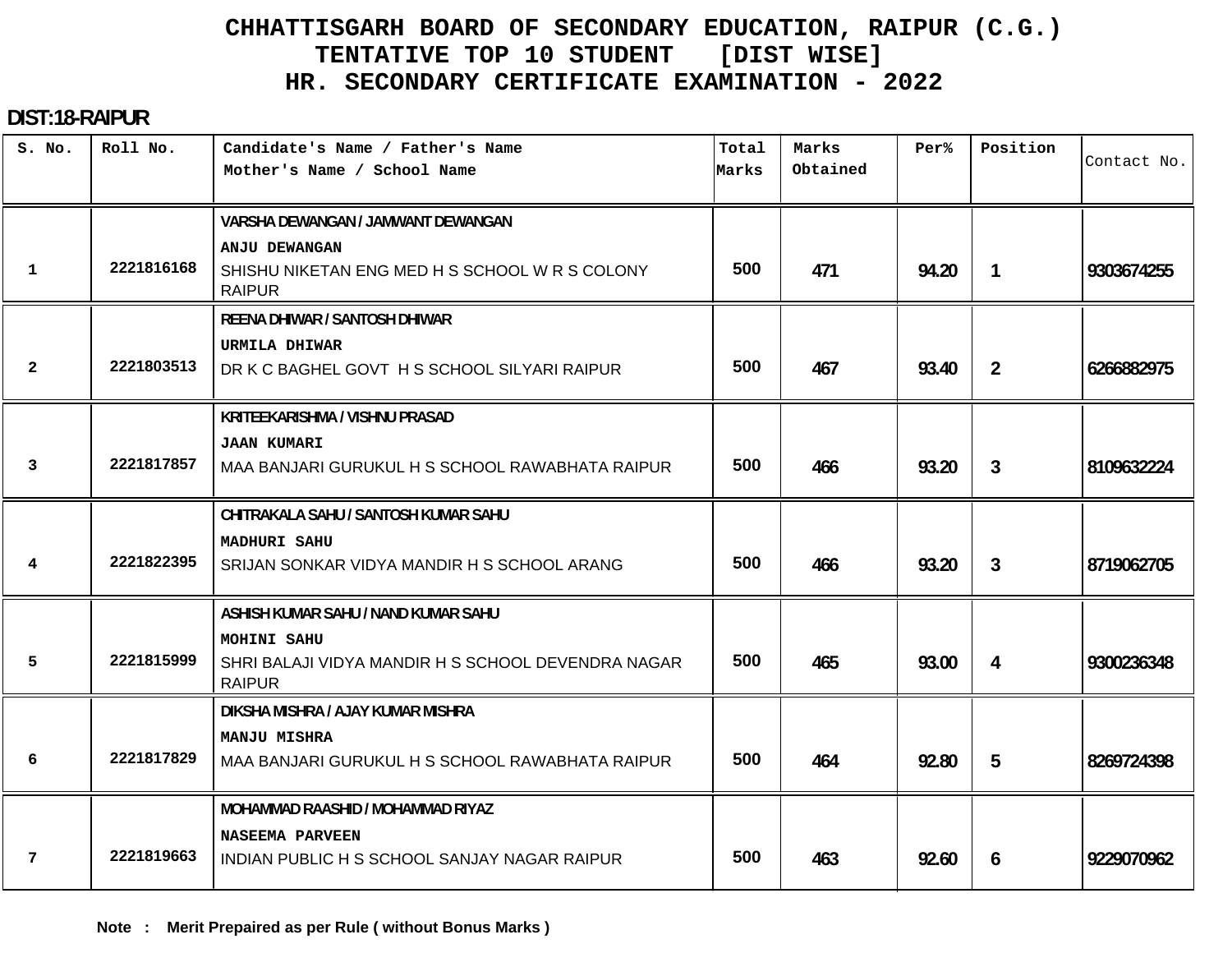# CHHATTISGARH BOARD OF SECONDARY EDUCATION, RAIPUR (C.G.)

## TENTATIVE TOP 10 STUDENT [DIST WISE]

## HR. SECONDARY CERTIFICATE EXAMINATION - 2022

**DIST:18-RAIPUR**

| S. No. | Roll No. | Candidate's Name / Father's Name<br>Mother's Name / School Name | Total Marks | Marks Obtained | Per% | Position | Contact No. |
|---|---|---|---|---|---|---|---|
| 1 | 2221816168 | VARSHA DEWANGAN / JAMWANT DEWANGAN<br>ANJU DEWANGAN<br>SHISHU NIKETAN ENG MED H S SCHOOL W R S COLONY RAIPUR | 500 | 471 | 94.20 | 1 | 9303674255 |
| 2 | 2221803513 | REENA DHIWAR / SANTOSH DHIWAR<br>URMILA DHIWAR<br>DR K C BAGHEL GOVT H S SCHOOL SILYARI RAIPUR | 500 | 467 | 93.40 | 2 | 6266882975 |
| 3 | 2221817857 | KRITEEKARISHMA / VISHNU PRASAD<br>JAAN KUMARI<br>MAA BANJARI GURUKUL H S SCHOOL RAWABHATA RAIPUR | 500 | 466 | 93.20 | 3 | 8109632224 |
| 4 | 2221822395 | CHITRAKALA SAHU / SANTOSH KUMAR SAHU<br>MADHURI SAHU<br>SRIJAN SONKAR VIDYA MANDIR H S SCHOOL ARANG | 500 | 466 | 93.20 | 3 | 8719062705 |
| 5 | 2221815999 | ASHISH KUMAR SAHU / NAND KUMAR SAHU<br>MOHINI SAHU<br>SHRI BALAJI VIDYA MANDIR H S SCHOOL DEVENDRA NAGAR RAIPUR | 500 | 465 | 93.00 | 4 | 9300236348 |
| 6 | 2221817829 | DIKSHA MISHRA / AJAY KUMAR MISHRA<br>MANJU MISHRA<br>MAA BANJARI GURUKUL H S SCHOOL RAWABHATA RAIPUR | 500 | 464 | 92.80 | 5 | 8269724398 |
| 7 | 2221819663 | MOHAMMAD RAASHID / MOHAMMAD RIYAZ<br>NASEEMA PARVEEN<br>INDIAN PUBLIC H S SCHOOL SANJAY NAGAR RAIPUR | 500 | 463 | 92.60 | 6 | 9229070962 |

**Note : Merit Prepaired as per Rule ( without Bonus Marks )**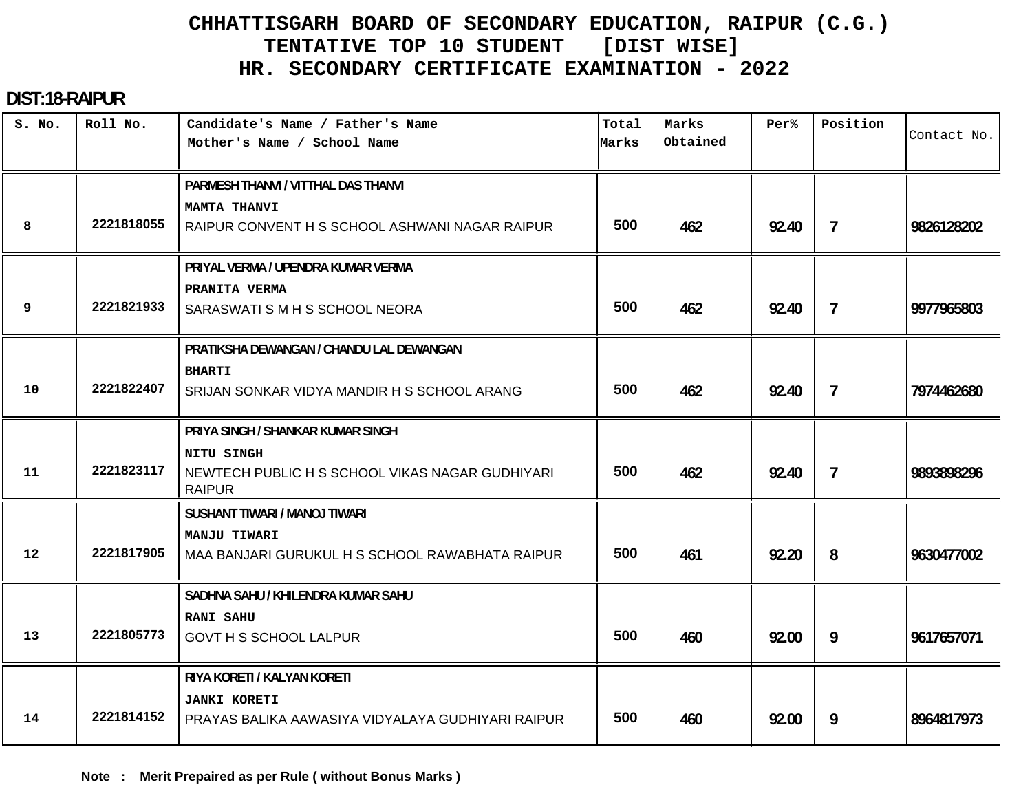# CHHATTISGARH BOARD OF SECONDARY EDUCATION, RAIPUR (C.G.)
## TENTATIVE TOP 10 STUDENT [DIST WISE]
## HR. SECONDARY CERTIFICATE EXAMINATION - 2022

**DIST:18-RAIPUR**

| S. No. | Roll No. | Candidate's Name / Father's Name<br>Mother's Name / School Name | Total Marks | Marks Obtained | Per% | Position | Contact No. |
|---|---|---|---|---|---|---|---|
| 8 | 2221818055 | PARMESH THANVI / VITTHAL DAS THANVI<br>MAMTA THANVI<br>RAIPUR CONVENT H S SCHOOL ASHWANI NAGAR RAIPUR | 500 | 462 | 92.40 | 7 | 9826128202 |
| 9 | 2221821933 | PRIYAL VERMA / UPENDRA KUMAR VERMA<br>PRANITA VERMA<br>SARASWATI S M H S SCHOOL NEORA | 500 | 462 | 92.40 | 7 | 9977965803 |
| 10 | 2221822407 | PRATIKSHA DEWANGAN / CHANDU LAL DEWANGAN<br>BHARTI<br>SRIJAN SONKAR VIDYA MANDIR H S SCHOOL ARANG | 500 | 462 | 92.40 | 7 | 7974462680 |
| 11 | 2221823117 | PRIYA SINGH / SHANKAR KUMAR SINGH<br>NITU SINGH<br>NEWTECH PUBLIC H S SCHOOL VIKAS NAGAR GUDHIYARI RAIPUR | 500 | 462 | 92.40 | 7 | 9893898296 |
| 12 | 2221817905 | SUSHANT TIWARI / MANOJ TIWARI<br>MANJU TIWARI<br>MAA BANJARI GURUKUL H S SCHOOL RAWABHATA RAIPUR | 500 | 461 | 92.20 | 8 | 9630477002 |
| 13 | 2221805773 | SADHNA SAHU / KHILENDRA KUMAR SAHU<br>RANI SAHU<br>GOVT H S SCHOOL LALPUR | 500 | 460 | 92.00 | 9 | 9617657071 |
| 14 | 2221814152 | RIYA KORETI / KALYAN KORETI<br>JANKI KORETI<br>PRAYAS BALIKA AAWASIYA VIDYALAYA GUDHIYARI RAIPUR | 500 | 460 | 92.00 | 9 | 8964817973 |

**Note : Merit Prepaired as per Rule ( without Bonus Marks )**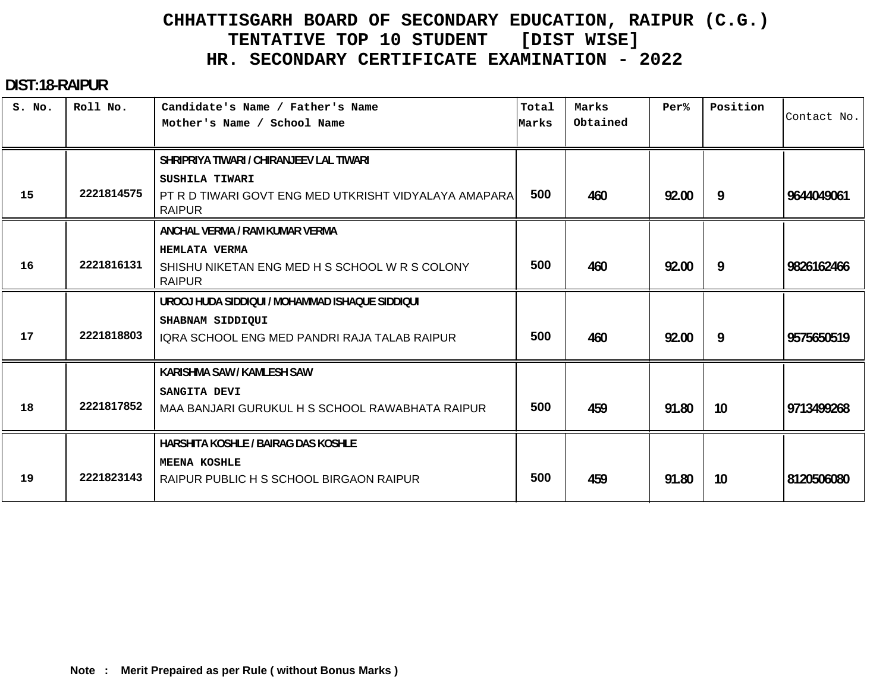# CHHATTISGARH BOARD OF SECONDARY EDUCATION, RAIPUR (C.G.)
## TENTATIVE TOP 10 STUDENT [DIST WISE]
## HR. SECONDARY CERTIFICATE EXAMINATION - 2022

**DIST:18-RAIPUR**

| S. No. | Roll No. | Candidate's Name / Father's Name<br>Mother's Name / School Name | Total Marks | Marks Obtained | Per% | Position | Contact No. |
|---|---|---|---|---|---|---|---|
| 15 | 2221814575 | SHRIPRIYA TIWARI / CHIRANJEEV LAL TIWARI<br>SUSHILA TIWARI<br>PT R D TIWARI GOVT ENG MED UTKRISHT VIDYALAYA AMAPARA RAIPUR | 500 | 460 | 92.00 | 9 | 9644049061 |
| 16 | 2221816131 | ANCHAL VERMA / RAM KUMAR VERMA<br>HEMLATA VERMA<br>SHISHU NIKETAN ENG MED H S SCHOOL W R S COLONY RAIPUR | 500 | 460 | 92.00 | 9 | 9826162466 |
| 17 | 2221818803 | UROOJ HUDA SIDDIQUI / MOHAMMAD ISHAQUE SIDDIQUI<br>SHABNAM SIDDIQUI<br>IQRA SCHOOL ENG MED PANDRI RAJA TALAB RAIPUR | 500 | 460 | 92.00 | 9 | 9575650519 |
| 18 | 2221817852 | KARISHMA SAW / KAMLESH SAW<br>SANGITA DEVI<br>MAA BANJARI GURUKUL H S SCHOOL RAWABHATA RAIPUR | 500 | 459 | 91.80 | 10 | 9713499268 |
| 19 | 2221823143 | HARSHITA KOSHLE / BAIRAG DAS KOSHLE<br>MEENA KOSHLE<br>RAIPUR PUBLIC H S SCHOOL BIRGAON RAIPUR | 500 | 459 | 91.80 | 10 | 8120506080 |

**Note : Merit Prepaired as per Rule ( without Bonus Marks )**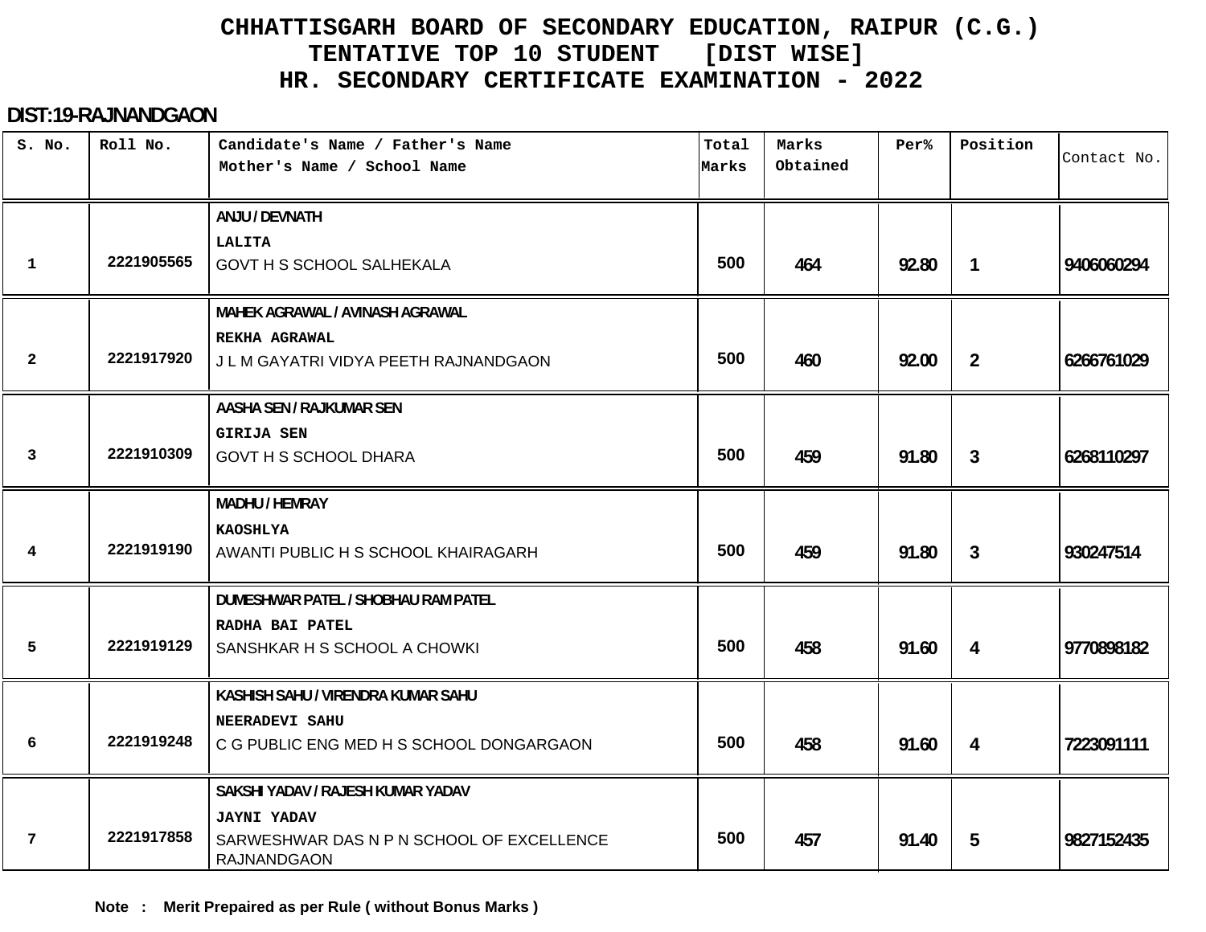# CHHATTISGARH BOARD OF SECONDARY EDUCATION, RAIPUR (C.G.)
## TENTATIVE TOP 10 STUDENT [DIST WISE]
## HR. SECONDARY CERTIFICATE EXAMINATION - 2022

**DIST:19-RAJNANDGAON**

| S. No. | Roll No. | Candidate's Name / Father's Name<br>Mother's Name / School Name | Total Marks | Marks Obtained | Per% | Position | Contact No. |
|---|---|---|---|---|---|---|---|
| 1 | 2221905565 | ANJU / DEVNATH<br>LALITA<br>GOVT H S SCHOOL SALHEKALA | 500 | 464 | 92.80 | 1 | 9406060294 |
| 2 | 2221917920 | MAHEK AGRAWAL / AVINASH AGRAWAL<br>REKHA AGRAWAL<br>J L M GAYATRI VIDYA PEETH RAJNANDGAON | 500 | 460 | 92.00 | 2 | 6266761029 |
| 3 | 2221910309 | AASHA SEN / RAJKUMAR SEN<br>GIRIJA SEN<br>GOVT H S SCHOOL DHARA | 500 | 459 | 91.80 | 3 | 6268110297 |
| 4 | 2221919190 | MADHU / HEMRAY<br>KAOSHLYA<br>AWANTI PUBLIC H S SCHOOL KHAIRAGARH | 500 | 459 | 91.80 | 3 | 930247514 |
| 5 | 2221919129 | DUMESHWAR PATEL / SHOBHAU RAM PATEL<br>RADHA BAI PATEL<br>SANSHKAR H S SCHOOL A CHOWKI | 500 | 458 | 91.60 | 4 | 9770898182 |
| 6 | 2221919248 | KASHISH SAHU / VIRENDRA KUMAR SAHU<br>NEERADEVI SAHU<br>C G PUBLIC ENG MED H S SCHOOL DONGARGAON | 500 | 458 | 91.60 | 4 | 7223091111 |
| 7 | 2221917858 | SAKSHI YADAV / RAJESH KUMAR YADAV<br>JAYNI YADAV<br>SARWESHWAR DAS N P N SCHOOL OF EXCELLENCE RAJNANDGAON | 500 | 457 | 91.40 | 5 | 9827152435 |

**Note : Merit Prepaired as per Rule ( without Bonus Marks )**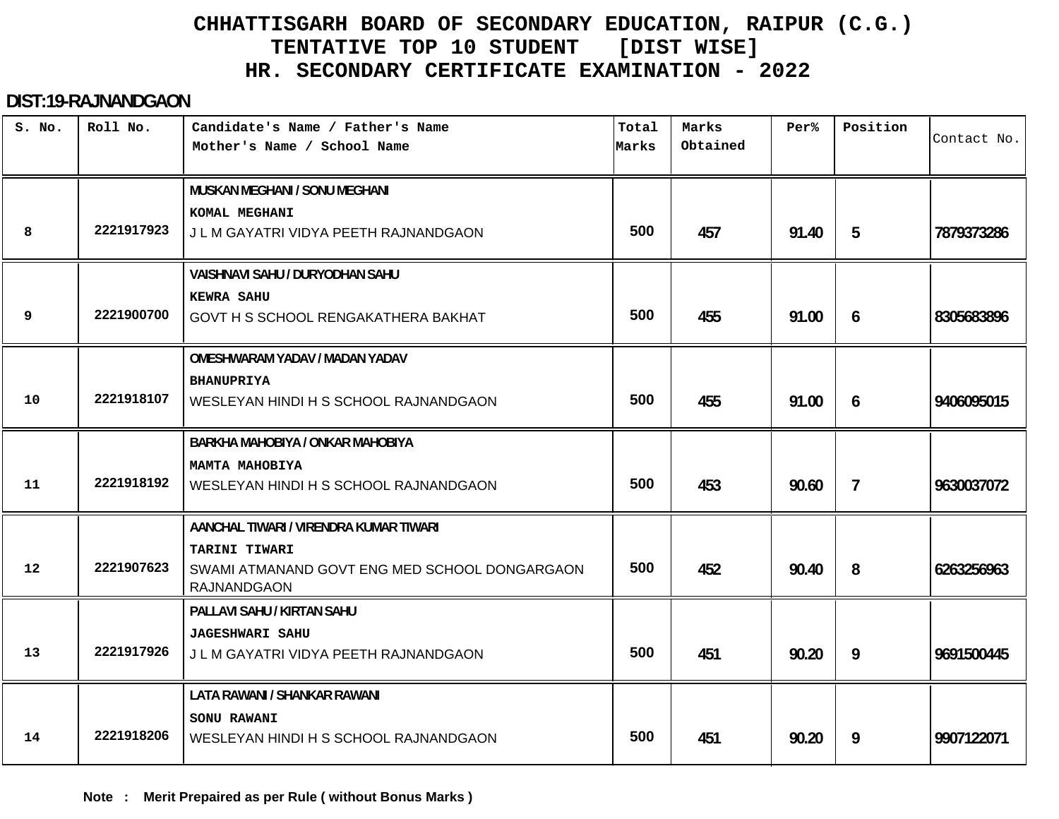# CHHATTISGARH BOARD OF SECONDARY EDUCATION, RAIPUR (C.G.)
## TENTATIVE TOP 10 STUDENT [DIST WISE]
## HR. SECONDARY CERTIFICATE EXAMINATION - 2022

**DIST:19-RAJNANDGAON**

| S. No. | Roll No. | Candidate's Name / Father's Name<br>Mother's Name / School Name | Total Marks | Marks Obtained | Per% | Position | Contact No. |
|---|---|---|---|---|---|---|---|
| 8 | 2221917923 | MUSKAN MEGHANI / SONU MEGHANI<br>KOMAL MEGHANI<br>J L M GAYATRI VIDYA PEETH RAJNANDGAON | 500 | 457 | 91.40 | 5 | 7879373286 |
| 9 | 2221900700 | VAISHNAVI SAHU / DURYODHAN SAHU<br>KEWRA SAHU<br>GOVT H S SCHOOL RENGAKATHERA BAKHAT | 500 | 455 | 91.00 | 6 | 8305683896 |
| 10 | 2221918107 | OMESHWARAM YADAV / MADAN YADAV<br>BHANUPRIYA<br>WESLEYAN HINDI H S SCHOOL RAJNANDGAON | 500 | 455 | 91.00 | 6 | 9406095015 |
| 11 | 2221918192 | BARKHA MAHOBIYA / ONKAR MAHOBIYA<br>MAMTA MAHOBIYA<br>WESLEYAN HINDI H S SCHOOL RAJNANDGAON | 500 | 453 | 90.60 | 7 | 9630037072 |
| 12 | 2221907623 | AANCHAL TIWARI / VIRENDRA KUMAR TIWARI<br>TARINI TIWARI<br>SWAMI ATMANAND GOVT ENG MED SCHOOL DONGARGAON RAJNANDGAON | 500 | 452 | 90.40 | 8 | 6263256963 |
| 13 | 2221917926 | PALLAVI SAHU / KIRTAN SAHU<br>JAGESHWARI SAHU<br>J L M GAYATRI VIDYA PEETH RAJNANDGAON | 500 | 451 | 90.20 | 9 | 9691500445 |
| 14 | 2221918206 | LATA RAWANI / SHANKAR RAWANI<br>SONU RAWANI<br>WESLEYAN HINDI H S SCHOOL RAJNANDGAON | 500 | 451 | 90.20 | 9 | 9907122071 |

**Note : Merit Prepaired as per Rule ( without Bonus Marks )**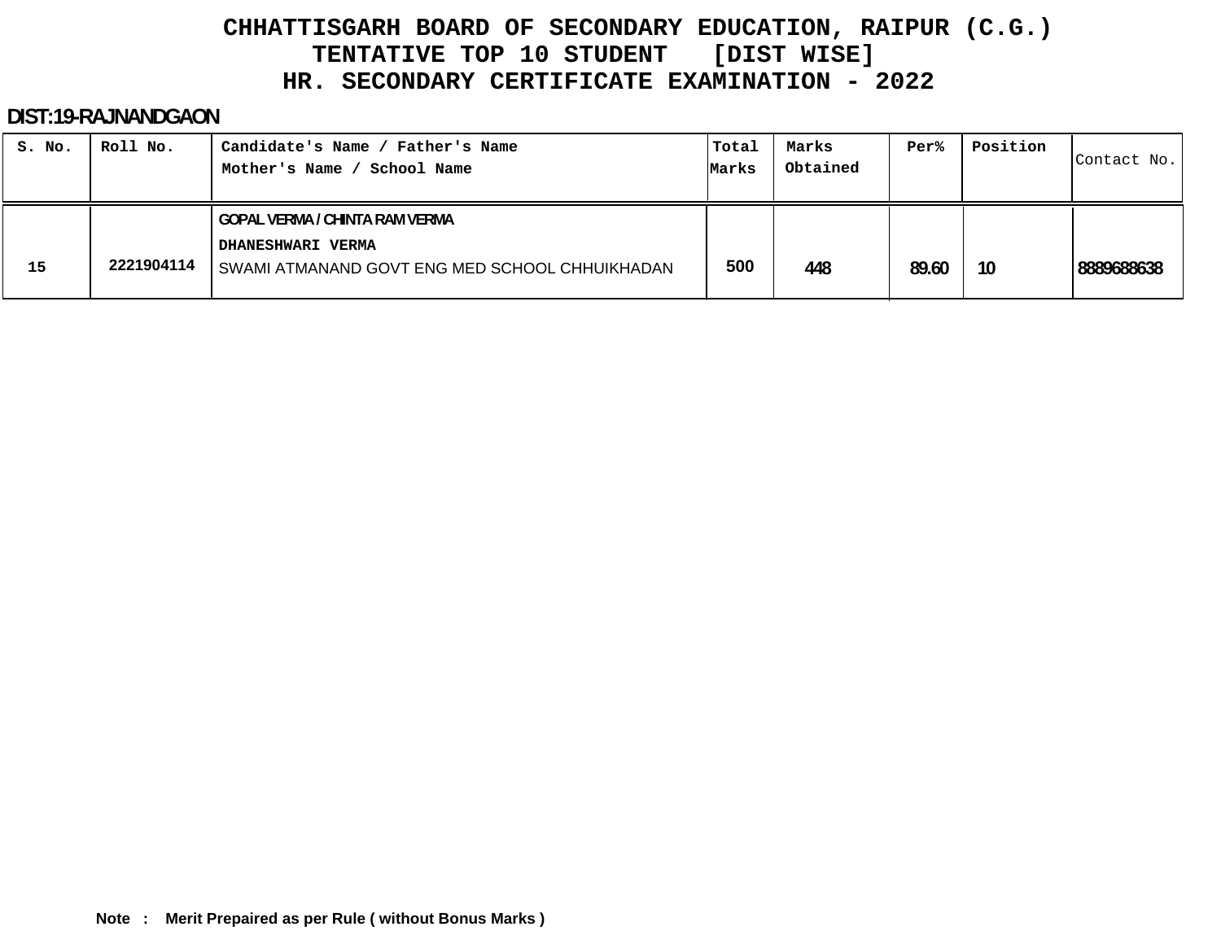# CHHATTISGARH BOARD OF SECONDARY EDUCATION, RAIPUR (C.G.)

## TENTATIVE TOP 10 STUDENT [DIST WISE]

## HR. SECONDARY CERTIFICATE EXAMINATION - 2022

**DIST:19-RAJNANDGAON**

| S. No. | Roll No. | Candidate's Name / Father's Name<br>Mother's Name / School Name | Total Marks | Marks Obtained | Per% | Position | Contact No. |
|---|---|---|---|---|---|---|---|
| 15 | 2221904114 | GOPAL VERMA / CHINTA RAM VERMA<br>DHANESHWARI VERMA<br>SWAMI ATMANAND GOVT ENG MED SCHOOL CHHUIKHADAN | 500 | 448 | 89.60 | 10 | 8889688638 |

**Note : Merit Prepaired as per Rule ( without Bonus Marks )**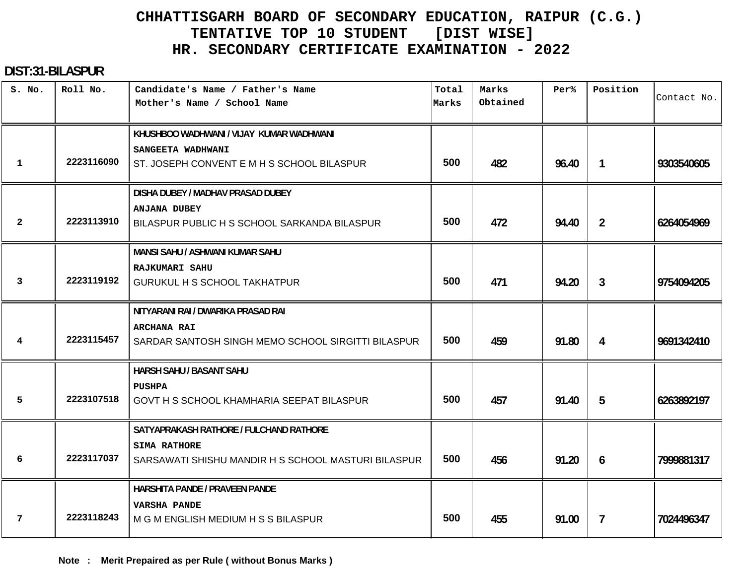# CHHATTISGARH BOARD OF SECONDARY EDUCATION, RAIPUR (C.G.)
## TENTATIVE TOP 10 STUDENT [DIST WISE]
## HR. SECONDARY CERTIFICATE EXAMINATION - 2022

**DIST:31-BILASPUR**

| S. No. | Roll No. | Candidate's Name / Father's Name<br>Mother's Name / School Name | Total Marks | Marks Obtained | Per% | Position | Contact No. |
|---|---|---|---|---|---|---|---|
| 1 | 2223116090 | KHUSHBOO WADHWANI / VIJAY KUMAR WADHWANI<br>SANGEETA WADHWANI<br>ST. JOSEPH CONVENT E M H S SCHOOL BILASPUR | 500 | 482 | 96.40 | 1 | 9303540605 |
| 2 | 2223113910 | DISHA DUBEY / MADHAV PRASAD DUBEY<br>ANJANA DUBEY<br>BILASPUR PUBLIC H S SCHOOL SARKANDA BILASPUR | 500 | 472 | 94.40 | 2 | 6264054969 |
| 3 | 2223119192 | MANSI SAHU / ASHWANI KUMAR SAHU<br>RAJKUMARI SAHU<br>GURUKUL H S SCHOOL TAKHATPUR | 500 | 471 | 94.20 | 3 | 9754094205 |
| 4 | 2223115457 | NITYARANI RAI / DWARIKA PRASAD RAI<br>ARCHANA RAI<br>SARDAR SANTOSH SINGH MEMO SCHOOL SIRGITTI BILASPUR | 500 | 459 | 91.80 | 4 | 9691342410 |
| 5 | 2223107518 | HARSH SAHU / BASANT SAHU<br>PUSHPA<br>GOVT H S SCHOOL KHAMHARIA SEEPAT BILASPUR | 500 | 457 | 91.40 | 5 | 6263892197 |
| 6 | 2223117037 | SATYAPRAKASH RATHORE / FULCHAND RATHORE<br>SIMA RATHORE<br>SARSAWATI SHISHU MANDIR H S SCHOOL MASTURI BILASPUR | 500 | 456 | 91.20 | 6 | 7999881317 |
| 7 | 2223118243 | HARSHITA PANDE / PRAVEEN PANDE<br>VARSHA PANDE<br>M G M ENGLISH MEDIUM H S S BILASPUR | 500 | 455 | 91.00 | 7 | 7024496347 |

**Note : Merit Prepaired as per Rule ( without Bonus Marks )**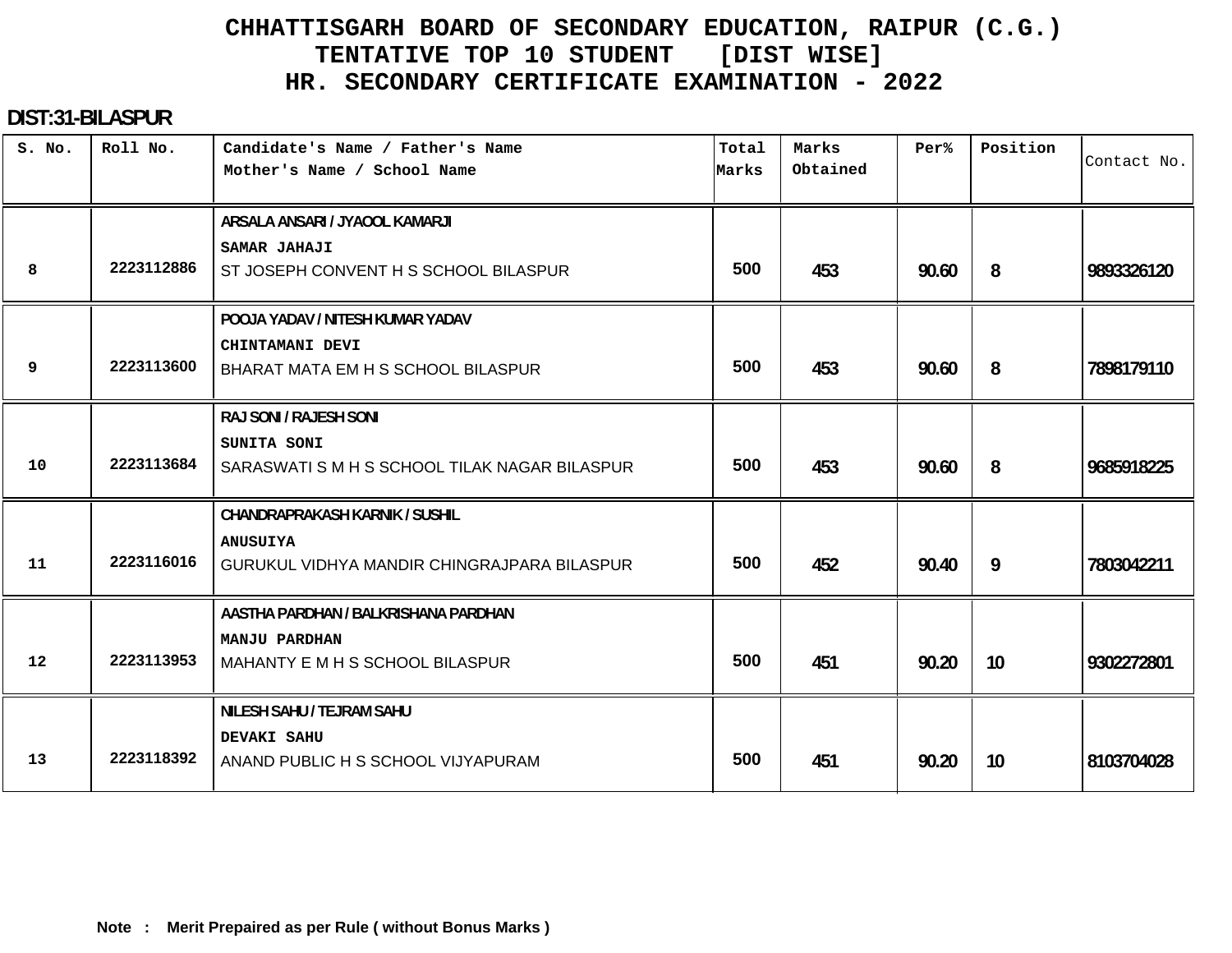# CHHATTISGARH BOARD OF SECONDARY EDUCATION, RAIPUR (C.G.)
## TENTATIVE TOP 10 STUDENT [DIST WISE]
## HR. SECONDARY CERTIFICATE EXAMINATION - 2022

**DIST:31-BILASPUR**

| S. No. | Roll No. | Candidate's Name / Father's Name<br>Mother's Name / School Name | Total Marks | Marks Obtained | Per% | Position | Contact No. |
|---|---|---|---|---|---|---|---|
| 8 | 2223112886 | ARSALA ANSARI / JYAOOL KAMARJI<br>SAMAR JAHAJI<br>ST JOSEPH CONVENT H S SCHOOL BILASPUR | 500 | 453 | 90.60 | 8 | 9893326120 |
| 9 | 2223113600 | POOJA YADAV / NITESH KUMAR YADAV<br>CHINTAMANI DEVI<br>BHARAT MATA EM H S SCHOOL BILASPUR | 500 | 453 | 90.60 | 8 | 7898179110 |
| 10 | 2223113684 | RAJ SONI / RAJESH SONI<br>SUNITA SONI<br>SARASWATI S M H S SCHOOL TILAK NAGAR BILASPUR | 500 | 453 | 90.60 | 8 | 9685918225 |
| 11 | 2223116016 | CHANDRAPRAKASH KARNIK / SUSHIL<br>ANUSUIYA<br>GURUKUL VIDHYA MANDIR CHINGRAJPARA BILASPUR | 500 | 452 | 90.40 | 9 | 7803042211 |
| 12 | 2223113953 | AASTHA PARDHAN / BALKRISHANA PARDHAN<br>MANJU PARDHAN<br>MAHANTY E M H S SCHOOL BILASPUR | 500 | 451 | 90.20 | 10 | 9302272801 |
| 13 | 2223118392 | NILESH SAHU / TEJRAM SAHU<br>DEVAKI SAHU<br>ANAND PUBLIC H S SCHOOL VIJYAPURAM | 500 | 451 | 90.20 | 10 | 8103704028 |

**Note : Merit Prepaired as per Rule ( without Bonus Marks )**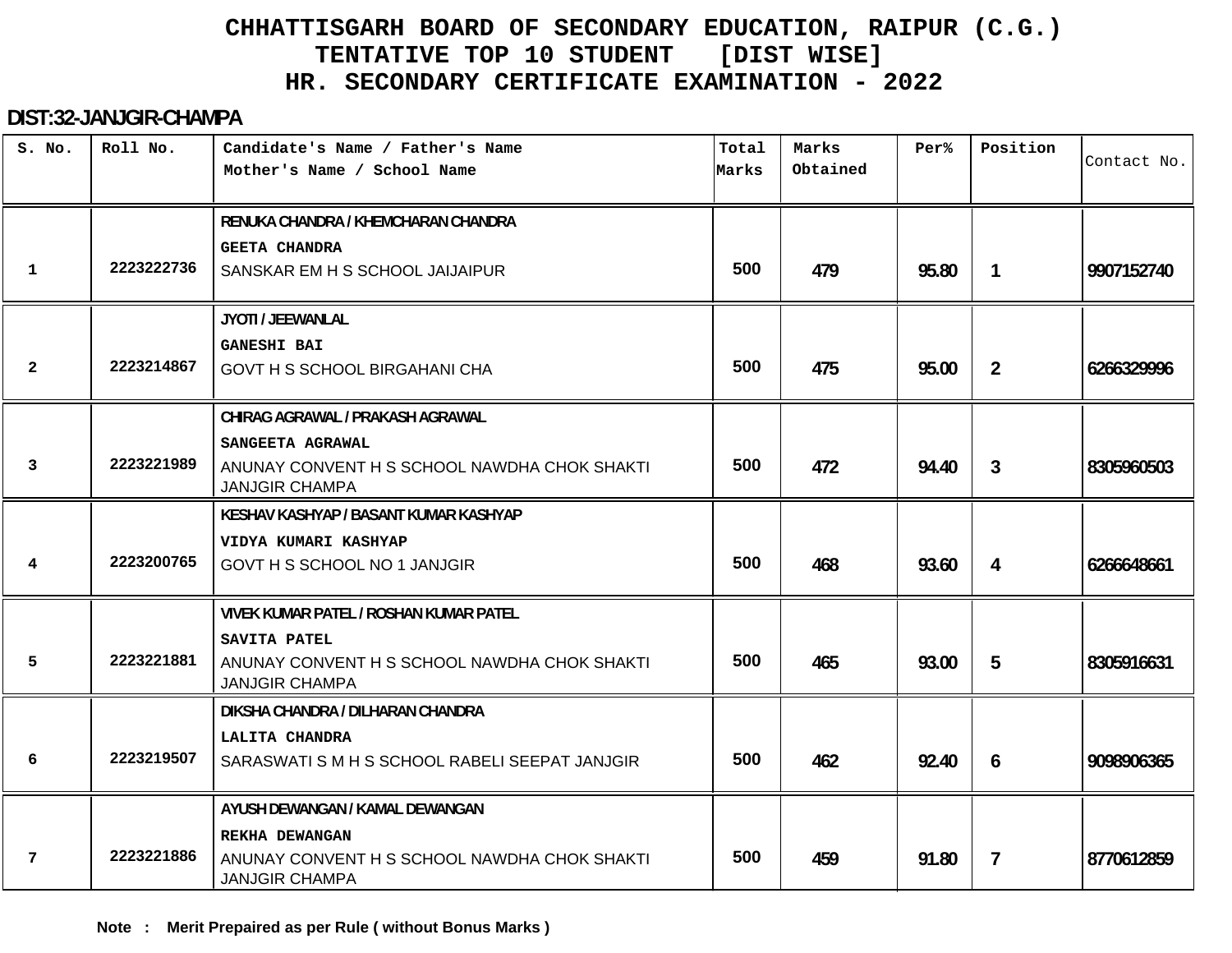# CHHATTISGARH BOARD OF SECONDARY EDUCATION, RAIPUR (C.G.)
## TENTATIVE TOP 10 STUDENT [DIST WISE]
## HR. SECONDARY CERTIFICATE EXAMINATION - 2022

**DIST:32-JANJGIR-CHAMPA**

| S. No. | Roll No. | Candidate's Name / Father's Name<br>Mother's Name / School Name | Total Marks | Marks Obtained | Per% | Position | Contact No. |
|---|---|---|---|---|---|---|---|
| 1 | 2223222736 | RENUKA CHANDRA / KHEMCHARAN CHANDRA<br>GEETA CHANDRA<br>SANSKAR EM H S SCHOOL JAIJAIPUR | 500 | 479 | 95.80 | 1 | 9907152740 |
| 2 | 2223214867 | JYOTI / JEEWANLAL<br>GANESHI BAI<br>GOVT H S SCHOOL BIRGAHANI CHA | 500 | 475 | 95.00 | 2 | 6266329996 |
| 3 | 2223221989 | CHIRAG AGRAWAL / PRAKASH AGRAWAL<br>SANGEETA AGRAWAL<br>ANUNAY CONVENT H S SCHOOL NAWDHA CHOK SHAKTI JANJGIR CHAMPA | 500 | 472 | 94.40 | 3 | 8305960503 |
| 4 | 2223200765 | KESHAV KASHYAP / BASANT KUMAR KASHYAP<br>VIDYA KUMARI KASHYAP<br>GOVT H S SCHOOL NO 1 JANJGIR | 500 | 468 | 93.60 | 4 | 6266648661 |
| 5 | 2223221881 | VIVEK KUMAR PATEL / ROSHAN KUMAR PATEL<br>SAVITA PATEL<br>ANUNAY CONVENT H S SCHOOL NAWDHA CHOK SHAKTI JANJGIR CHAMPA | 500 | 465 | 93.00 | 5 | 8305916631 |
| 6 | 2223219507 | DIKSHA CHANDRA / DILHARAN CHANDRA<br>LALITA CHANDRA<br>SARASWATI S M H S SCHOOL RABELI SEEPAT JANJGIR | 500 | 462 | 92.40 | 6 | 9098906365 |
| 7 | 2223221886 | AYUSH DEWANGAN / KAMAL DEWANGAN<br>REKHA DEWANGAN<br>ANUNAY CONVENT H S SCHOOL NAWDHA CHOK SHAKTI JANJGIR CHAMPA | 500 | 459 | 91.80 | 7 | 8770612859 |

**Note : Merit Prepaired as per Rule ( without Bonus Marks )**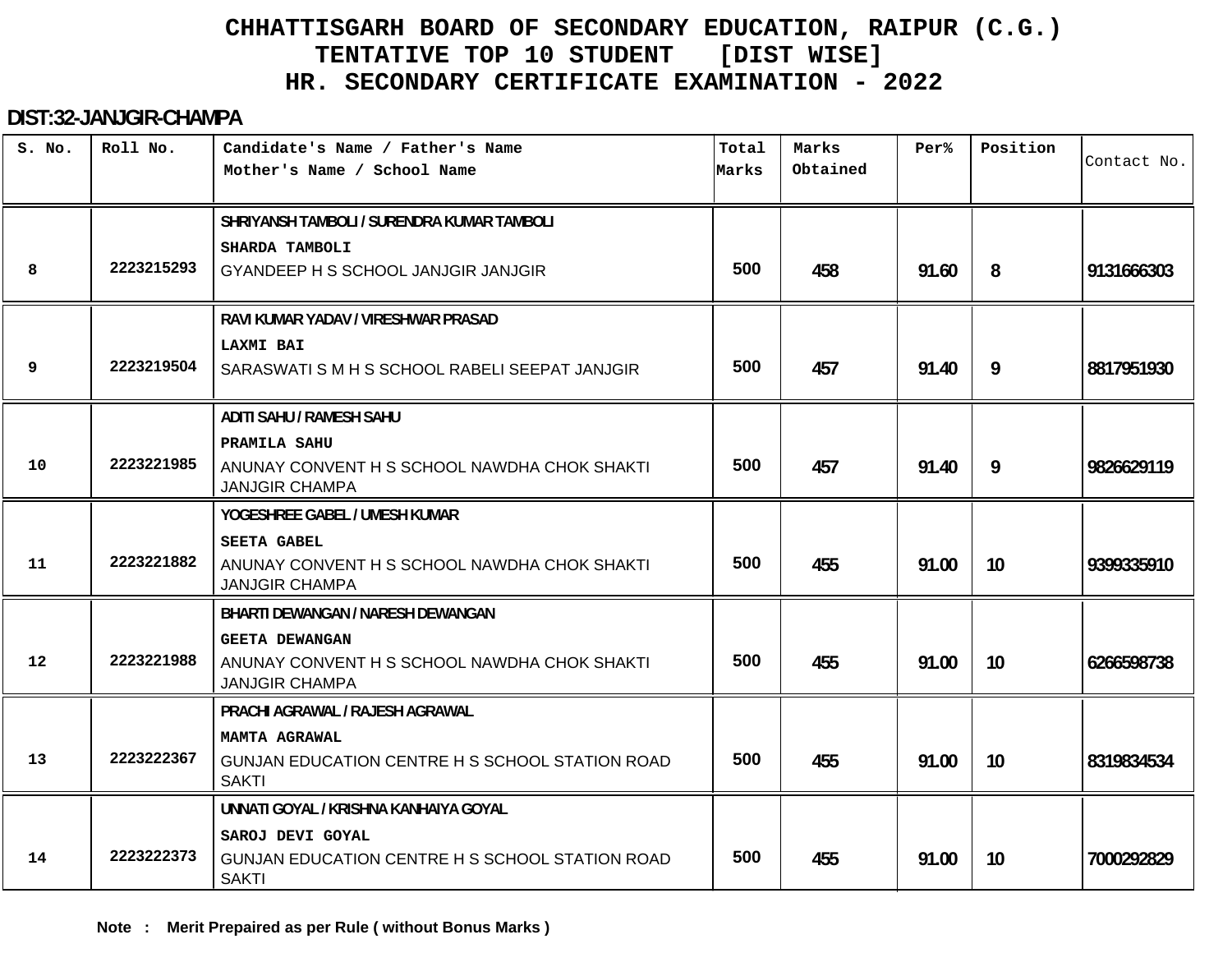# CHHATTISGARH BOARD OF SECONDARY EDUCATION, RAIPUR (C.G.)
## TENTATIVE TOP 10 STUDENT [DIST WISE]
## HR. SECONDARY CERTIFICATE EXAMINATION - 2022

**DIST:32-JANJGIR-CHAMPA**

| S. No. | Roll No. | Candidate's Name / Father's Name<br>Mother's Name / School Name | Total Marks | Marks Obtained | Per% | Position | Contact No. |
|---|---|---|---|---|---|---|---|
| 8 | 2223215293 | SHRIYANSH TAMBOLI / SURENDRA KUMAR TAMBOLI<br>SHARDA TAMBOLI<br>GYANDEEP H S SCHOOL JANJGIR JANJGIR | 500 | 458 | 91.60 | 8 | 9131666303 |
| 9 | 2223219504 | RAVI KUMAR YADAV / VIRESHWAR PRASAD<br>LAXMI BAI<br>SARASWATI S M H S SCHOOL RABELI SEEPAT JANJGIR | 500 | 457 | 91.40 | 9 | 8817951930 |
| 10 | 2223221985 | ADITI SAHU / RAMESH SAHU<br>PRAMILA SAHU<br>ANUNAY CONVENT H S SCHOOL NAWDHA CHOK SHAKTI JANJGIR CHAMPA | 500 | 457 | 91.40 | 9 | 9826629119 |
| 11 | 2223221882 | YOGESHREE GABEL / UMESH KUMAR<br>SEETA GABEL<br>ANUNAY CONVENT H S SCHOOL NAWDHA CHOK SHAKTI JANJGIR CHAMPA | 500 | 455 | 91.00 | 10 | 9399335910 |
| 12 | 2223221988 | BHARTI DEWANGAN / NARESH DEWANGAN<br>GEETA DEWANGAN<br>ANUNAY CONVENT H S SCHOOL NAWDHA CHOK SHAKTI JANJGIR CHAMPA | 500 | 455 | 91.00 | 10 | 6266598738 |
| 13 | 2223222367 | PRACHI AGRAWAL / RAJESH AGRAWAL<br>MAMTA AGRAWAL<br>GUNJAN EDUCATION CENTRE H S SCHOOL STATION ROAD SAKTI | 500 | 455 | 91.00 | 10 | 8319834534 |
| 14 | 2223222373 | UNNATI GOYAL / KRISHNA KANHAIYA GOYAL<br>SAROJ DEVI GOYAL<br>GUNJAN EDUCATION CENTRE H S SCHOOL STATION ROAD SAKTI | 500 | 455 | 91.00 | 10 | 7000292829 |

**Note : Merit Prepaired as per Rule ( without Bonus Marks )**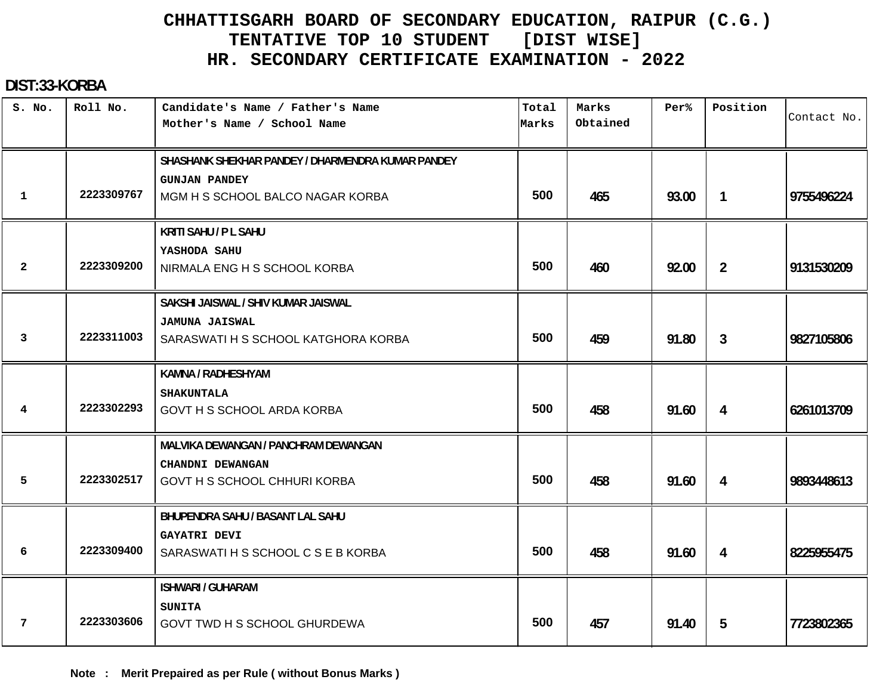# CHHATTISGARH BOARD OF SECONDARY EDUCATION, RAIPUR (C.G.)
## TENTATIVE TOP 10 STUDENT [DIST WISE]
## HR. SECONDARY CERTIFICATE EXAMINATION - 2022

**DIST:33-KORBA**

| S. No. | Roll No. | Candidate's Name / Father's Name<br>Mother's Name / School Name | Total Marks | Marks Obtained | Per% | Position | Contact No. |
|---|---|---|---|---|---|---|---|
| 1 | 2223309767 | SHASHANK SHEKHAR PANDEY / DHARMENDRA KUMAR PANDEY<br>GUNJAN PANDEY<br>MGM H S SCHOOL BALCO NAGAR KORBA | 500 | 465 | 93.00 | 1 | 9755496224 |
| 2 | 2223309200 | KRITI SAHU / P L SAHU<br>YASHODA SAHU<br>NIRMALA ENG H S SCHOOL KORBA | 500 | 460 | 92.00 | 2 | 9131530209 |
| 3 | 2223311003 | SAKSHI JAISWAL / SHIV KUMAR JAISWAL<br>JAMUNA JAISWAL<br>SARASWATI H S SCHOOL KATGHORA KORBA | 500 | 459 | 91.80 | 3 | 9827105806 |
| 4 | 2223302293 | KAMNA / RADHESHYAM<br>SHAKUNTALA<br>GOVT H S SCHOOL ARDA KORBA | 500 | 458 | 91.60 | 4 | 6261013709 |
| 5 | 2223302517 | MALVIKA DEWANGAN / PANCHRAM DEWANGAN<br>CHANDNI DEWANGAN<br>GOVT H S SCHOOL CHHURI KORBA | 500 | 458 | 91.60 | 4 | 9893448613 |
| 6 | 2223309400 | BHUPENDRA SAHU / BASANT LAL SAHU<br>GAYATRI DEVI<br>SARASWATI H S SCHOOL C S E B KORBA | 500 | 458 | 91.60 | 4 | 8225955475 |
| 7 | 2223303606 | ISHWARI / GUHARAM<br>SUNITA<br>GOVT TWD H S SCHOOL GHURDEWA | 500 | 457 | 91.40 | 5 | 7723802365 |

**Note : Merit Prepaired as per Rule ( without Bonus Marks )**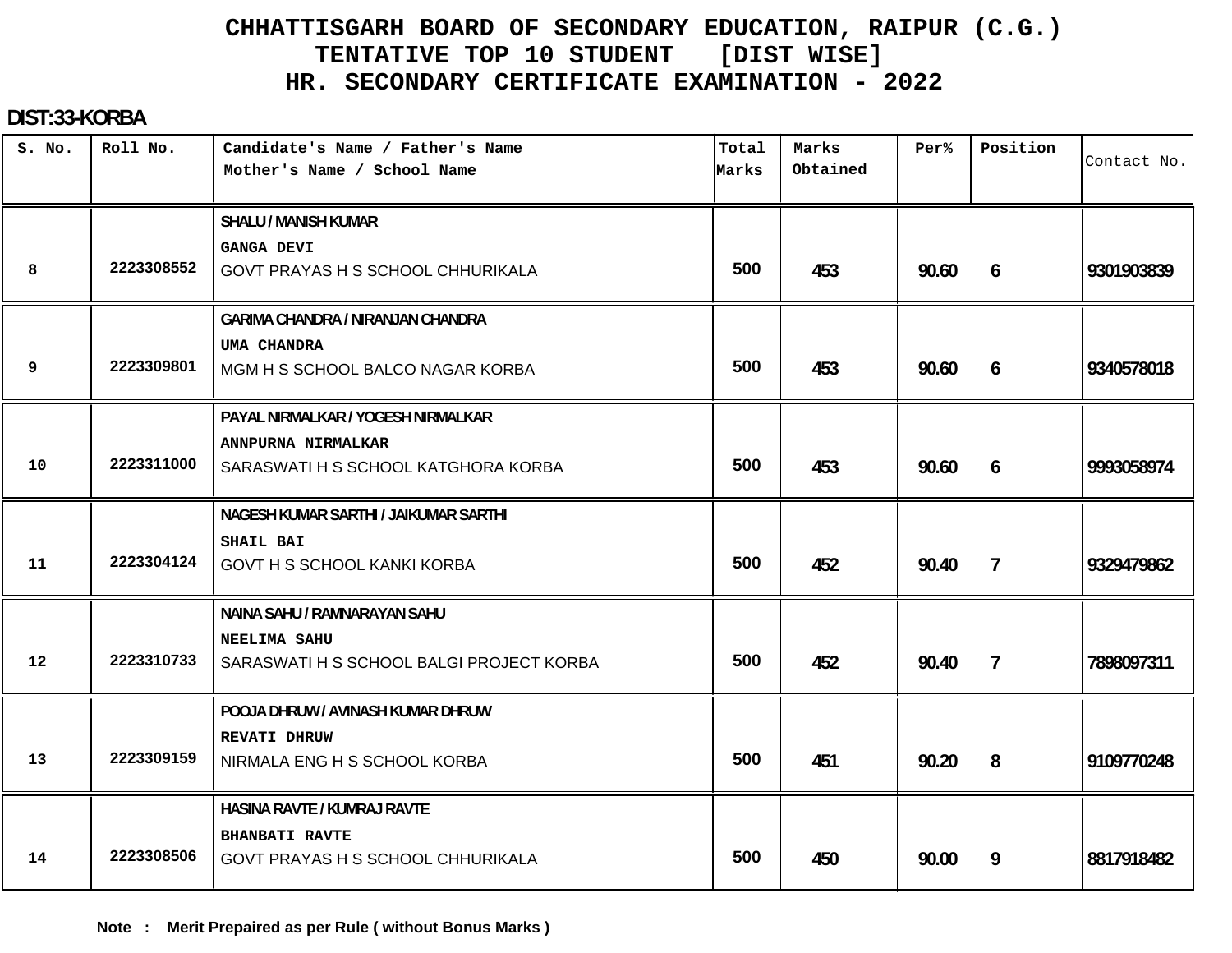# CHHATTISGARH BOARD OF SECONDARY EDUCATION, RAIPUR (C.G.)
## TENTATIVE TOP 10 STUDENT [DIST WISE]
## HR. SECONDARY CERTIFICATE EXAMINATION - 2022

**DIST:33-KORBA**

| S. No. | Roll No. | Candidate's Name / Father's Name<br>Mother's Name / School Name | Total Marks | Marks Obtained | Per% | Position | Contact No. |
|---|---|---|---|---|---|---|---|
| 8 | 2223308552 | SHALU / MANISH KUMAR<br>GANGA DEVI<br>GOVT PRAYAS H S SCHOOL CHHURIKALA | 500 | 453 | 90.60 | 6 | 9301903839 |
| 9 | 2223309801 | GARIMA CHANDRA / NIRANJAN CHANDRA<br>UMA CHANDRA<br>MGM H S SCHOOL BALCO NAGAR KORBA | 500 | 453 | 90.60 | 6 | 9340578018 |
| 10 | 2223311000 | PAYAL NIRMALKAR / YOGESH NIRMALKAR<br>ANNPURNA NIRMALKAR<br>SARASWATI H S SCHOOL KATGHORA KORBA | 500 | 453 | 90.60 | 6 | 9993058974 |
| 11 | 2223304124 | NAGESH KUMAR SARTHI / JAIKUMAR SARTHI<br>SHAIL BAI<br>GOVT H S SCHOOL KANKI KORBA | 500 | 452 | 90.40 | 7 | 9329479862 |
| 12 | 2223310733 | NAINA SAHU / RAMNARAYAN SAHU<br>NEELIMA SAHU<br>SARASWATI H S SCHOOL BALGI PROJECT KORBA | 500 | 452 | 90.40 | 7 | 7898097311 |
| 13 | 2223309159 | POOJA DHRUW / AVINASH KUMAR DHRUW<br>REVATI DHRUW<br>NIRMALA ENG H S SCHOOL KORBA | 500 | 451 | 90.20 | 8 | 9109770248 |
| 14 | 2223308506 | HASINA RAVTE / KUMRAJ RAVTE<br>BHANBATI RAVTE<br>GOVT PRAYAS H S SCHOOL CHHURIKALA | 500 | 450 | 90.00 | 9 | 8817918482 |

**Note : Merit Prepaired as per Rule ( without Bonus Marks )**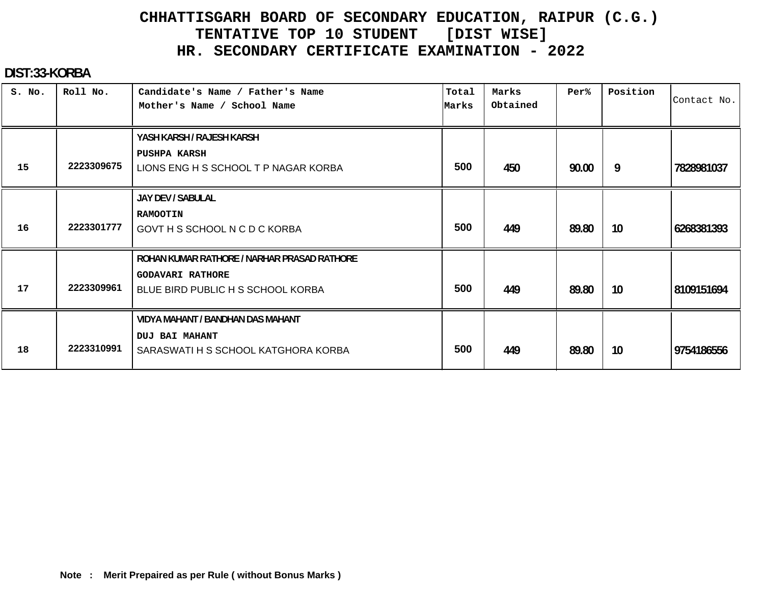# CHHATTISGARH BOARD OF SECONDARY EDUCATION, RAIPUR (C.G.)
## TENTATIVE TOP 10 STUDENT [DIST WISE]
## HR. SECONDARY CERTIFICATE EXAMINATION - 2022

**DIST:33-KORBA**

| S. No. | Roll No. | Candidate's Name / Father's Name<br>Mother's Name / School Name | Total Marks | Marks Obtained | Per% | Position | Contact No. |
|---|---|---|---|---|---|---|---|
| 15 | 2223309675 | YASH KARSH / RAJESH KARSH<br>PUSHPA KARSH<br>LIONS ENG H S SCHOOL T P NAGAR KORBA | 500 | 450 | 90.00 | 9 | 7828981037 |
| 16 | 2223301777 | JAY DEV / SABULAL<br>RAMOOTIN<br>GOVT H S SCHOOL N C D C KORBA | 500 | 449 | 89.80 | 10 | 6268381393 |
| 17 | 2223309961 | ROHAN KUMAR RATHORE / NARHAR PRASAD RATHORE<br>GODAVARI RATHORE<br>BLUE BIRD PUBLIC H S SCHOOL KORBA | 500 | 449 | 89.80 | 10 | 8109151694 |
| 18 | 2223310991 | VIDYA MAHANT / BANDHAN DAS MAHANT<br>DUJ BAI MAHANT<br>SARASWATI H S SCHOOL KATGHORA KORBA | 500 | 449 | 89.80 | 10 | 9754186556 |

**Note : Merit Prepaired as per Rule ( without Bonus Marks )**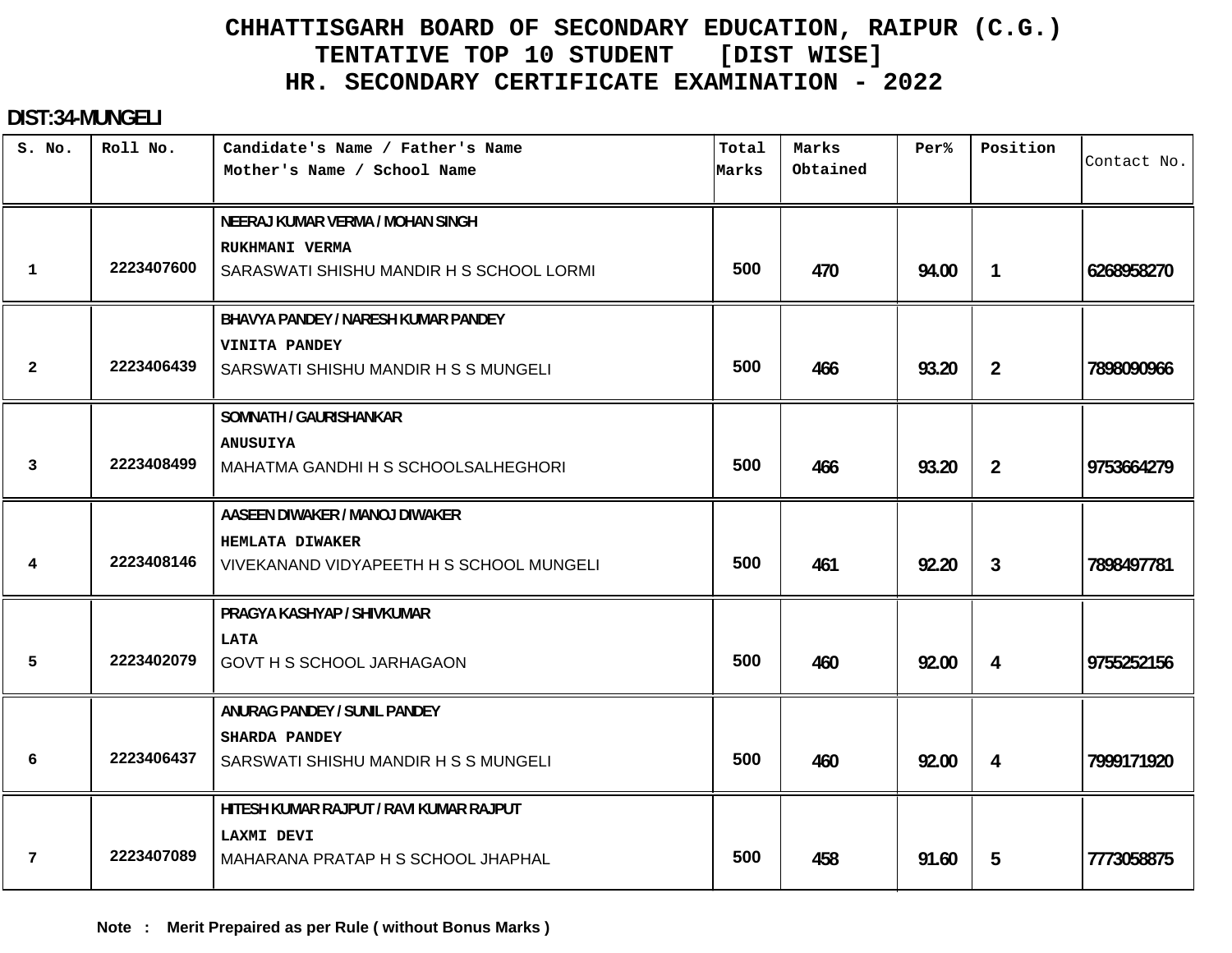# CHHATTISGARH BOARD OF SECONDARY EDUCATION, RAIPUR (C.G.)
## TENTATIVE TOP 10 STUDENT [DIST WISE]
## HR. SECONDARY CERTIFICATE EXAMINATION - 2022

**DIST:34-MUNGELI**

| S. No. | Roll No. | Candidate's Name / Father's Name<br>Mother's Name / School Name | Total Marks | Marks Obtained | Per% | Position | Contact No. |
|---|---|---|---|---|---|---|---|
| 1 | 2223407600 | NEERAJ KUMAR VERMA / MOHAN SINGH<br>RUKHMANI VERMA<br>SARASWATI SHISHU MANDIR H S SCHOOL LORMI | 500 | 470 | 94.00 | 1 | 6268958270 |
| 2 | 2223406439 | BHAVYA PANDEY / NARESH KUMAR PANDEY<br>VINITA PANDEY<br>SARSWATI SHISHU MANDIR H S S MUNGELI | 500 | 466 | 93.20 | 2 | 7898090966 |
| 3 | 2223408499 | SOMNATH / GAURISHANKAR<br>ANUSUIYA<br>MAHATMA GANDHI H S SCHOOLSALHEGHORI | 500 | 466 | 93.20 | 2 | 9753664279 |
| 4 | 2223408146 | AASEEN DIWAKER / MANOJ DIWAKER<br>HEMLATA DIWAKER<br>VIVEKANAND VIDYAPEETH H S SCHOOL MUNGELI | 500 | 461 | 92.20 | 3 | 7898497781 |
| 5 | 2223402079 | PRAGYA KASHYAP / SHIVKUMAR<br>LATA<br>GOVT H S SCHOOL JARHAGAON | 500 | 460 | 92.00 | 4 | 9755252156 |
| 6 | 2223406437 | ANURAG PANDEY / SUNIL PANDEY<br>SHARDA PANDEY<br>SARSWATI SHISHU MANDIR H S S MUNGELI | 500 | 460 | 92.00 | 4 | 7999171920 |
| 7 | 2223407089 | HITESH KUMAR RAJPUT / RAVI KUMAR RAJPUT<br>LAXMI DEVI<br>MAHARANA PRATAP H S SCHOOL JHAPHAL | 500 | 458 | 91.60 | 5 | 7773058875 |

**Note : Merit Prepaired as per Rule ( without Bonus Marks )**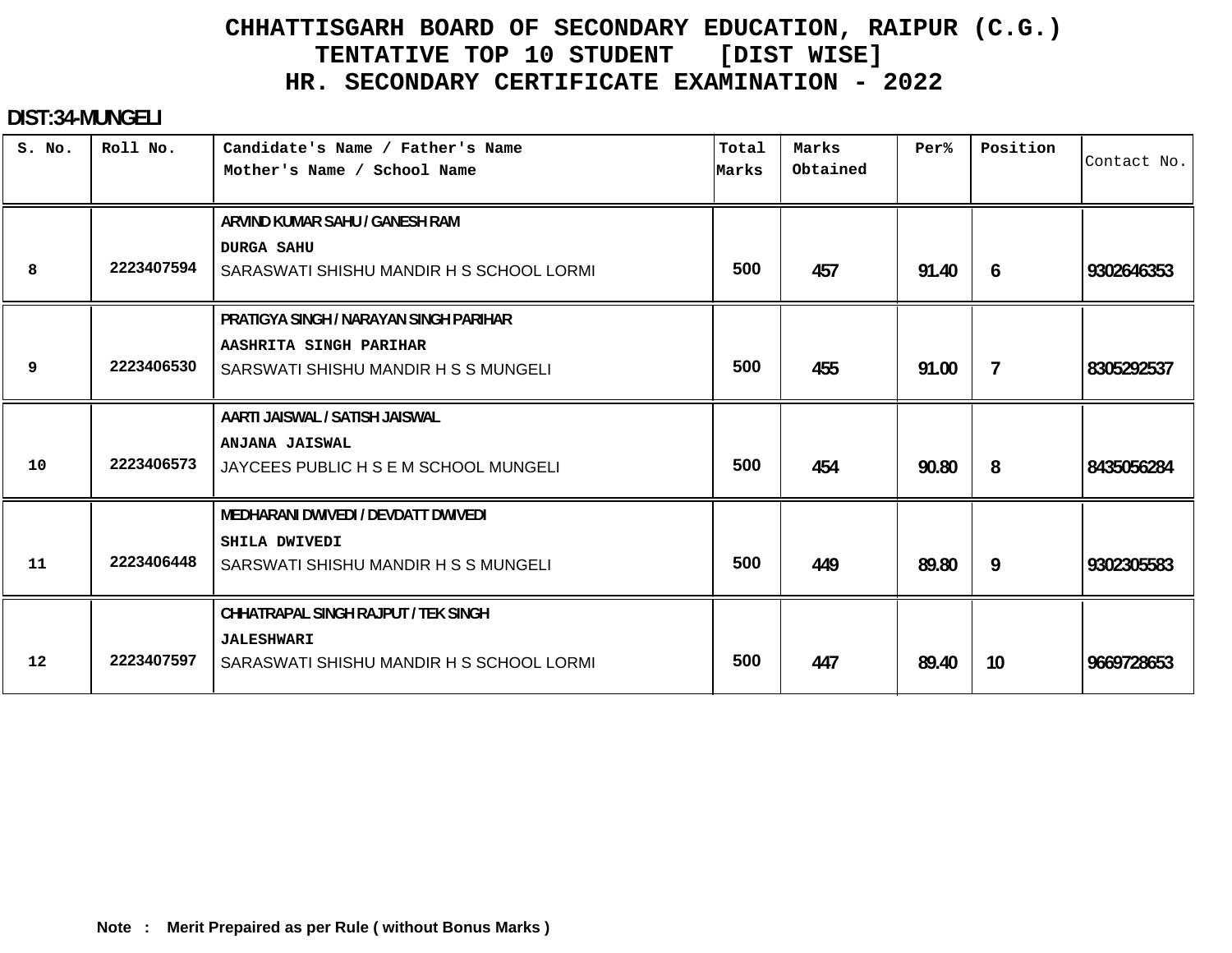# CHHATTISGARH BOARD OF SECONDARY EDUCATION, RAIPUR (C.G.)
## TENTATIVE TOP 10 STUDENT [DIST WISE]
## HR. SECONDARY CERTIFICATE EXAMINATION - 2022

**DIST:34-MUNGELI**

| S. No. | Roll No. | Candidate's Name / Father's Name<br>Mother's Name / School Name | Total Marks | Marks Obtained | Per% | Position | Contact No. |
|---|---|---|---|---|---|---|---|
| 8 | 2223407594 | ARVIND KUMAR SAHU / GANESH RAM<br>DURGA SAHU<br>SARASWATI SHISHU MANDIR H S SCHOOL LORMI | 500 | 457 | 91.40 | 6 | 9302646353 |
| 9 | 2223406530 | PRATIGYA SINGH / NARAYAN SINGH PARIHAR<br>AASHRITA SINGH PARIHAR<br>SARSWATI SHISHU MANDIR H S S MUNGELI | 500 | 455 | 91.00 | 7 | 8305292537 |
| 10 | 2223406573 | AARTI JAISWAL / SATISH JAISWAL<br>ANJANA JAISWAL<br>JAYCEES PUBLIC H S E M SCHOOL MUNGELI | 500 | 454 | 90.80 | 8 | 8435056284 |
| 11 | 2223406448 | MEDHARANI DWIVEDI / DEVDATT DWIVEDI<br>SHILA DWIVEDI<br>SARSWATI SHISHU MANDIR H S S MUNGELI | 500 | 449 | 89.80 | 9 | 9302305583 |
| 12 | 2223407597 | CHHATRAPAL SINGH RAJPUT / TEK SINGH<br>JALESHWARI<br>SARASWATI SHISHU MANDIR H S SCHOOL LORMI | 500 | 447 | 89.40 | 10 | 9669728653 |

**Note : Merit Prepaired as per Rule ( without Bonus Marks )**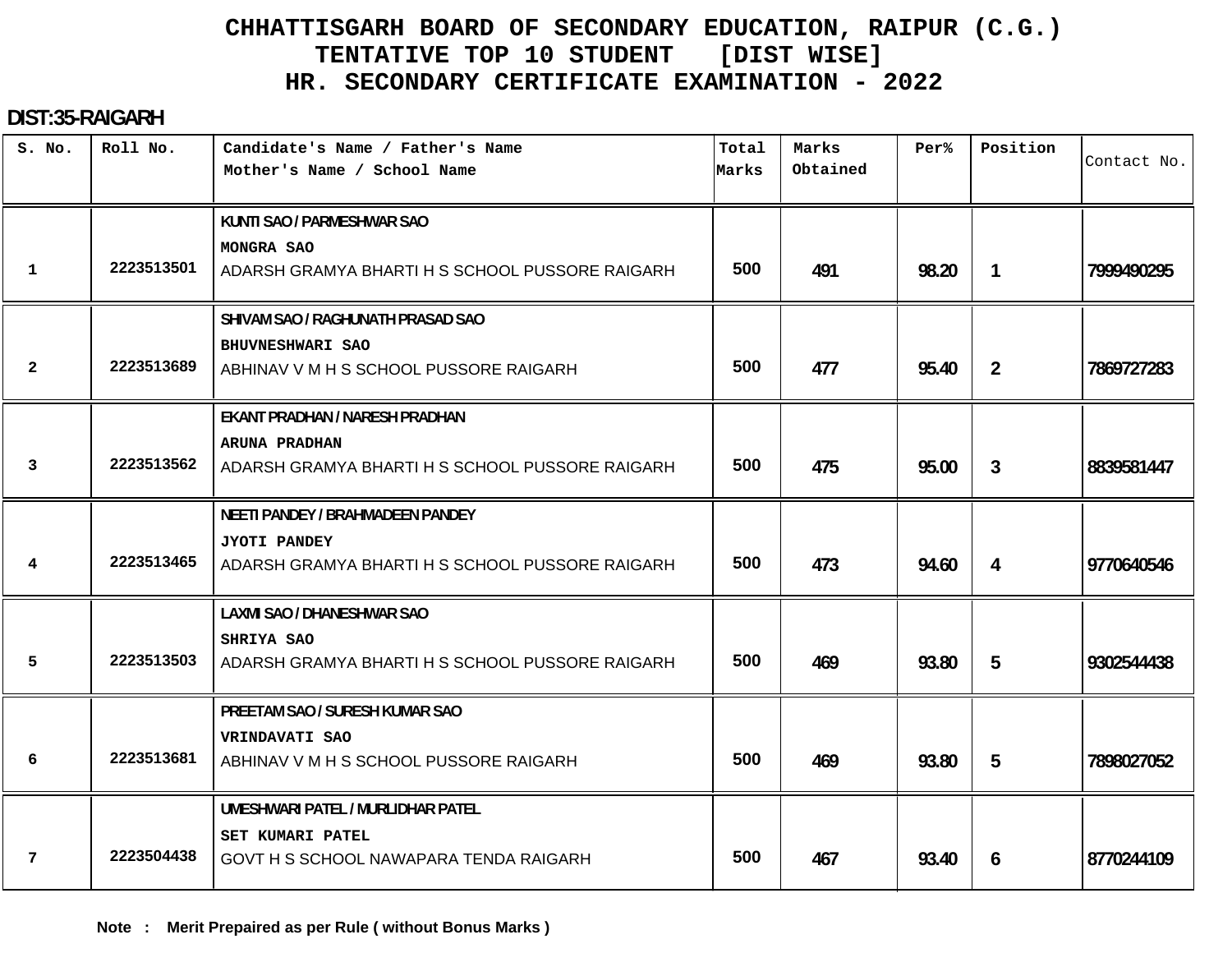# CHHATTISGARH BOARD OF SECONDARY EDUCATION, RAIPUR (C.G.)
## TENTATIVE TOP 10 STUDENT [DIST WISE]
## HR. SECONDARY CERTIFICATE EXAMINATION - 2022

**DIST:35-RAIGARH**

| S. No. | Roll No. | Candidate's Name / Father's Name<br>Mother's Name / School Name | Total Marks | Marks Obtained | Per% | Position | Contact No. |
|---|---|---|---|---|---|---|---|
| 1 | 2223513501 | KUNTI SAO / PARMESHWAR SAO<br>MONGRA SAO<br>ADARSH GRAMYA BHARTI H S SCHOOL PUSSORE RAIGARH | 500 | 491 | 98.20 | 1 | 7999490295 |
| 2 | 2223513689 | SHIVAM SAO / RAGHUNATH PRASAD SAO<br>BHUVNESHWARI SAO<br>ABHINAV V M H S SCHOOL PUSSORE RAIGARH | 500 | 477 | 95.40 | 2 | 7869727283 |
| 3 | 2223513562 | EKANT PRADHAN / NARESH PRADHAN<br>ARUNA PRADHAN<br>ADARSH GRAMYA BHARTI H S SCHOOL PUSSORE RAIGARH | 500 | 475 | 95.00 | 3 | 8839581447 |
| 4 | 2223513465 | NEETI PANDEY / BRAHMADEEN PANDEY<br>JYOTI PANDEY<br>ADARSH GRAMYA BHARTI H S SCHOOL PUSSORE RAIGARH | 500 | 473 | 94.60 | 4 | 9770640546 |
| 5 | 2223513503 | LAXMI SAO / DHANESHWAR SAO<br>SHRIYA SAO<br>ADARSH GRAMYA BHARTI H S SCHOOL PUSSORE RAIGARH | 500 | 469 | 93.80 | 5 | 9302544438 |
| 6 | 2223513681 | PREETAM SAO / SURESH KUMAR SAO<br>VRINDAVATI SAO<br>ABHINAV V M H S SCHOOL PUSSORE RAIGARH | 500 | 469 | 93.80 | 5 | 7898027052 |
| 7 | 2223504438 | UMESHWARI PATEL / MURLIDHAR PATEL<br>SET KUMARI PATEL<br>GOVT H S SCHOOL NAWAPARA TENDA RAIGARH | 500 | 467 | 93.40 | 6 | 8770244109 |

**Note : Merit Prepaired as per Rule ( without Bonus Marks )**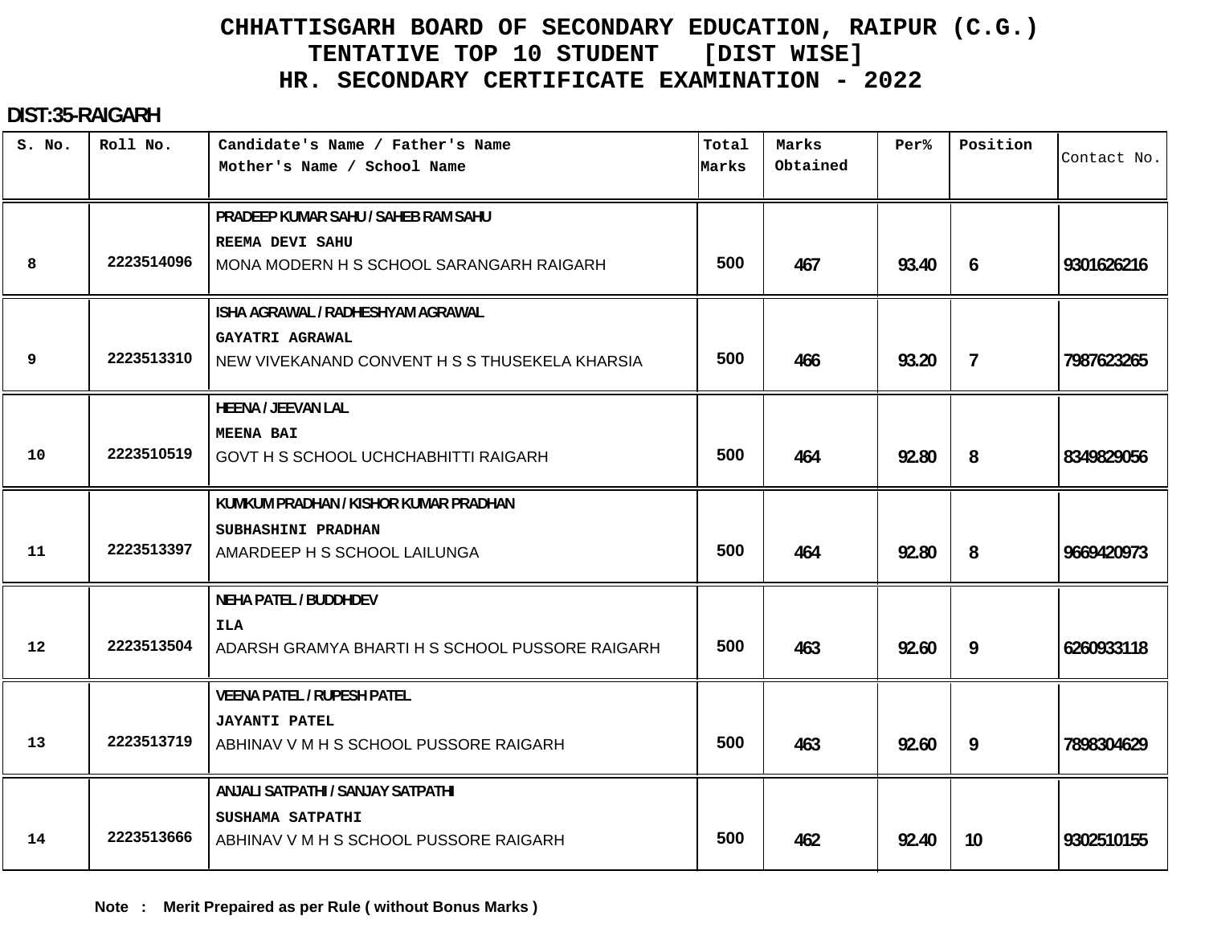# CHHATTISGARH BOARD OF SECONDARY EDUCATION, RAIPUR (C.G.)
## TENTATIVE TOP 10 STUDENT [DIST WISE]
## HR. SECONDARY CERTIFICATE EXAMINATION - 2022

**DIST:35-RAIGARH**

| S. No. | Roll No. | Candidate's Name / Father's Name<br>Mother's Name / School Name | Total Marks | Marks Obtained | Per% | Position | Contact No. |
|---|---|---|---|---|---|---|---|
| 8 | 2223514096 | PRADEEP KUMAR SAHU / SAHEB RAM SAHU<br>REEMA DEVI SAHU<br>MONA MODERN H S SCHOOL SARANGARH RAIGARH | 500 | 467 | 93.40 | 6 | 9301626216 |
| 9 | 2223513310 | ISHA AGRAWAL / RADHESHYAM AGRAWAL<br>GAYATRI AGRAWAL<br>NEW VIVEKANAND CONVENT H S S THUSEKELA KHARSIA | 500 | 466 | 93.20 | 7 | 7987623265 |
| 10 | 2223510519 | HEENA / JEEVAN LAL<br>MEENA BAI<br>GOVT H S SCHOOL UCHCHABHITTI RAIGARH | 500 | 464 | 92.80 | 8 | 8349829056 |
| 11 | 2223513397 | KUMKUM PRADHAN / KISHOR KUMAR PRADHAN<br>SUBHASHINI PRADHAN<br>AMARDEEP H S SCHOOL LAILUNGA | 500 | 464 | 92.80 | 8 | 9669420973 |
| 12 | 2223513504 | NEHA PATEL / BUDDHDEV<br>ILA<br>ADARSH GRAMYA BHARTI H S SCHOOL PUSSORE RAIGARH | 500 | 463 | 92.60 | 9 | 6260933118 |
| 13 | 2223513719 | VEENA PATEL / RUPESH PATEL<br>JAYANTI PATEL<br>ABHINAV V M H S SCHOOL PUSSORE RAIGARH | 500 | 463 | 92.60 | 9 | 7898304629 |
| 14 | 2223513666 | ANJALI SATPATHI / SANJAY SATPATHI<br>SUSHAMA SATPATHI<br>ABHINAV V M H S SCHOOL PUSSORE RAIGARH | 500 | 462 | 92.40 | 10 | 9302510155 |

**Note : Merit Prepaired as per Rule ( without Bonus Marks )**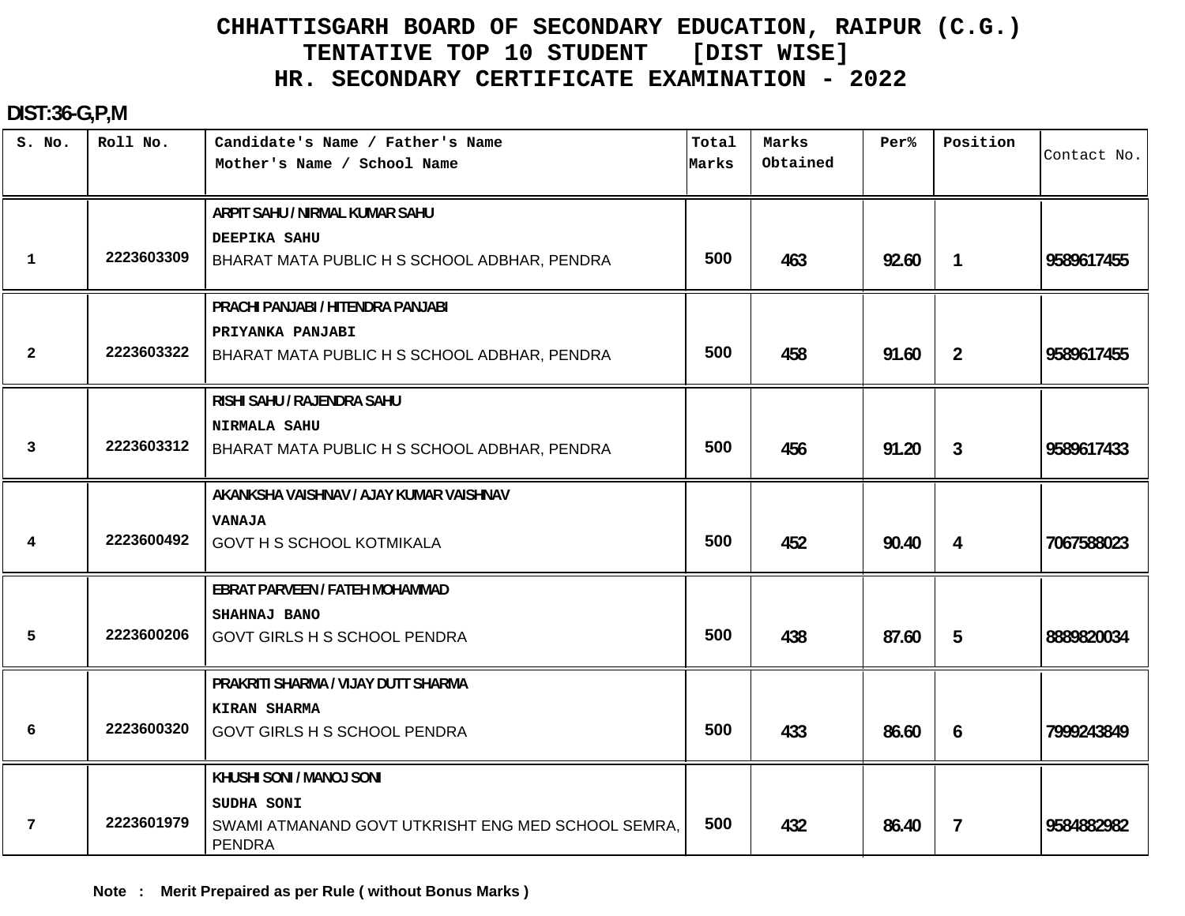# CHHATTISGARH BOARD OF SECONDARY EDUCATION, RAIPUR (C.G.)
## TENTATIVE TOP 10 STUDENT [DIST WISE]
## HR. SECONDARY CERTIFICATE EXAMINATION - 2022

**DIST:36-G,P,M**

| S. No. | Roll No. | Candidate's Name / Father's Name<br>Mother's Name / School Name | Total Marks | Marks Obtained | Per% | Position | Contact No. |
|---|---|---|---|---|---|---|---|
| 1 | 2223603309 | ARPIT SAHU / NIRMAL KUMAR SAHU<br>DEEPIKA SAHU<br>BHARAT MATA PUBLIC H S SCHOOL ADBHAR, PENDRA | 500 | 463 | 92.60 | 1 | 9589617455 |
| 2 | 2223603322 | PRACHI PANJABI / HITENDRA PANJABI<br>PRIYANKA PANJABI<br>BHARAT MATA PUBLIC H S SCHOOL ADBHAR, PENDRA | 500 | 458 | 91.60 | 2 | 9589617455 |
| 3 | 2223603312 | RISHI SAHU / RAJENDRA SAHU<br>NIRMALA SAHU<br>BHARAT MATA PUBLIC H S SCHOOL ADBHAR, PENDRA | 500 | 456 | 91.20 | 3 | 9589617433 |
| 4 | 2223600492 | AKANKSHA VAISHNAV / AJAY KUMAR VAISHNAV<br>VANAJA<br>GOVT H S SCHOOL KOTMIKALA | 500 | 452 | 90.40 | 4 | 7067588023 |
| 5 | 2223600206 | EBRAT PARVEEN / FATEH MOHAMMAD<br>SHAHNAJ BANO<br>GOVT GIRLS H S SCHOOL PENDRA | 500 | 438 | 87.60 | 5 | 8889820034 |
| 6 | 2223600320 | PRAKRITI SHARMA / VIJAY DUTT SHARMA<br>KIRAN SHARMA<br>GOVT GIRLS H S SCHOOL PENDRA | 500 | 433 | 86.60 | 6 | 7999243849 |
| 7 | 2223601979 | KHUSHI SONI / MANOJ SONI<br>SUDHA SONI<br>SWAMI ATMANAND GOVT UTKRISHT ENG MED SCHOOL SEMRA, PENDRA | 500 | 432 | 86.40 | 7 | 9584882982 |

**Note : Merit Prepaired as per Rule ( without Bonus Marks )**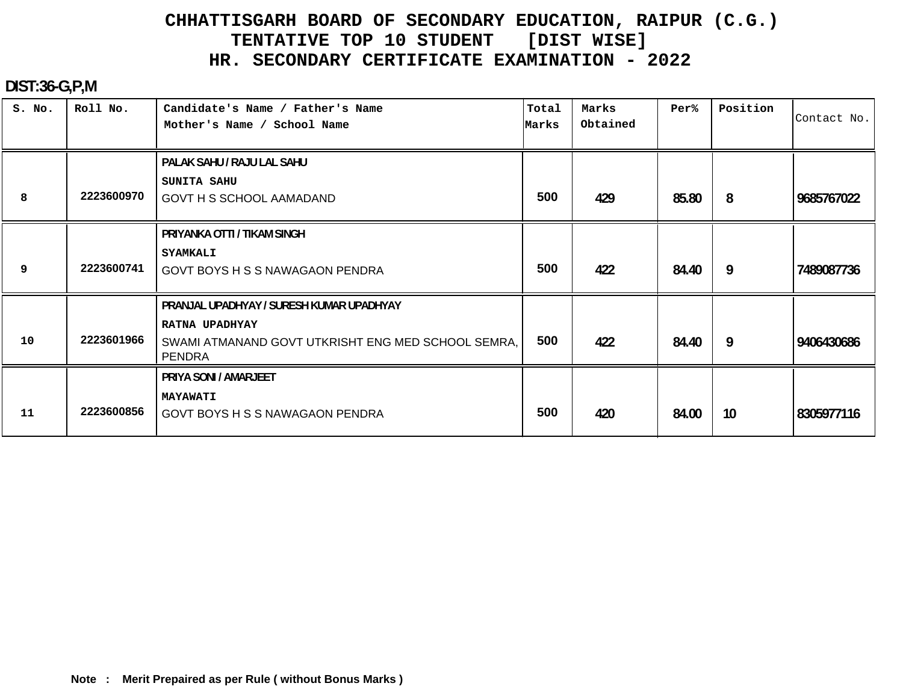# CHHATTISGARH BOARD OF SECONDARY EDUCATION, RAIPUR (C.G.)
## TENTATIVE TOP 10 STUDENT [DIST WISE]
## HR. SECONDARY CERTIFICATE EXAMINATION - 2022

**DIST:36-G,P,M**

| S. No. | Roll No. | Candidate's Name / Father's Name<br>Mother's Name / School Name | Total Marks | Marks Obtained | Per% | Position | Contact No. |
|---|---|---|---|---|---|---|---|
| 8 | 2223600970 | PALAK SAHU / RAJU LAL SAHU<br>SUNITA SAHU<br>GOVT H S SCHOOL AAMADAND | 500 | 429 | 85.80 | 8 | 9685767022 |
| 9 | 2223600741 | PRIYANKA OTTI / TIKAM SINGH<br>SYAMKALI<br>GOVT BOYS H S S NAWAGAON PENDRA | 500 | 422 | 84.40 | 9 | 7489087736 |
| 10 | 2223601966 | PRANJAL UPADHYAY / SURESH KUMAR UPADHYAY<br>RATNA UPADHYAY<br>SWAMI ATMANAND GOVT UTKRISHT ENG MED SCHOOL SEMRA, PENDRA | 500 | 422 | 84.40 | 9 | 9406430686 |
| 11 | 2223600856 | PRIYA SONI / AMARJEET<br>MAYAWATI<br>GOVT BOYS H S S NAWAGAON PENDRA | 500 | 420 | 84.00 | 10 | 8305977116 |

**Note : Merit Prepaired as per Rule ( without Bonus Marks )**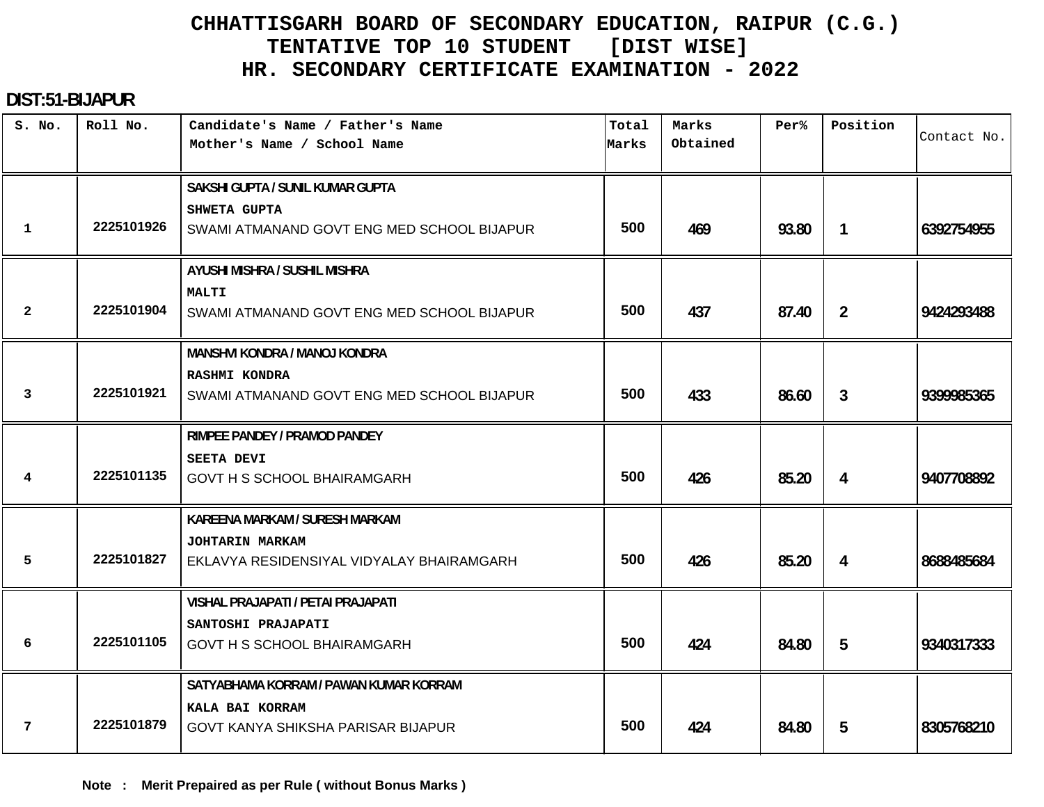# CHHATTISGARH BOARD OF SECONDARY EDUCATION, RAIPUR (C.G.)
## TENTATIVE TOP 10 STUDENT [DIST WISE]
## HR. SECONDARY CERTIFICATE EXAMINATION - 2022

**DIST:51-BIJAPUR**

| S. No. | Roll No. | Candidate's Name / Father's Name<br>Mother's Name / School Name | Total Marks | Marks Obtained | Per% | Position | Contact No. |
|---|---|---|---|---|---|---|---|
| 1 | 2225101926 | SAKSHI GUPTA / SUNIL KUMAR GUPTA<br>SHWETA GUPTA<br>SWAMI ATMANAND GOVT ENG MED SCHOOL BIJAPUR | 500 | 469 | 93.80 | 1 | 6392754955 |
| 2 | 2225101904 | AYUSHI MISHRA / SUSHIL MISHRA<br>MALTI<br>SWAMI ATMANAND GOVT ENG MED SCHOOL BIJAPUR | 500 | 437 | 87.40 | 2 | 9424293488 |
| 3 | 2225101921 | MANSHVI KONDRA / MANOJ KONDRA<br>RASHMI KONDRA<br>SWAMI ATMANAND GOVT ENG MED SCHOOL BIJAPUR | 500 | 433 | 86.60 | 3 | 9399985365 |
| 4 | 2225101135 | RIMPEE PANDEY / PRAMOD PANDEY<br>SEETA DEVI<br>GOVT H S SCHOOL BHAIRAMGARH | 500 | 426 | 85.20 | 4 | 9407708892 |
| 5 | 2225101827 | KAREENA MARKAM / SURESH MARKAM<br>JOHTARIN MARKAM<br>EKLAVYA RESIDENSIYAL VIDYALAY BHAIRAMGARH | 500 | 426 | 85.20 | 4 | 8688485684 |
| 6 | 2225101105 | VISHAL PRAJAPATI / PETAI PRAJAPATI<br>SANTOSHI PRAJAPATI<br>GOVT H S SCHOOL BHAIRAMGARH | 500 | 424 | 84.80 | 5 | 9340317333 |
| 7 | 2225101879 | SATYABHAMA KORRAM / PAWAN KUMAR KORRAM<br>KALA BAI KORRAM<br>GOVT KANYA SHIKSHA PARISAR BIJAPUR | 500 | 424 | 84.80 | 5 | 8305768210 |

**Note : Merit Prepaired as per Rule ( without Bonus Marks )**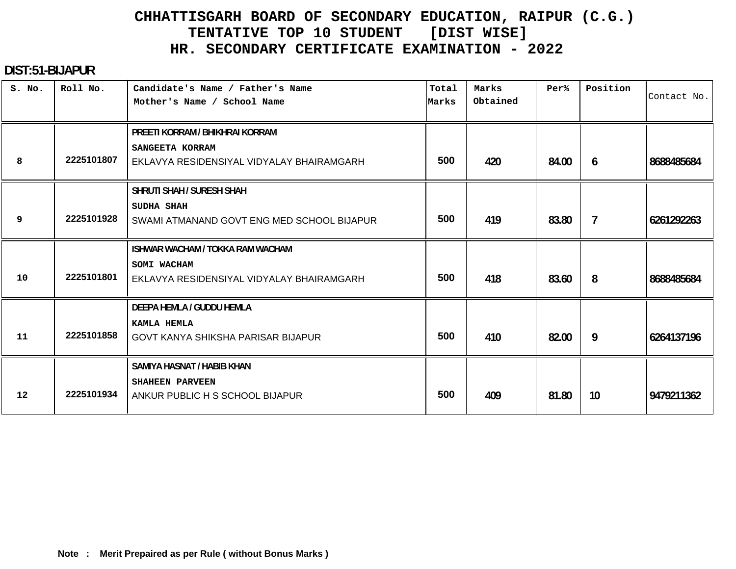# CHHATTISGARH BOARD OF SECONDARY EDUCATION, RAIPUR (C.G.)

## TENTATIVE TOP 10 STUDENT [DIST WISE]

## HR. SECONDARY CERTIFICATE EXAMINATION - 2022

**DIST:51-BIJAPUR**

| S. No. | Roll No. | Candidate's Name / Father's Name<br>Mother's Name / School Name | Total Marks | Marks Obtained | Per% | Position | Contact No. |
|---|---|---|---|---|---|---|---|
| 8 | 2225101807 | PREETI KORRAM / BHIKHRAI KORRAM<br>SANGEETA KORRAM<br>EKLAVYA RESIDENSIYAL VIDYALAY BHAIRAMGARH | 500 | 420 | 84.00 | 6 | 8688485684 |
| 9 | 2225101928 | SHRUTI SHAH / SURESH SHAH<br>SUDHA SHAH<br>SWAMI ATMANAND GOVT ENG MED SCHOOL BIJAPUR | 500 | 419 | 83.80 | 7 | 6261292263 |
| 10 | 2225101801 | ISHWAR WACHAM / TOKKA RAM WACHAM<br>SOMI WACHAM<br>EKLAVYA RESIDENSIYAL VIDYALAY BHAIRAMGARH | 500 | 418 | 83.60 | 8 | 8688485684 |
| 11 | 2225101858 | DEEPA HEMLA / GUDDU HEMLA<br>KAMLA HEMLA<br>GOVT KANYA SHIKSHA PARISAR BIJAPUR | 500 | 410 | 82.00 | 9 | 6264137196 |
| 12 | 2225101934 | SAMIYA HASNAT / HABIB KHAN<br>SHAHEEN PARVEEN<br>ANKUR PUBLIC H S SCHOOL BIJAPUR | 500 | 409 | 81.80 | 10 | 9479211362 |

**Note : Merit Prepaired as per Rule ( without Bonus Marks )**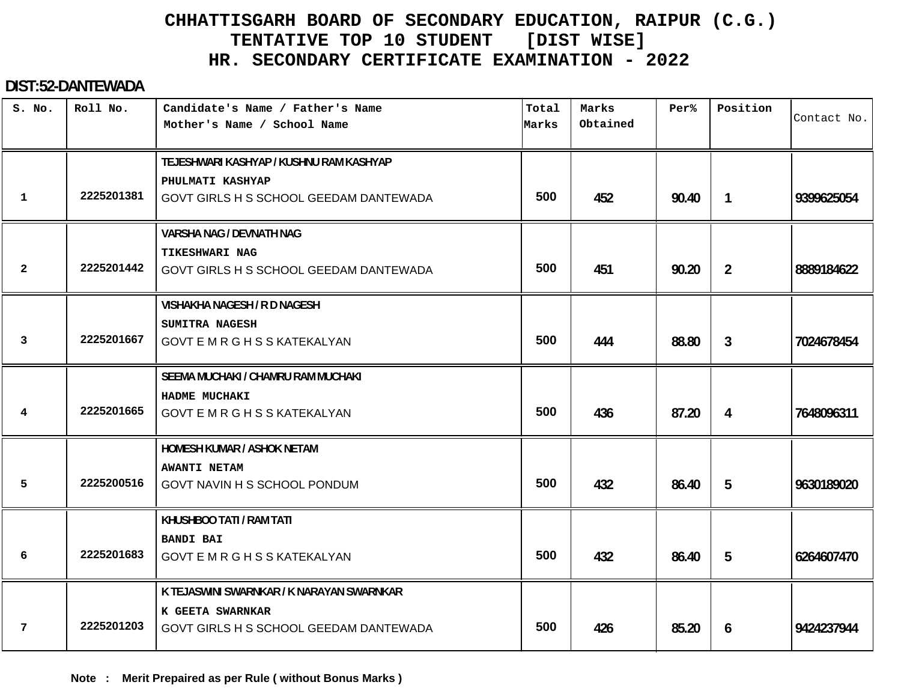# CHHATTISGARH BOARD OF SECONDARY EDUCATION, RAIPUR (C.G.)
## TENTATIVE TOP 10 STUDENT [DIST WISE]
## HR. SECONDARY CERTIFICATE EXAMINATION - 2022

**DIST:52-DANTEWADA**

| S. No. | Roll No. | Candidate's Name / Father's Name<br>Mother's Name / School Name | Total Marks | Marks Obtained | Per% | Position | Contact No. |
|---|---|---|---|---|---|---|---|
| 1 | 2225201381 | TEJESHWARI KASHYAP / KUSHNU RAM KASHYAP<br>PHULMATI KASHYAP<br>GOVT GIRLS H S SCHOOL GEEDAM DANTEWADA | 500 | 452 | 90.40 | 1 | 9399625054 |
| 2 | 2225201442 | VARSHA NAG / DEVNATH NAG<br>TIKESHWARI NAG<br>GOVT GIRLS H S SCHOOL GEEDAM DANTEWADA | 500 | 451 | 90.20 | 2 | 8889184622 |
| 3 | 2225201667 | VISHAKHA NAGESH / R D NAGESH<br>SUMITRA NAGESH<br>GOVT E M R G H S S KATEKALYAN | 500 | 444 | 88.80 | 3 | 7024678454 |
| 4 | 2225201665 | SEEMA MUCHAKI / CHAMRU RAM MUCHAKI<br>HADME MUCHAKI<br>GOVT E M R G H S S KATEKALYAN | 500 | 436 | 87.20 | 4 | 7648096311 |
| 5 | 2225200516 | HOMESH KUMAR / ASHOK NETAM<br>AWANTI NETAM<br>GOVT NAVIN H S SCHOOL PONDUM | 500 | 432 | 86.40 | 5 | 9630189020 |
| 6 | 2225201683 | KHUSHBOO TATI / RAM TATI<br>BANDI BAI<br>GOVT E M R G H S S KATEKALYAN | 500 | 432 | 86.40 | 5 | 6264607470 |
| 7 | 2225201203 | K TEJASWINI SWARNKAR / K NARAYAN SWARNKAR<br>K GEETA SWARNKAR<br>GOVT GIRLS H S SCHOOL GEEDAM DANTEWADA | 500 | 426 | 85.20 | 6 | 9424237944 |

**Note : Merit Prepaired as per Rule ( without Bonus Marks )**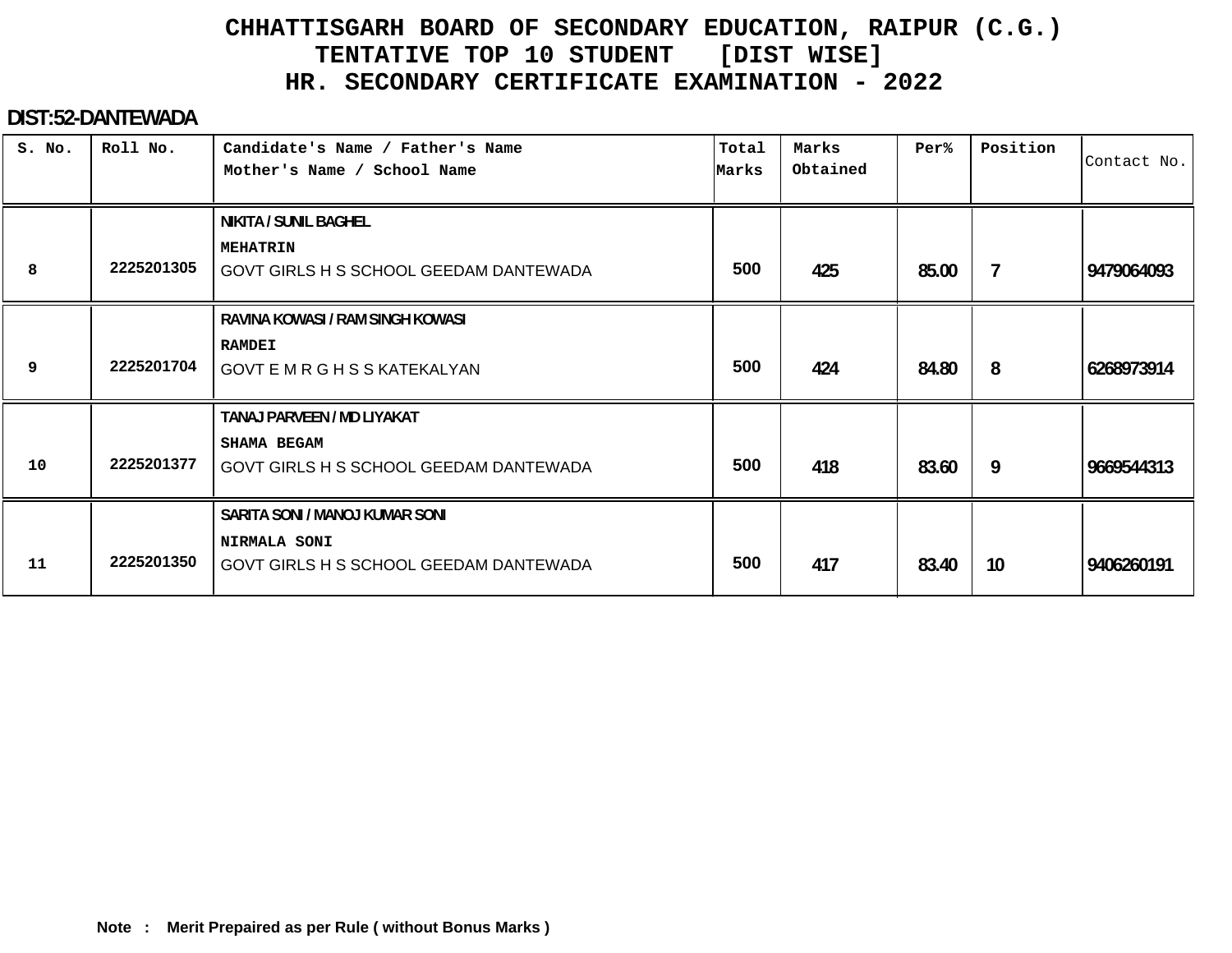# CHHATTISGARH BOARD OF SECONDARY EDUCATION, RAIPUR (C.G.)
## TENTATIVE TOP 10 STUDENT [DIST WISE]
## HR. SECONDARY CERTIFICATE EXAMINATION - 2022

**DIST:52-DANTEWADA**

| S. No. | Roll No. | Candidate's Name / Father's Name<br>Mother's Name / School Name | Total Marks | Marks Obtained | Per% | Position | Contact No. |
|---|---|---|---|---|---|---|---|
| 8 | 2225201305 | NIKITA / SUNIL BAGHEL<br>MEHATRIN<br>GOVT GIRLS H S SCHOOL GEEDAM DANTEWADA | 500 | 425 | 85.00 | 7 | 9479064093 |
| 9 | 2225201704 | RAVINA KOWASI / RAM SINGH KOWASI<br>RAMDEI<br>GOVT E M R G H S S KATEKALYAN | 500 | 424 | 84.80 | 8 | 6268973914 |
| 10 | 2225201377 | TANAJ PARVEEN / MD LIYAKAT<br>SHAMA BEGAM<br>GOVT GIRLS H S SCHOOL GEEDAM DANTEWADA | 500 | 418 | 83.60 | 9 | 9669544313 |
| 11 | 2225201350 | SARITA SONI / MANOJ KUMAR SONI<br>NIRMALA SONI<br>GOVT GIRLS H S SCHOOL GEEDAM DANTEWADA | 500 | 417 | 83.40 | 10 | 9406260191 |

**Note : Merit Prepaired as per Rule ( without Bonus Marks )**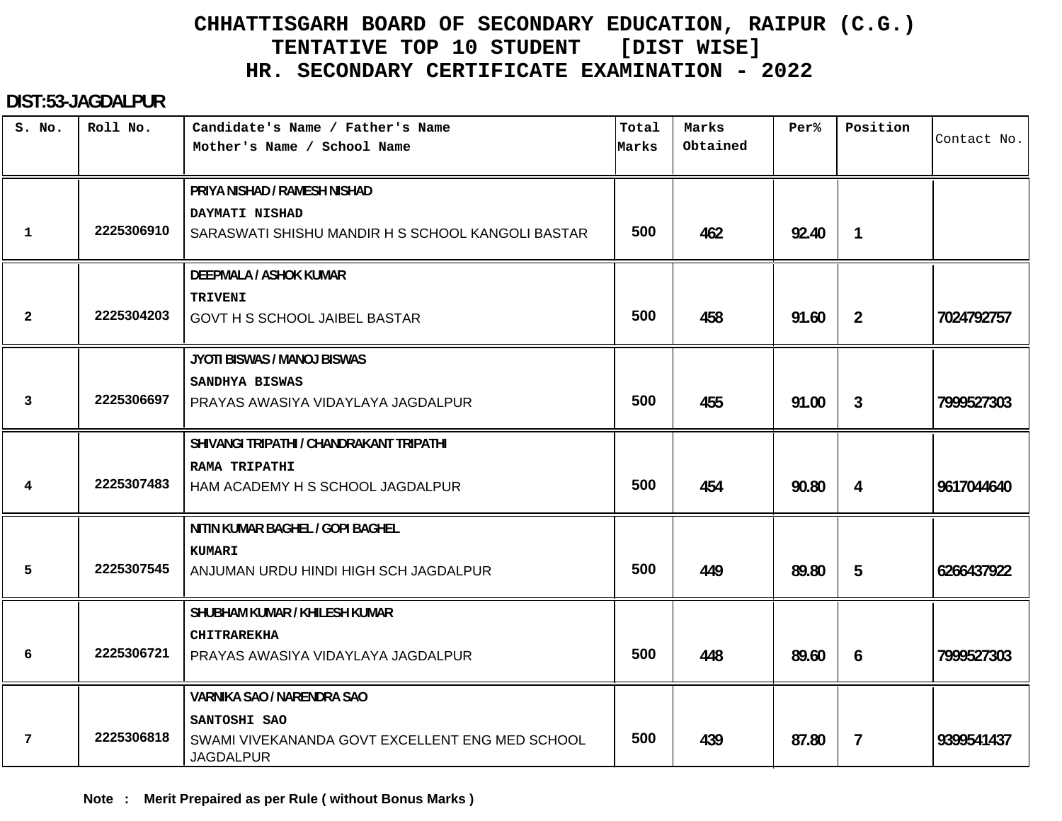# CHHATTISGARH BOARD OF SECONDARY EDUCATION, RAIPUR (C.G.)
## TENTATIVE TOP 10 STUDENT [DIST WISE]
## HR. SECONDARY CERTIFICATE EXAMINATION - 2022

**DIST:53-JAGDALPUR**

| S. No. | Roll No. | Candidate's Name / Father's Name<br>Mother's Name / School Name | Total Marks | Marks Obtained | Per% | Position | Contact No. |
|---|---|---|---|---|---|---|---|
| 1 | 2225306910 | PRIYA NISHAD / RAMESH NISHAD<br>DAYMATI NISHAD<br>SARASWATI SHISHU MANDIR H S SCHOOL KANGOLI BASTAR | 500 | 462 | 92.40 | 1 | |
| 2 | 2225304203 | DEEPMALA / ASHOK KUMAR<br>TRIVENI<br>GOVT H S SCHOOL JAIBEL BASTAR | 500 | 458 | 91.60 | 2 | 7024792757 |
| 3 | 2225306697 | JYOTI BISWAS / MANOJ BISWAS<br>SANDHYA BISWAS<br>PRAYAS AWASIYA VIDAYLAYA JAGDALPUR | 500 | 455 | 91.00 | 3 | 7999527303 |
| 4 | 2225307483 | SHIVANGI TRIPATHI / CHANDRAKANT TRIPATHI<br>RAMA TRIPATHI<br>HAM ACADEMY H S SCHOOL JAGDALPUR | 500 | 454 | 90.80 | 4 | 9617044640 |
| 5 | 2225307545 | NITIN KUMAR BAGHEL / GOPI BAGHEL<br>KUMARI<br>ANJUMAN URDU HINDI HIGH SCH JAGDALPUR | 500 | 449 | 89.80 | 5 | 6266437922 |
| 6 | 2225306721 | SHUBHAM KUMAR / KHILESH KUMAR<br>CHITRAREKHA<br>PRAYAS AWASIYA VIDAYLAYA JAGDALPUR | 500 | 448 | 89.60 | 6 | 7999527303 |
| 7 | 2225306818 | VARNIKA SAO / NARENDRA SAO<br>SANTOSHI SAO<br>SWAMI VIVEKANANDA GOVT EXCELLENT ENG MED SCHOOL JAGDALPUR | 500 | 439 | 87.80 | 7 | 9399541437 |

**Note : Merit Prepaired as per Rule ( without Bonus Marks )**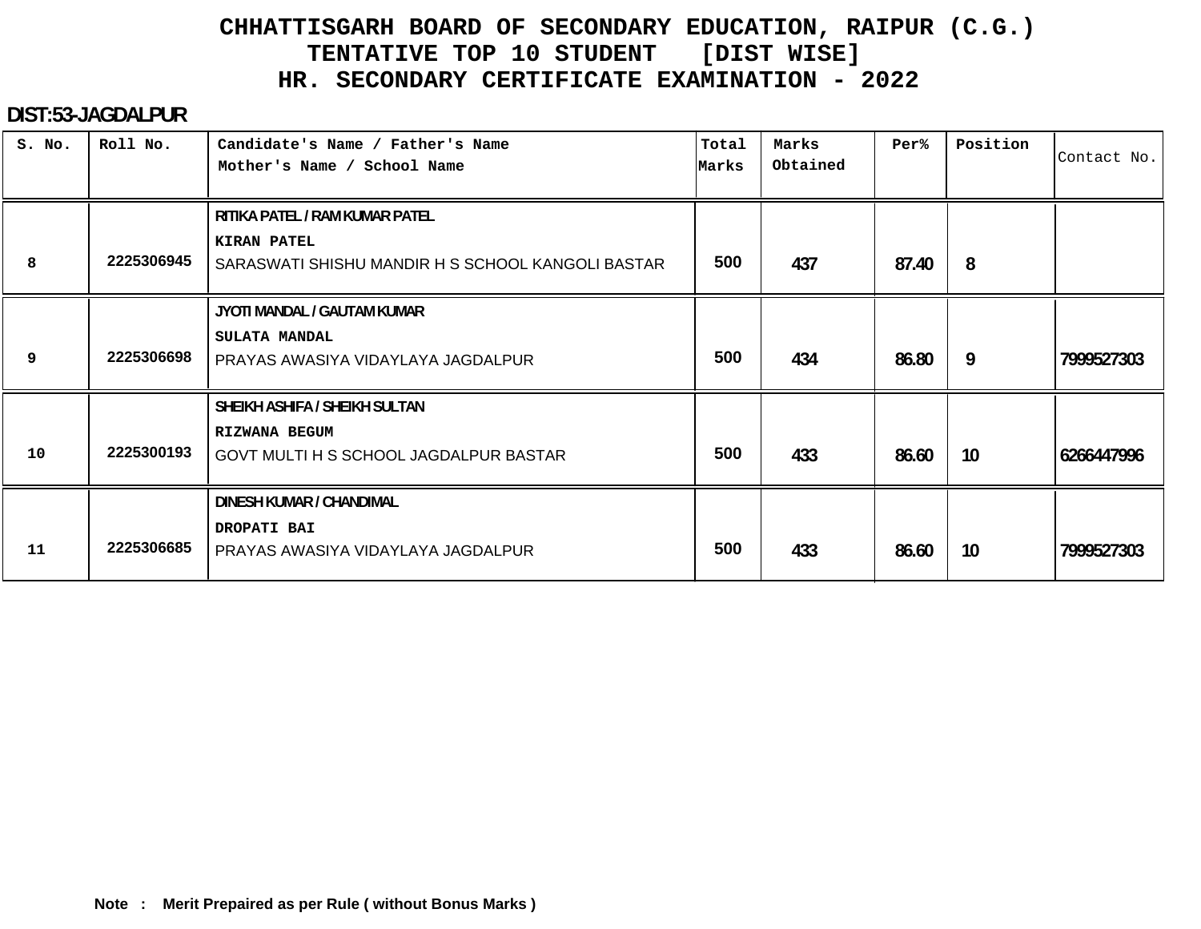# CHHATTISGARH BOARD OF SECONDARY EDUCATION, RAIPUR (C.G.)

## TENTATIVE TOP 10 STUDENT [DIST WISE]

## HR. SECONDARY CERTIFICATE EXAMINATION - 2022

**DIST:53-JAGDALPUR**

| S. No. | Roll No. | Candidate's Name / Father's Name<br>Mother's Name / School Name | Total Marks | Marks Obtained | Per% | Position | Contact No. |
|---|---|---|---|---|---|---|---|
| 8 | 2225306945 | RITIKA PATEL / RAM KUMAR PATEL<br>KIRAN PATEL<br>SARASWATI SHISHU MANDIR H S SCHOOL KANGOLI BASTAR | 500 | 437 | 87.40 | 8 | |
| 9 | 2225306698 | JYOTI MANDAL / GAUTAM KUMAR<br>SULATA MANDAL<br>PRAYAS AWASIYA VIDAYLAYA JAGDALPUR | 500 | 434 | 86.80 | 9 | 7999527303 |
| 10 | 2225300193 | SHEIKH ASHIFA / SHEIKH SULTAN<br>RIZWANA BEGUM<br>GOVT MULTI H S SCHOOL JAGDALPUR BASTAR | 500 | 433 | 86.60 | 10 | 6266447996 |
| 11 | 2225306685 | DINESH KUMAR / CHANDIMAL<br>DROPATI BAI<br>PRAYAS AWASIYA VIDAYLAYA JAGDALPUR | 500 | 433 | 86.60 | 10 | 7999527303 |

**Note : Merit Prepaired as per Rule ( without Bonus Marks )**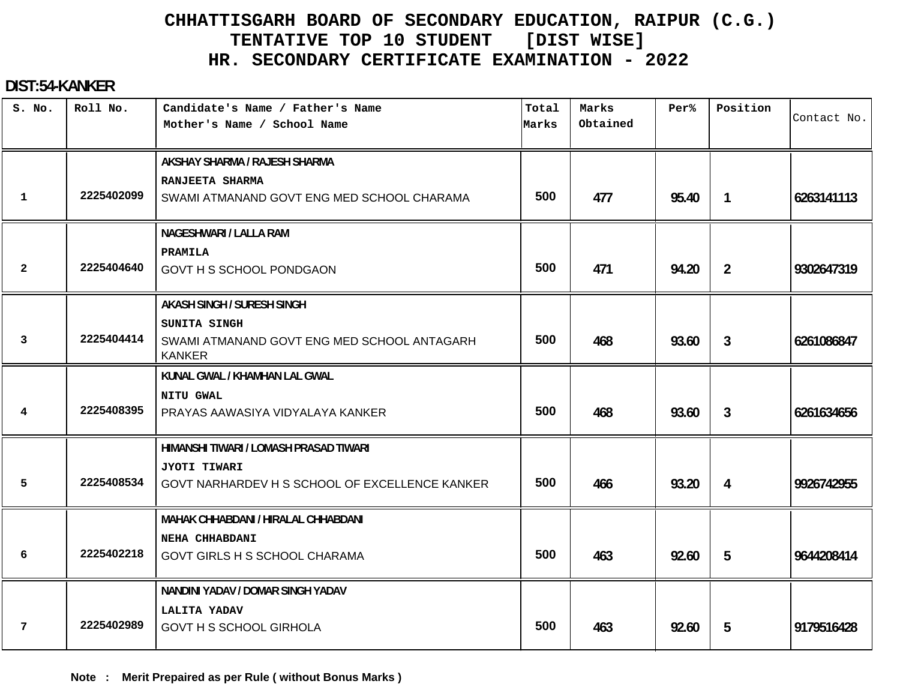# CHHATTISGARH BOARD OF SECONDARY EDUCATION, RAIPUR (C.G.)
## TENTATIVE TOP 10 STUDENT [DIST WISE]
## HR. SECONDARY CERTIFICATE EXAMINATION - 2022

**DIST:54-KANKER**

| S. No. | Roll No. | Candidate's Name / Father's Name<br>Mother's Name / School Name | Total Marks | Marks Obtained | Per% | Position | Contact No. |
|---|---|---|---|---|---|---|---|
| 1 | 2225402099 | AKSHAY SHARMA / RAJESH SHARMA<br>RANJEETA SHARMA<br>SWAMI ATMANAND GOVT ENG MED SCHOOL CHARAMA | 500 | 477 | 95.40 | 1 | 6263141113 |
| 2 | 2225404640 | NAGESHWARI / LALLA RAM<br>PRAMILA<br>GOVT H S SCHOOL PONDGAON | 500 | 471 | 94.20 | 2 | 9302647319 |
| 3 | 2225404414 | AKASH SINGH / SURESH SINGH<br>SUNITA SINGH<br>SWAMI ATMANAND GOVT ENG MED SCHOOL ANTAGARH KANKER | 500 | 468 | 93.60 | 3 | 6261086847 |
| 4 | 2225408395 | KUNAL GWAL / KHAMHAN LAL GWAL<br>NITU GWAL<br>PRAYAS AAWASIYA VIDYALAYA KANKER | 500 | 468 | 93.60 | 3 | 6261634656 |
| 5 | 2225408534 | HIMANSHI TIWARI / LOMASH PRASAD TIWARI<br>JYOTI TIWARI<br>GOVT NARHARDEV H S SCHOOL OF EXCELLENCE KANKER | 500 | 466 | 93.20 | 4 | 9926742955 |
| 6 | 2225402218 | MAHAK CHHABDANI / HIRALAL CHHABDANI<br>NEHA CHHABDANI<br>GOVT GIRLS H S SCHOOL CHARAMA | 500 | 463 | 92.60 | 5 | 9644208414 |
| 7 | 2225402989 | NANDINI YADAV / DOMAR SINGH YADAV<br>LALITA YADAV<br>GOVT H S SCHOOL GIRHOLA | 500 | 463 | 92.60 | 5 | 9179516428 |

**Note : Merit Prepaired as per Rule ( without Bonus Marks )**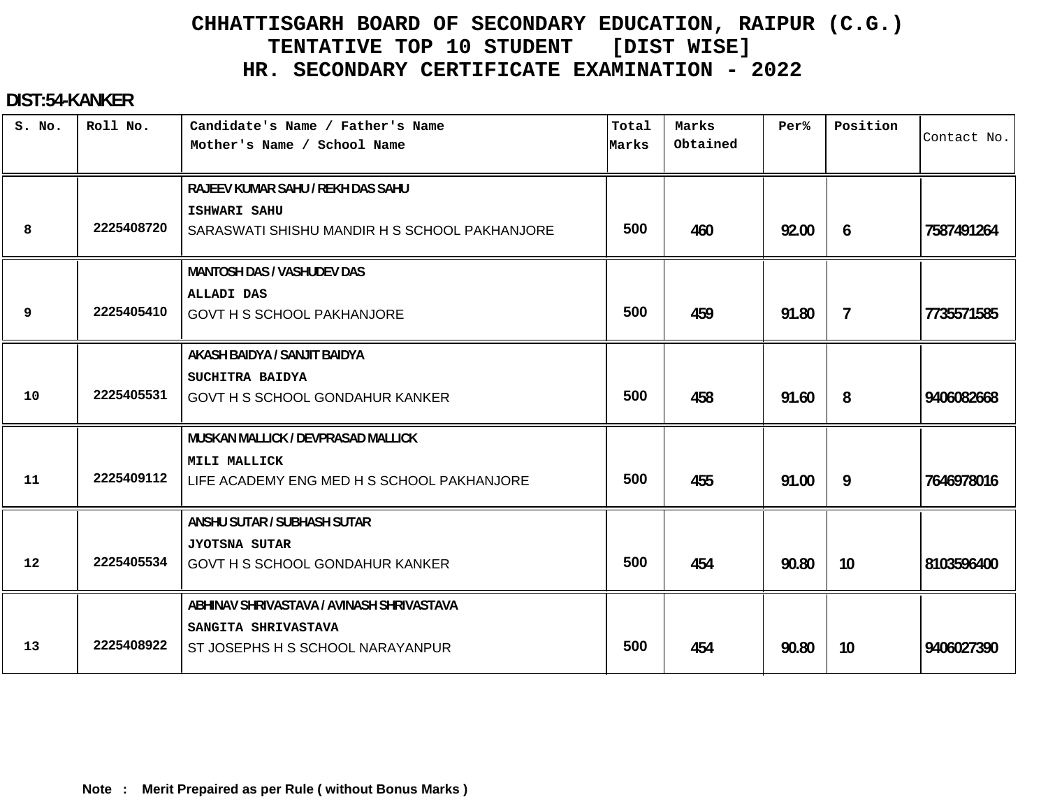# CHHATTISGARH BOARD OF SECONDARY EDUCATION, RAIPUR (C.G.)
## TENTATIVE TOP 10 STUDENT [DIST WISE]
## HR. SECONDARY CERTIFICATE EXAMINATION - 2022

**DIST:54-KANKER**

| S. No. | Roll No. | Candidate's Name / Father's Name<br>Mother's Name / School Name | Total Marks | Marks Obtained | Per% | Position | Contact No. |
|---|---|---|---|---|---|---|---|
| 8 | 2225408720 | RAJEEV KUMAR SAHU / REKH DAS SAHU<br>ISHWARI SAHU<br>SARASWATI SHISHU MANDIR H S SCHOOL PAKHANJORE | 500 | 460 | 92.00 | 6 | 7587491264 |
| 9 | 2225405410 | MANTOSH DAS / VASHUDEV DAS<br>ALLADI DAS<br>GOVT H S SCHOOL PAKHANJORE | 500 | 459 | 91.80 | 7 | 7735571585 |
| 10 | 2225405531 | AKASH BAIDYA / SANJIT BAIDYA<br>SUCHITRA BAIDYA<br>GOVT H S SCHOOL GONDAHUR KANKER | 500 | 458 | 91.60 | 8 | 9406082668 |
| 11 | 2225409112 | MUSKAN MALLICK / DEVPRASAD MALLICK<br>MILI MALLICK<br>LIFE ACADEMY ENG MED H S SCHOOL PAKHANJORE | 500 | 455 | 91.00 | 9 | 7646978016 |
| 12 | 2225405534 | ANSHU SUTAR / SUBHASH SUTAR<br>JYOTSNA SUTAR<br>GOVT H S SCHOOL GONDAHUR KANKER | 500 | 454 | 90.80 | 10 | 8103596400 |
| 13 | 2225408922 | ABHINAV SHRIVASTAVA / AVINASH SHRIVASTAVA<br>SANGITA SHRIVASTAVA<br>ST JOSEPHS H S SCHOOL NARAYANPUR | 500 | 454 | 90.80 | 10 | 9406027390 |

**Note : Merit Prepaired as per Rule ( without Bonus Marks )**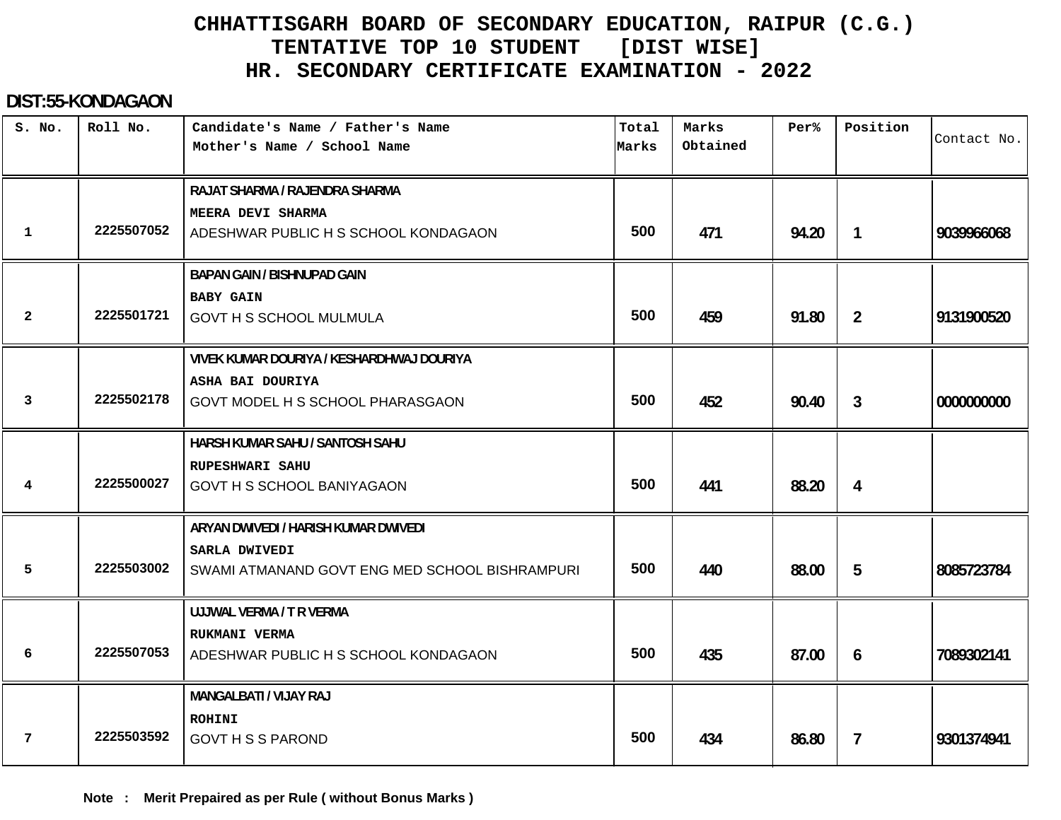# CHHATTISGARH BOARD OF SECONDARY EDUCATION, RAIPUR (C.G.)
## TENTATIVE TOP 10 STUDENT [DIST WISE]
## HR. SECONDARY CERTIFICATE EXAMINATION - 2022

**DIST:55-KONDAGAON**

| S. No. | Roll No. | Candidate's Name / Father's Name<br>Mother's Name / School Name | Total Marks | Marks Obtained | Per% | Position | Contact No. |
|---|---|---|---|---|---|---|---|
| 1 | 2225507052 | RAJAT SHARMA / RAJENDRA SHARMA<br>MEERA DEVI SHARMA<br>ADESHWAR PUBLIC H S SCHOOL KONDAGAON | 500 | 471 | 94.20 | 1 | 9039966068 |
| 2 | 2225501721 | BAPAN GAIN / BISHNUPAD GAIN<br>BABY GAIN<br>GOVT H S SCHOOL MULMULA | 500 | 459 | 91.80 | 2 | 9131900520 |
| 3 | 2225502178 | VIVEK KUMAR DOURIYA / KESHARDHWAJ DOURIYA<br>ASHA BAI DOURIYA<br>GOVT MODEL H S SCHOOL PHARASGAON | 500 | 452 | 90.40 | 3 | 0000000000 |
| 4 | 2225500027 | HARSH KUMAR SAHU / SANTOSH SAHU<br>RUPESHWARI SAHU<br>GOVT H S SCHOOL BANIYAGAON | 500 | 441 | 88.20 | 4 | |
| 5 | 2225503002 | ARYAN DWIVEDI / HARISH KUMAR DWIVEDI<br>SARLA DWIVEDI<br>SWAMI ATMANAND GOVT ENG MED SCHOOL BISHRAMPURI | 500 | 440 | 88.00 | 5 | 8085723784 |
| 6 | 2225507053 | UJJWAL VERMA / T R VERMA<br>RUKMANI VERMA<br>ADESHWAR PUBLIC H S SCHOOL KONDAGAON | 500 | 435 | 87.00 | 6 | 7089302141 |
| 7 | 2225503592 | MANGALBATI / VIJAY RAJ<br>ROHINI<br>GOVT H S S PAROND | 500 | 434 | 86.80 | 7 | 9301374941 |

**Note : Merit Prepaired as per Rule ( without Bonus Marks )**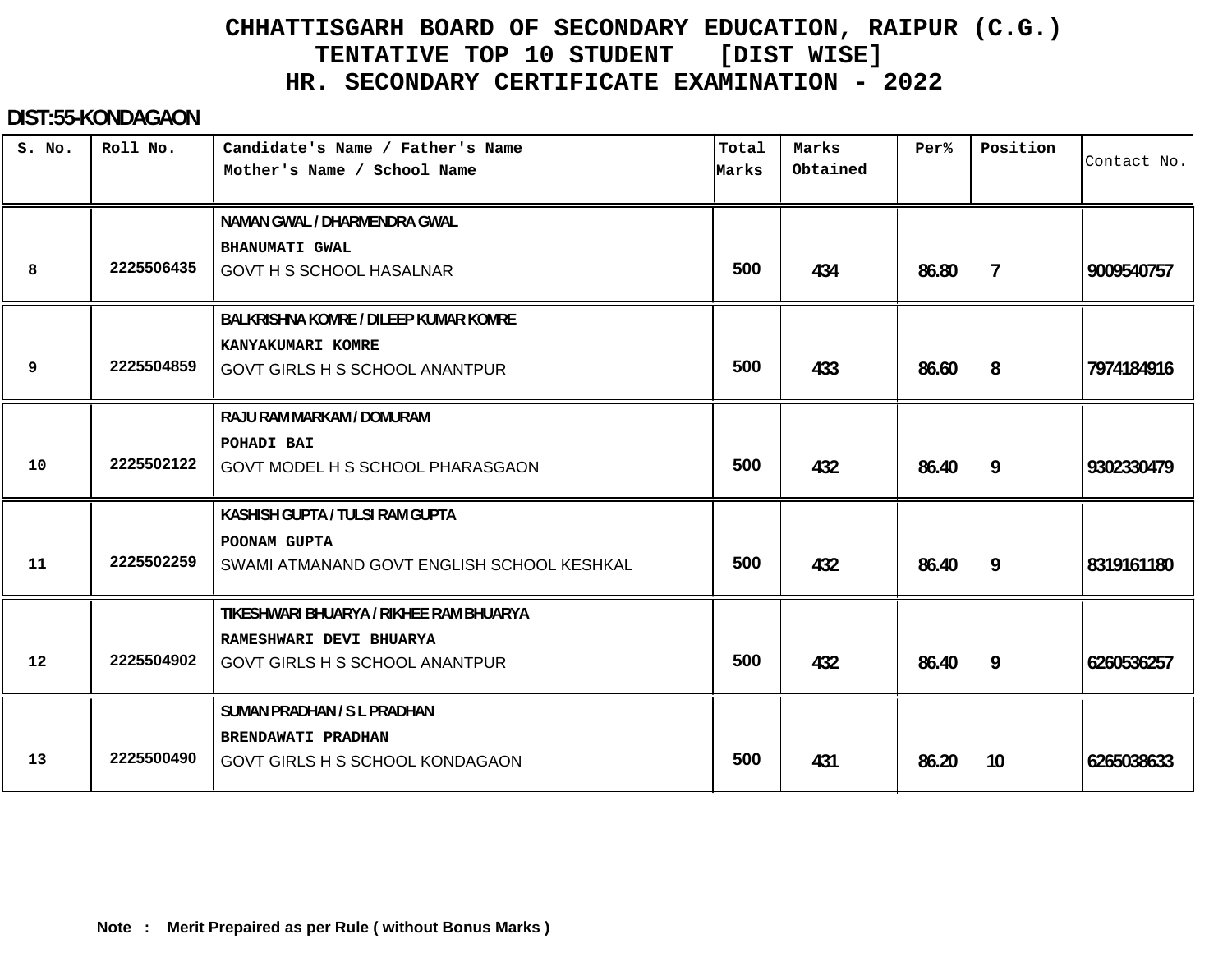# CHHATTISGARH BOARD OF SECONDARY EDUCATION, RAIPUR (C.G.)
## TENTATIVE TOP 10 STUDENT [DIST WISE]
## HR. SECONDARY CERTIFICATE EXAMINATION - 2022

**DIST:55-KONDAGAON**

| S. No. | Roll No. | Candidate's Name / Father's Name<br>Mother's Name / School Name | Total Marks | Marks Obtained | Per% | Position | Contact No. |
|---|---|---|---|---|---|---|---|
| 8 | 2225506435 | NAMAN GWAL / DHARMENDRA GWAL<br>BHANUMATI GWAL<br>GOVT H S SCHOOL HASALNAR | 500 | 434 | 86.80 | 7 | 9009540757 |
| 9 | 2225504859 | BALKRISHNA KOMRE / DILEEP KUMAR KOMRE<br>KANYAKUMARI KOMRE<br>GOVT GIRLS H S SCHOOL ANANTPUR | 500 | 433 | 86.60 | 8 | 7974184916 |
| 10 | 2225502122 | RAJU RAM MARKAM / DOMURAM<br>POHADI BAI<br>GOVT MODEL H S SCHOOL PHARASGAON | 500 | 432 | 86.40 | 9 | 9302330479 |
| 11 | 2225502259 | KASHISH GUPTA / TULSI RAM GUPTA<br>POONAM GUPTA<br>SWAMI ATMANAND GOVT ENGLISH SCHOOL KESHKAL | 500 | 432 | 86.40 | 9 | 8319161180 |
| 12 | 2225504902 | TIKESHWARI BHUARYA / RIKHEE RAM BHUARYA<br>RAMESHWARI DEVI BHUARYA<br>GOVT GIRLS H S SCHOOL ANANTPUR | 500 | 432 | 86.40 | 9 | 6260536257 |
| 13 | 2225500490 | SUMAN PRADHAN / S L PRADHAN<br>BRENDAWATI PRADHAN<br>GOVT GIRLS H S SCHOOL KONDAGAON | 500 | 431 | 86.20 | 10 | 6265038633 |

**Note : Merit Prepaired as per Rule ( without Bonus Marks )**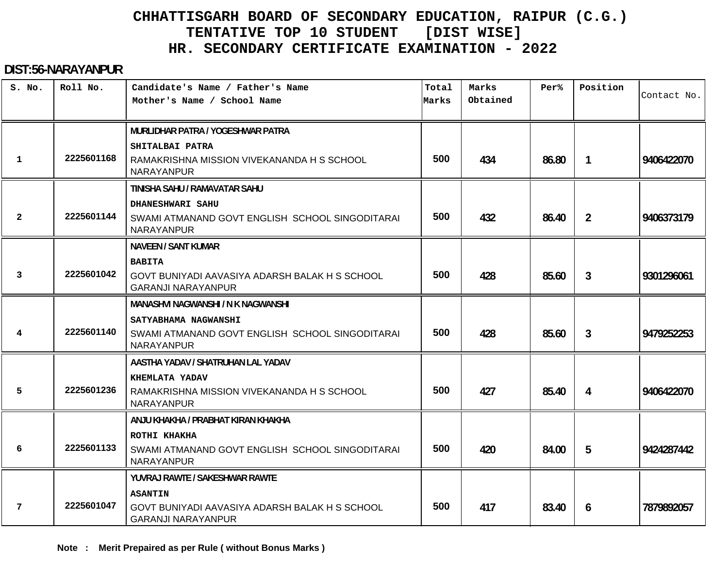# CHHATTISGARH BOARD OF SECONDARY EDUCATION, RAIPUR (C.G.)

## TENTATIVE TOP 10 STUDENT [DIST WISE]

## HR. SECONDARY CERTIFICATE EXAMINATION - 2022

**DIST:56-NARAYANPUR**

| S. No. | Roll No. | Candidate's Name / Father's Name<br>Mother's Name / School Name | Total Marks | Marks Obtained | Per% | Position | Contact No. |
|---|---|---|---|---|---|---|---|
| 1 | 2225601168 | MURLIDHAR PATRA / YOGESHWAR PATRA<br>SHITALBAI PATRA<br>RAMAKRISHNA MISSION VIVEKANANDA H S SCHOOL NARAYANPUR | 500 | 434 | 86.80 | 1 | 9406422070 |
| 2 | 2225601144 | TINISHA SAHU / RAMAVATAR SAHU<br>DHANESHWARI SAHU<br>SWAMI ATMANAND GOVT ENGLISH SCHOOL SINGODITARAI NARAYANPUR | 500 | 432 | 86.40 | 2 | 9406373179 |
| 3 | 2225601042 | NAVEEN / SANT KUMAR<br>BABITA<br>GOVT BUNIYADI AAVASIYA ADARSH BALAK H S SCHOOL GARANJI NARAYANPUR | 500 | 428 | 85.60 | 3 | 9301296061 |
| 4 | 2225601140 | MANASHVI NAGWANSHI / N K NAGWANSHI<br>SATYABHAMA NAGWANSHI<br>SWAMI ATMANAND GOVT ENGLISH SCHOOL SINGODITARAI NARAYANPUR | 500 | 428 | 85.60 | 3 | 9479252253 |
| 5 | 2225601236 | AASTHA YADAV / SHATRUHAN LAL YADAV<br>KHEMLATA YADAV<br>RAMAKRISHNA MISSION VIVEKANANDA H S SCHOOL NARAYANPUR | 500 | 427 | 85.40 | 4 | 9406422070 |
| 6 | 2225601133 | ANJU KHAKHA / PRABHAT KIRAN KHAKHA<br>ROTHI KHAKHA<br>SWAMI ATMANAND GOVT ENGLISH SCHOOL SINGODITARAI NARAYANPUR | 500 | 420 | 84.00 | 5 | 9424287442 |
| 7 | 2225601047 | YUVRAJ RAWTE / SAKESHWAR RAWTE<br>ASANTIN<br>GOVT BUNIYADI AAVASIYA ADARSH BALAK H S SCHOOL GARANJI NARAYANPUR | 500 | 417 | 83.40 | 6 | 7879892057 |

**Note : Merit Prepaired as per Rule ( without Bonus Marks )**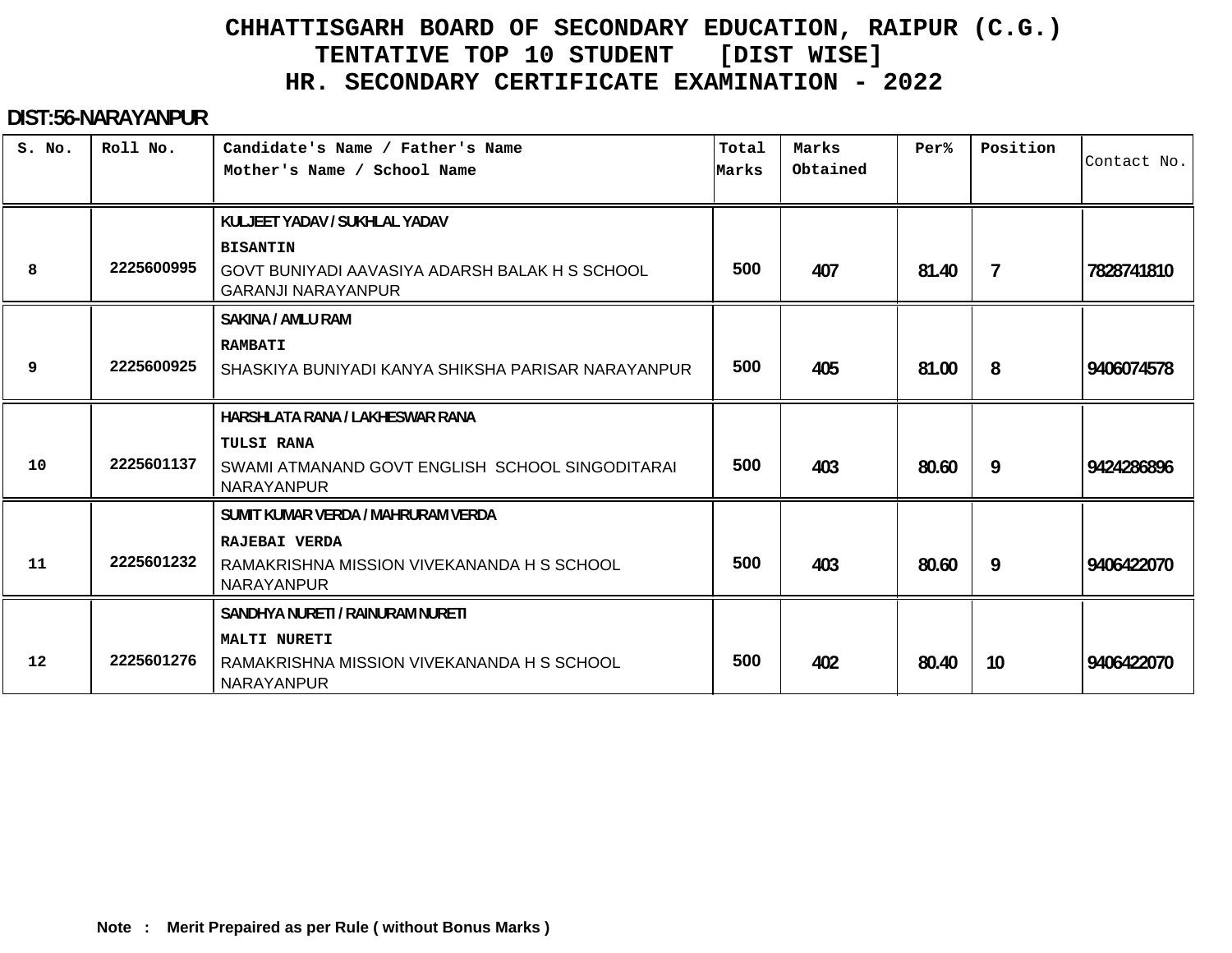# CHHATTISGARH BOARD OF SECONDARY EDUCATION, RAIPUR (C.G.)
## TENTATIVE TOP 10 STUDENT [DIST WISE]
## HR. SECONDARY CERTIFICATE EXAMINATION - 2022

**DIST:56-NARAYANPUR**

| S. No. | Roll No. | Candidate's Name / Father's Name<br>Mother's Name / School Name | Total Marks | Marks Obtained | Per% | Position | Contact No. |
|---|---|---|---|---|---|---|---|
| 8 | 2225600995 | KULJEET YADAV / SUKHLAL YADAV<br>BISANTIN<br>GOVT BUNIYADI AAVASIYA ADARSH BALAK H S SCHOOL GARANJI NARAYANPUR | 500 | 407 | 81.40 | 7 | 7828741810 |
| 9 | 2225600925 | SAKINA / AMLU RAM<br>RAMBATI<br>SHASKIYA BUNIYADI KANYA SHIKSHA PARISAR NARAYANPUR | 500 | 405 | 81.00 | 8 | 9406074578 |
| 10 | 2225601137 | HARSHLATA RANA / LAKHESWAR RANA<br>TULSI RANA<br>SWAMI ATMANAND GOVT ENGLISH SCHOOL SINGODITARAI NARAYANPUR | 500 | 403 | 80.60 | 9 | 9424286896 |
| 11 | 2225601232 | SUMIT KUMAR VERDA / MAHRURAM VERDA<br>RAJEBAI VERDA<br>RAMAKRISHNA MISSION VIVEKANANDA H S SCHOOL NARAYANPUR | 500 | 403 | 80.60 | 9 | 9406422070 |
| 12 | 2225601276 | SANDHYA NURETI / RAINURAM NURETI<br>MALTI NURETI<br>RAMAKRISHNA MISSION VIVEKANANDA H S SCHOOL NARAYANPUR | 500 | 402 | 80.40 | 10 | 9406422070 |

**Note : Merit Prepaired as per Rule ( without Bonus Marks )**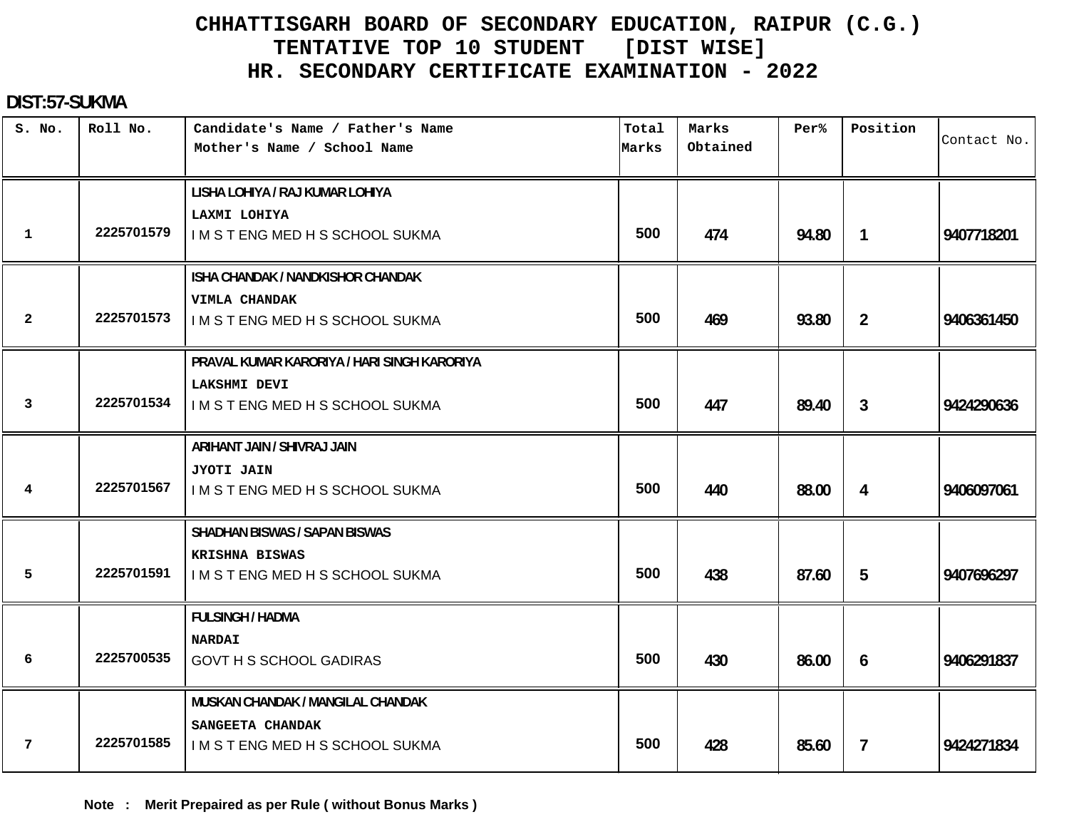# CHHATTISGARH BOARD OF SECONDARY EDUCATION, RAIPUR (C.G.)
## TENTATIVE TOP 10 STUDENT [DIST WISE]
## HR. SECONDARY CERTIFICATE EXAMINATION - 2022

**DIST:57-SUKMA**

| S. No. | Roll No. | Candidate's Name / Father's Name<br>Mother's Name / School Name | Total Marks | Marks Obtained | Per% | Position | Contact No. |
|---|---|---|---|---|---|---|---|
| 1 | 2225701579 | LISHA LOHIYA / RAJ KUMAR LOHIYA<br>LAXMI LOHIYA<br>I M S T ENG MED H S SCHOOL SUKMA | 500 | 474 | 94.80 | 1 | 9407718201 |
| 2 | 2225701573 | ISHA CHANDAK / NANDKISHOR CHANDAK<br>VIMLA CHANDAK<br>I M S T ENG MED H S SCHOOL SUKMA | 500 | 469 | 93.80 | 2 | 9406361450 |
| 3 | 2225701534 | PRAVAL KUMAR KARORIYA / HARI SINGH KARORIYA<br>LAKSHMI DEVI<br>I M S T ENG MED H S SCHOOL SUKMA | 500 | 447 | 89.40 | 3 | 9424290636 |
| 4 | 2225701567 | ARIHANT JAIN / SHIVRAJ JAIN<br>JYOTI JAIN<br>I M S T ENG MED H S SCHOOL SUKMA | 500 | 440 | 88.00 | 4 | 9406097061 |
| 5 | 2225701591 | SHADHAN BISWAS / SAPAN BISWAS<br>KRISHNA BISWAS<br>I M S T ENG MED H S SCHOOL SUKMA | 500 | 438 | 87.60 | 5 | 9407696297 |
| 6 | 2225700535 | FULSINGH / HADMA<br>NARDAI<br>GOVT H S SCHOOL GADIRAS | 500 | 430 | 86.00 | 6 | 9406291837 |
| 7 | 2225701585 | MUSKAN CHANDAK / MANGILAL CHANDAK<br>SANGEETA CHANDAK<br>I M S T ENG MED H S SCHOOL SUKMA | 500 | 428 | 85.60 | 7 | 9424271834 |

**Note : Merit Prepaired as per Rule ( without Bonus Marks )**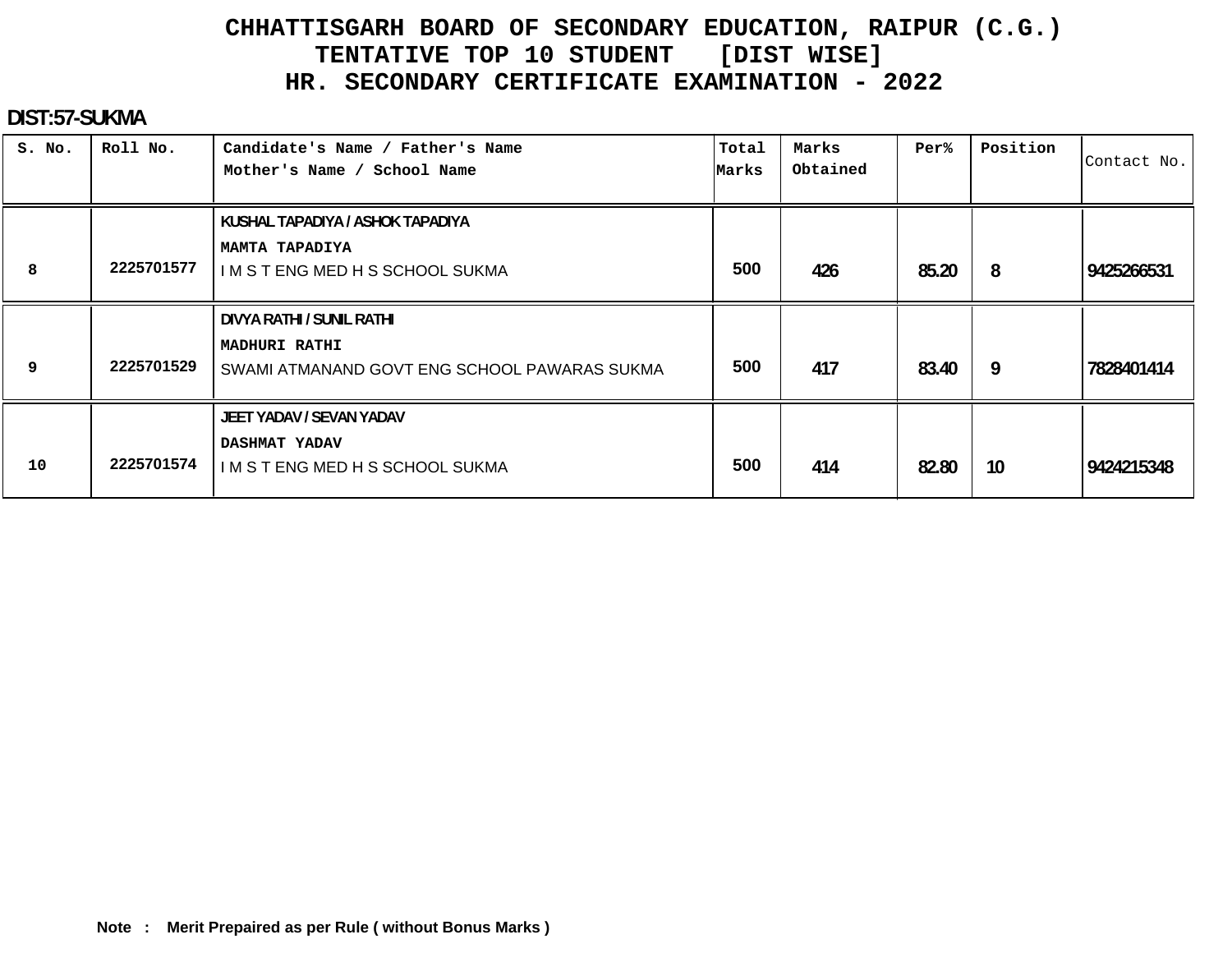# CHHATTISGARH BOARD OF SECONDARY EDUCATION, RAIPUR (C.G.)
## TENTATIVE TOP 10 STUDENT [DIST WISE]
## HR. SECONDARY CERTIFICATE EXAMINATION - 2022

**DIST:57-SUKMA**

| S. No. | Roll No. | Candidate's Name / Father's Name<br>Mother's Name / School Name | Total Marks | Marks Obtained | Per% | Position | Contact No. |
|---|---|---|---|---|---|---|---|
| 8 | 2225701577 | KUSHAL TAPADIYA / ASHOK TAPADIYA<br>MAMTA TAPADIYA<br>I M S T ENG MED H S SCHOOL SUKMA | 500 | 426 | 85.20 | 8 | 9425266531 |
| 9 | 2225701529 | DIVYA RATHI / SUNIL RATHI<br>MADHURI RATHI<br>SWAMI ATMANAND GOVT ENG SCHOOL PAWARAS SUKMA | 500 | 417 | 83.40 | 9 | 7828401414 |
| 10 | 2225701574 | JEET YADAV / SEVAN YADAV<br>DASHMAT YADAV<br>I M S T ENG MED H S SCHOOL SUKMA | 500 | 414 | 82.80 | 10 | 9424215348 |

**Note : Merit Prepaired as per Rule ( without Bonus Marks )**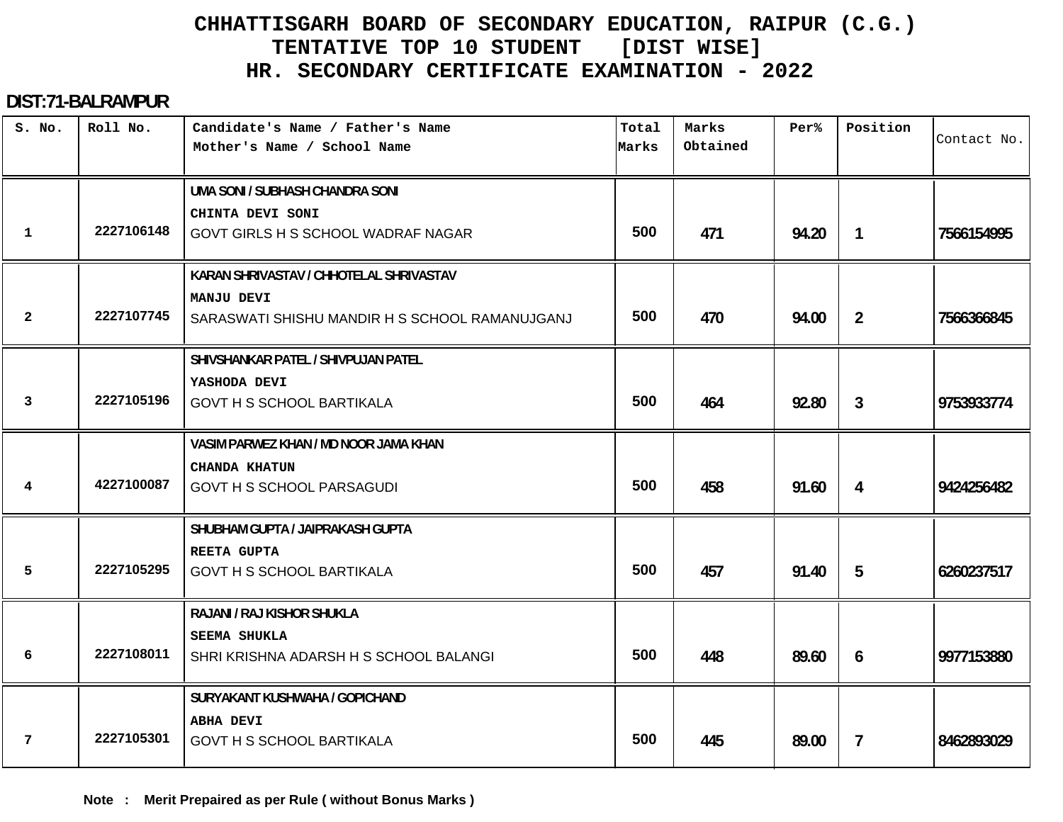# CHHATTISGARH BOARD OF SECONDARY EDUCATION, RAIPUR (C.G.)
## TENTATIVE TOP 10 STUDENT [DIST WISE]
## HR. SECONDARY CERTIFICATE EXAMINATION - 2022

**DIST:71-BALRAMPUR**

| S. No. | Roll No. | Candidate's Name / Father's Name<br>Mother's Name / School Name | Total Marks | Marks Obtained | Per% | Position | Contact No. |
|---|---|---|---|---|---|---|---|
| 1 | 2227106148 | UMA SONI / SUBHASH CHANDRA SONI<br>CHINTA DEVI SONI<br>GOVT GIRLS H S SCHOOL WADRAF NAGAR | 500 | 471 | 94.20 | 1 | 7566154995 |
| 2 | 2227107745 | KARAN SHRIVASTAV / CHHOTELAL SHRIVASTAV<br>MANJU DEVI<br>SARASWATI SHISHU MANDIR H S SCHOOL RAMANUJGANJ | 500 | 470 | 94.00 | 2 | 7566366845 |
| 3 | 2227105196 | SHIVSHANKAR PATEL / SHIVPUJAN PATEL<br>YASHODA DEVI<br>GOVT H S SCHOOL BARTIKALA | 500 | 464 | 92.80 | 3 | 9753933774 |
| 4 | 4227100087 | VASIM PARWEZ KHAN / MD NOOR JAMA KHAN<br>CHANDA KHATUN<br>GOVT H S SCHOOL PARSAGUDI | 500 | 458 | 91.60 | 4 | 9424256482 |
| 5 | 2227105295 | SHUBHAM GUPTA / JAIPRAKASH GUPTA<br>REETA GUPTA<br>GOVT H S SCHOOL BARTIKALA | 500 | 457 | 91.40 | 5 | 6260237517 |
| 6 | 2227108011 | RAJANI / RAJ KISHOR SHUKLA<br>SEEMA SHUKLA<br>SHRI KRISHNA ADARSH H S SCHOOL BALANGI | 500 | 448 | 89.60 | 6 | 9977153880 |
| 7 | 2227105301 | SURYAKANT KUSHWAHA / GOPICHAND<br>ABHA DEVI<br>GOVT H S SCHOOL BARTIKALA | 500 | 445 | 89.00 | 7 | 8462893029 |

**Note : Merit Prepaired as per Rule ( without Bonus Marks )**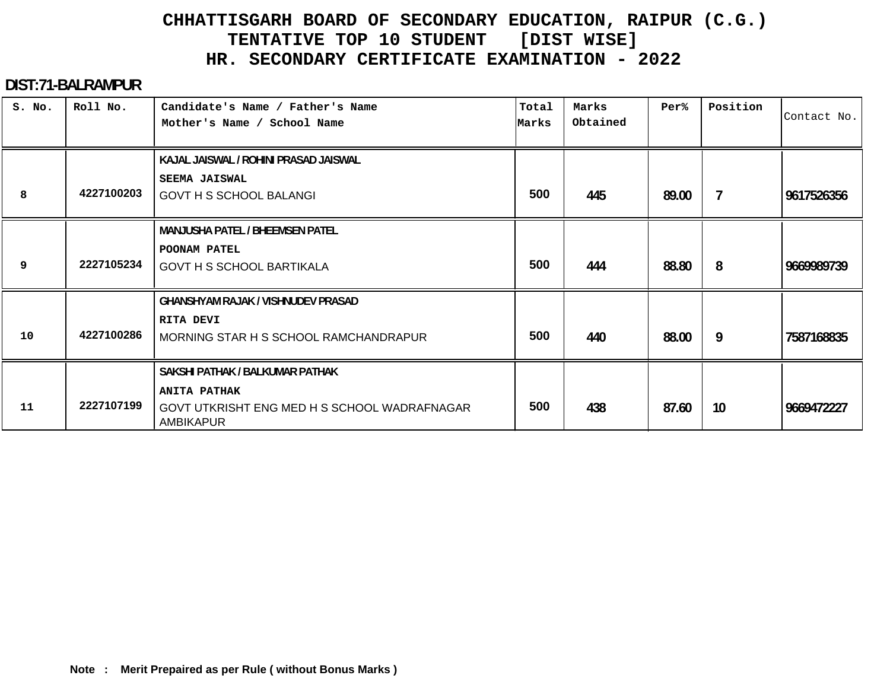# CHHATTISGARH BOARD OF SECONDARY EDUCATION, RAIPUR (C.G.)
## TENTATIVE TOP 10 STUDENT [DIST WISE]
## HR. SECONDARY CERTIFICATE EXAMINATION - 2022

**DIST:71-BALRAMPUR**

| S. No. | Roll No. | Candidate's Name / Father's Name<br>Mother's Name / School Name | Total Marks | Marks Obtained | Per% | Position | Contact No. |
|---|---|---|---|---|---|---|---|
| 8 | 4227100203 | KAJAL JAISWAL / ROHINI PRASAD JAISWAL<br>SEEMA JAISWAL<br>GOVT H S SCHOOL BALANGI | 500 | 445 | 89.00 | 7 | 9617526356 |
| 9 | 2227105234 | MANJUSHA PATEL / BHEEMSEN PATEL<br>POONAM PATEL<br>GOVT H S SCHOOL BARTIKALA | 500 | 444 | 88.80 | 8 | 9669989739 |
| 10 | 4227100286 | GHANSHYAM RAJAK / VISHNUDEV PRASAD<br>RITA DEVI<br>MORNING STAR H S SCHOOL RAMCHANDRAPUR | 500 | 440 | 88.00 | 9 | 7587168835 |
| 11 | 2227107199 | SAKSHI PATHAK / BALKUMAR PATHAK<br>ANITA PATHAK<br>GOVT UTKRISHT ENG MED H S SCHOOL WADRAFNAGAR AMBIKAPUR | 500 | 438 | 87.60 | 10 | 9669472227 |

**Note : Merit Prepaired as per Rule ( without Bonus Marks )**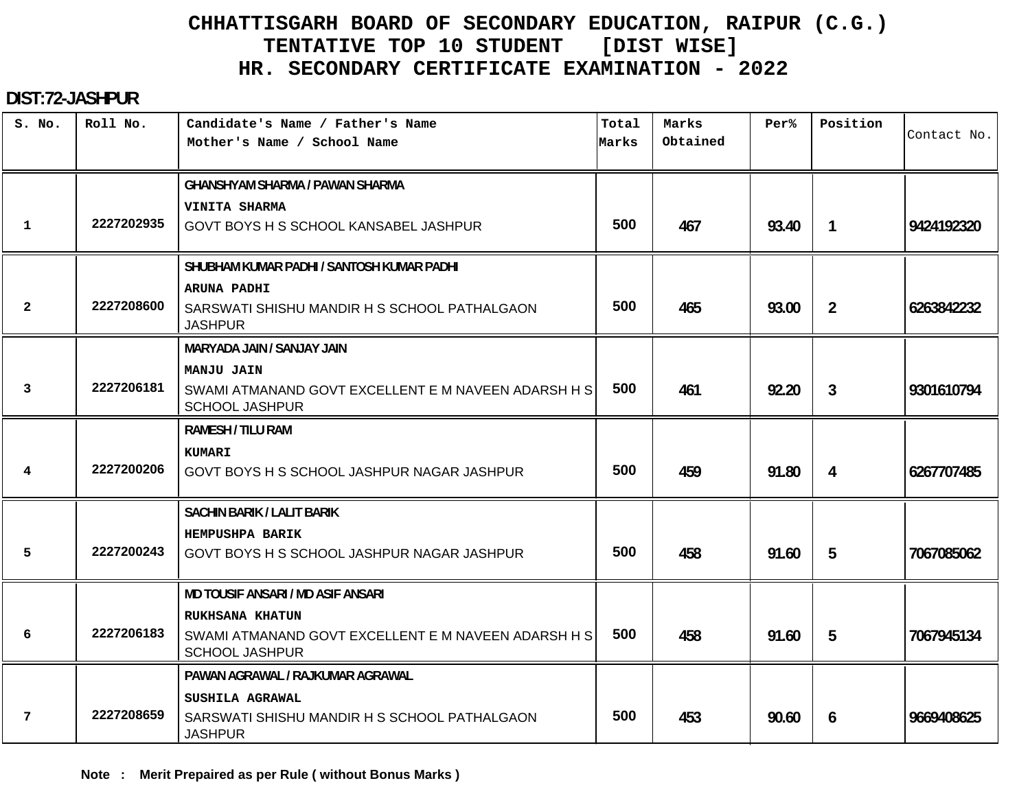# CHHATTISGARH BOARD OF SECONDARY EDUCATION, RAIPUR (C.G.)
## TENTATIVE TOP 10 STUDENT [DIST WISE]
## HR. SECONDARY CERTIFICATE EXAMINATION - 2022

**DIST:72-JASHPUR**

| S. No. | Roll No. | Candidate's Name / Father's Name<br>Mother's Name / School Name | Total Marks | Marks Obtained | Per% | Position | Contact No. |
|---|---|---|---|---|---|---|---|
| 1 | 2227202935 | GHANSHYAM SHARMA / PAWAN SHARMA<br>VINITA SHARMA<br>GOVT BOYS H S SCHOOL KANSABEL JASHPUR | 500 | 467 | 93.40 | 1 | 9424192320 |
| 2 | 2227208600 | SHUBHAM KUMAR PADHI / SANTOSH KUMAR PADHI<br>ARUNA PADHI<br>SARSWATI SHISHU MANDIR H S SCHOOL PATHALGAON JASHPUR | 500 | 465 | 93.00 | 2 | 6263842232 |
| 3 | 2227206181 | MARYADA JAIN / SANJAY JAIN<br>MANJU JAIN<br>SWAMI ATMANAND GOVT EXCELLENT E M NAVEEN ADARSH H S SCHOOL JASHPUR | 500 | 461 | 92.20 | 3 | 9301610794 |
| 4 | 2227200206 | RAMESH / TILU RAM<br>KUMARI<br>GOVT BOYS H S SCHOOL JASHPUR NAGAR JASHPUR | 500 | 459 | 91.80 | 4 | 6267707485 |
| 5 | 2227200243 | SACHIN BARIK / LALIT BARIK<br>HEMPUSHPA BARIK<br>GOVT BOYS H S SCHOOL JASHPUR NAGAR JASHPUR | 500 | 458 | 91.60 | 5 | 7067085062 |
| 6 | 2227206183 | MD TOUSIF ANSARI / MD ASIF ANSARI<br>RUKHSANA KHATUN<br>SWAMI ATMANAND GOVT EXCELLENT E M NAVEEN ADARSH H S SCHOOL JASHPUR | 500 | 458 | 91.60 | 5 | 7067945134 |
| 7 | 2227208659 | PAWAN AGRAWAL / RAJKUMAR AGRAWAL<br>SUSHILA AGRAWAL<br>SARSWATI SHISHU MANDIR H S SCHOOL PATHALGAON JASHPUR | 500 | 453 | 90.60 | 6 | 9669408625 |

**Note : Merit Prepaired as per Rule ( without Bonus Marks )**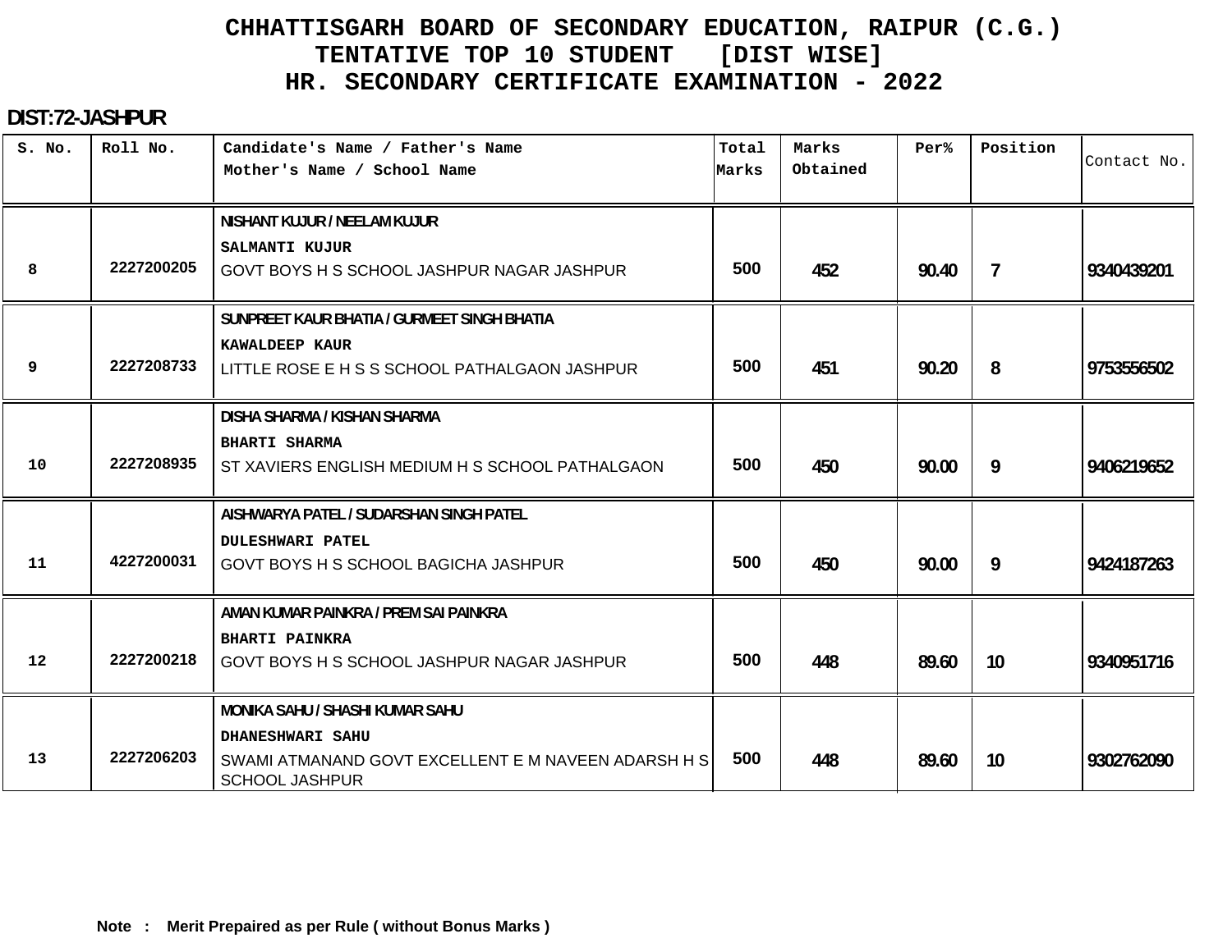# CHHATTISGARH BOARD OF SECONDARY EDUCATION, RAIPUR (C.G.)
## TENTATIVE TOP 10 STUDENT [DIST WISE]
## HR. SECONDARY CERTIFICATE EXAMINATION - 2022

**DIST:72-JASHPUR**

| S. No. | Roll No. | Candidate's Name / Father's Name<br>Mother's Name / School Name | Total Marks | Marks Obtained | Per% | Position | Contact No. |
|---|---|---|---|---|---|---|---|
| 8 | 2227200205 | NISHANT KUJUR / NEELAM KUJUR<br>SALMANTI KUJUR<br>GOVT BOYS H S SCHOOL JASHPUR NAGAR JASHPUR | 500 | 452 | 90.40 | 7 | 9340439201 |
| 9 | 2227208733 | SUNPREET KAUR BHATIA / GURMEET SINGH BHATIA<br>KAWALDEEP KAUR<br>LITTLE ROSE E H S S SCHOOL PATHALGAON JASHPUR | 500 | 451 | 90.20 | 8 | 9753556502 |
| 10 | 2227208935 | DISHA SHARMA / KISHAN SHARMA<br>BHARTI SHARMA<br>ST XAVIERS ENGLISH MEDIUM H S SCHOOL PATHALGAON | 500 | 450 | 90.00 | 9 | 9406219652 |
| 11 | 4227200031 | AISHWARYA PATEL / SUDARSHAN SINGH PATEL<br>DULESHWARI PATEL<br>GOVT BOYS H S SCHOOL BAGICHA JASHPUR | 500 | 450 | 90.00 | 9 | 9424187263 |
| 12 | 2227200218 | AMAN KUMAR PAINKRA / PREM SAI PAINKRA<br>BHARTI PAINKRA<br>GOVT BOYS H S SCHOOL JASHPUR NAGAR JASHPUR | 500 | 448 | 89.60 | 10 | 9340951716 |
| 13 | 2227206203 | MONIKA SAHU / SHASHI KUMAR SAHU<br>DHANESHWARI SAHU<br>SWAMI ATMANAND GOVT EXCELLENT E M NAVEEN ADARSH H S SCHOOL JASHPUR | 500 | 448 | 89.60 | 10 | 9302762090 |

**Note : Merit Prepaired as per Rule ( without Bonus Marks )**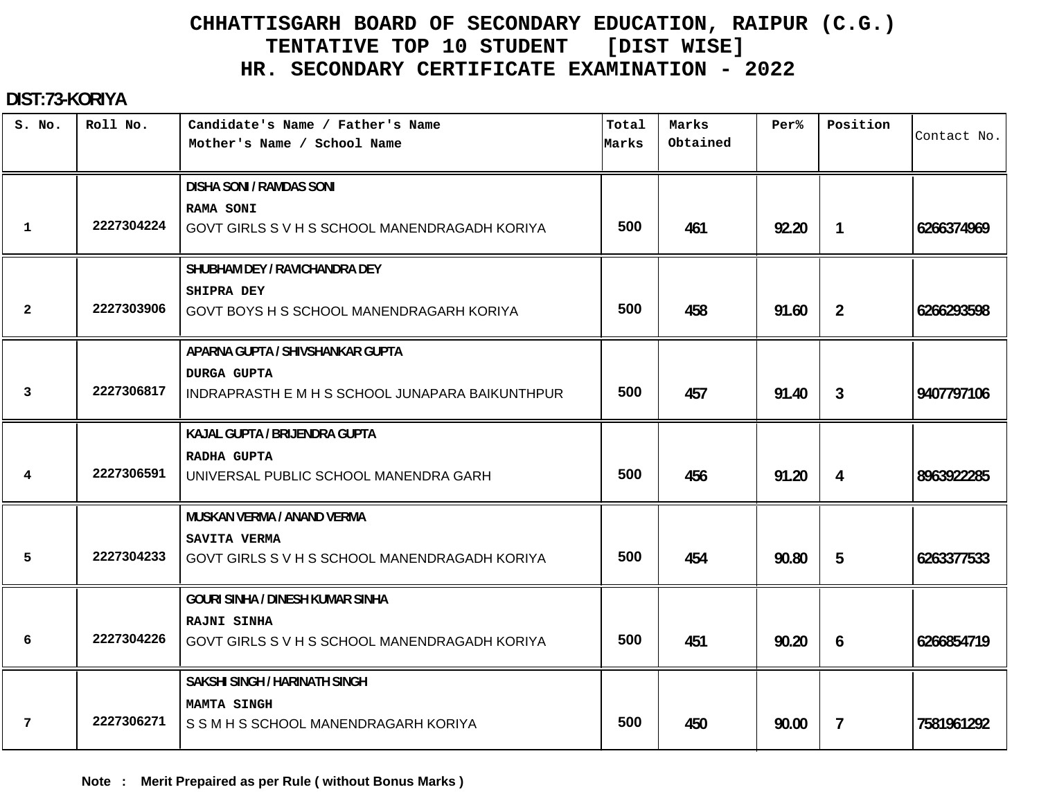# CHHATTISGARH BOARD OF SECONDARY EDUCATION, RAIPUR (C.G.)
## TENTATIVE TOP 10 STUDENT [DIST WISE]
## HR. SECONDARY CERTIFICATE EXAMINATION - 2022

**DIST:73-KORIYA**

| S. No. | Roll No. | Candidate's Name / Father's Name<br>Mother's Name / School Name | Total Marks | Marks Obtained | Per% | Position | Contact No. |
|---|---|---|---|---|---|---|---|
| 1 | 2227304224 | DISHA SONI / RAMDAS SONI<br>RAMA SONI<br>GOVT GIRLS S V H S SCHOOL MANENDRAGADH KORIYA | 500 | 461 | 92.20 | 1 | 6266374969 |
| 2 | 2227303906 | SHUBHAM DEY / RAVICHANDRA DEY<br>SHIPRA DEY<br>GOVT BOYS H S SCHOOL MANENDRAGARH KORIYA | 500 | 458 | 91.60 | 2 | 6266293598 |
| 3 | 2227306817 | APARNA GUPTA / SHIVSHANKAR GUPTA<br>DURGA GUPTA<br>INDRAPRASTH E M H S SCHOOL JUNAPARA BAIKUNTHPUR | 500 | 457 | 91.40 | 3 | 9407797106 |
| 4 | 2227306591 | KAJAL GUPTA / BRIJENDRA GUPTA<br>RADHA GUPTA<br>UNIVERSAL PUBLIC SCHOOL MANENDRA GARH | 500 | 456 | 91.20 | 4 | 8963922285 |
| 5 | 2227304233 | MUSKAN VERMA / ANAND VERMA<br>SAVITA VERMA<br>GOVT GIRLS S V H S SCHOOL MANENDRAGADH KORIYA | 500 | 454 | 90.80 | 5 | 6263377533 |
| 6 | 2227304226 | GOURI SINHA / DINESH KUMAR SINHA<br>RAJNI SINHA<br>GOVT GIRLS S V H S SCHOOL MANENDRAGADH KORIYA | 500 | 451 | 90.20 | 6 | 6266854719 |
| 7 | 2227306271 | SAKSHI SINGH / HARINATH SINGH<br>MAMTA SINGH<br>S S M H S SCHOOL MANENDRAGARH KORIYA | 500 | 450 | 90.00 | 7 | 7581961292 |

**Note : Merit Prepaired as per Rule ( without Bonus Marks )**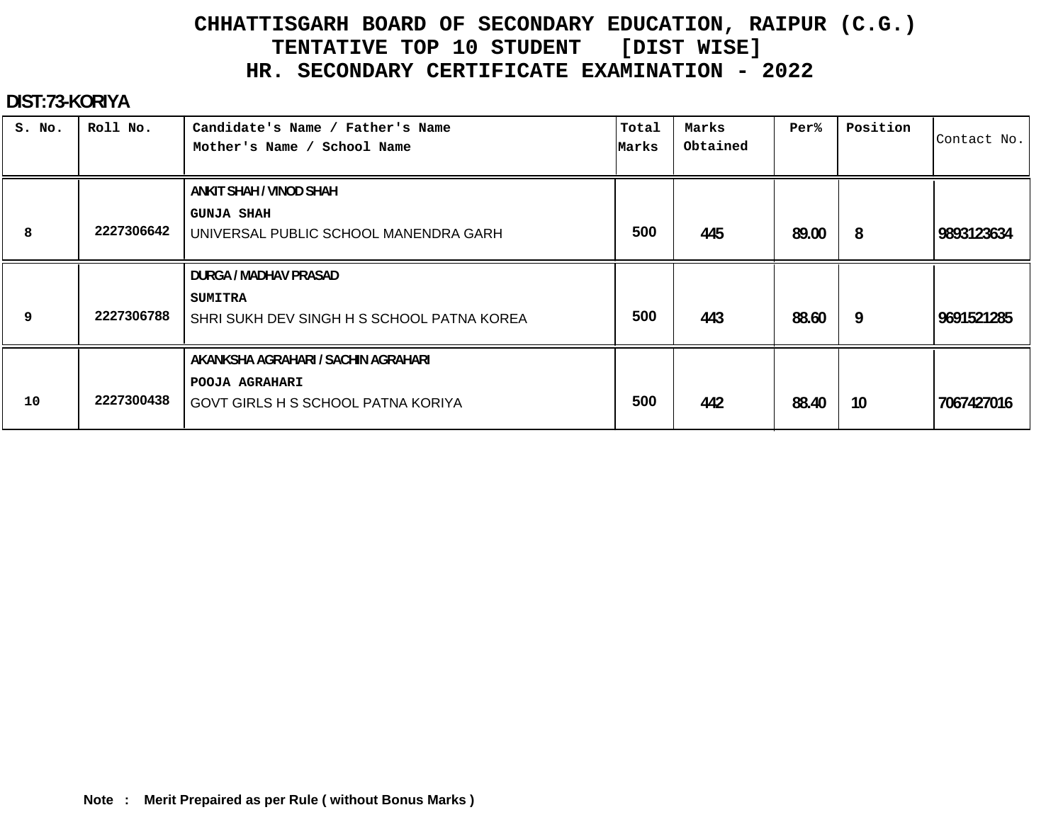# CHHATTISGARH BOARD OF SECONDARY EDUCATION, RAIPUR (C.G.)
## TENTATIVE TOP 10 STUDENT [DIST WISE]
## HR. SECONDARY CERTIFICATE EXAMINATION - 2022

**DIST:73-KORIYA**

| S. No. | Roll No. | Candidate's Name / Father's Name<br>Mother's Name / School Name | Total Marks | Marks Obtained | Per% | Position | Contact No. |
|---|---|---|---|---|---|---|---|
| 8 | 2227306642 | ANKIT SHAH / VINOD SHAH<br>GUNJA SHAH<br>UNIVERSAL PUBLIC SCHOOL MANENDRA GARH | 500 | 445 | 89.00 | 8 | 9893123634 |
| 9 | 2227306788 | DURGA / MADHAV PRASAD<br>SUMITRA<br>SHRI SUKH DEV SINGH H S SCHOOL PATNA KOREA | 500 | 443 | 88.60 | 9 | 9691521285 |
| 10 | 2227300438 | AKANKSHA AGRAHARI / SACHIN AGRAHARI<br>POOJA AGRAHARI<br>GOVT GIRLS H S SCHOOL PATNA KORIYA | 500 | 442 | 88.40 | 10 | 7067427016 |

**Note : Merit Prepaired as per Rule ( without Bonus Marks )**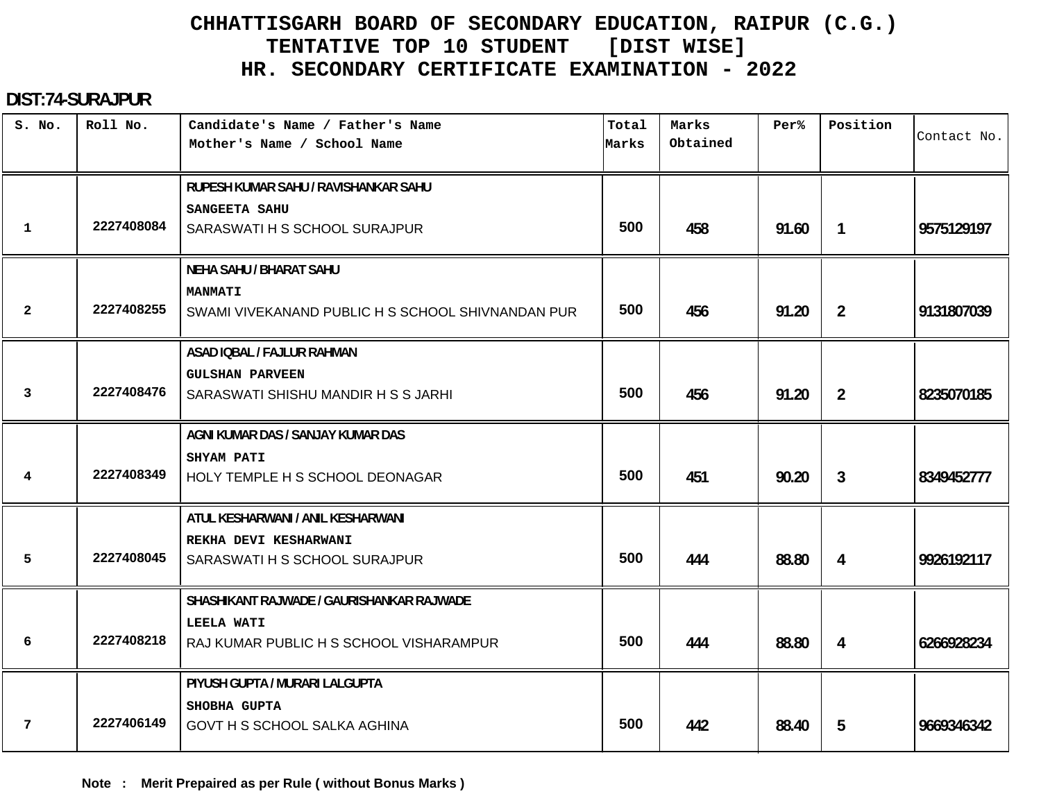# CHHATTISGARH BOARD OF SECONDARY EDUCATION, RAIPUR (C.G.)
## TENTATIVE TOP 10 STUDENT [DIST WISE]
## HR. SECONDARY CERTIFICATE EXAMINATION - 2022

**DIST:74-SURAJPUR**

| S. No. | Roll No. | Candidate's Name / Father's Name<br>Mother's Name / School Name | Total Marks | Marks Obtained | Per% | Position | Contact No. |
|---|---|---|---|---|---|---|---|
| 1 | 2227408084 | RUPESH KUMAR SAHU / RAVISHANKAR SAHU<br>SANGEETA SAHU<br>SARASWATI H S SCHOOL SURAJPUR | 500 | 458 | 91.60 | 1 | 9575129197 |
| 2 | 2227408255 | NEHA SAHU / BHARAT SAHU<br>MANMATI<br>SWAMI VIVEKANAND PUBLIC H S SCHOOL SHIVNANDAN PUR | 500 | 456 | 91.20 | 2 | 9131807039 |
| 3 | 2227408476 | ASAD IQBAL / FAJLUR RAHMAN<br>GULSHAN PARVEEN<br>SARASWATI SHISHU MANDIR H S S JARHI | 500 | 456 | 91.20 | 2 | 8235070185 |
| 4 | 2227408349 | AGNI KUMAR DAS / SANJAY KUMAR DAS<br>SHYAM PATI<br>HOLY TEMPLE H S SCHOOL DEONAGAR | 500 | 451 | 90.20 | 3 | 8349452777 |
| 5 | 2227408045 | ATUL KESHARWANI / ANIL KESHARWANI<br>REKHA DEVI KESHARWANI<br>SARASWATI H S SCHOOL SURAJPUR | 500 | 444 | 88.80 | 4 | 9926192117 |
| 6 | 2227408218 | SHASHIKANT RAJWADE / GAURISHANKAR RAJWADE<br>LEELA WATI<br>RAJ KUMAR PUBLIC H S SCHOOL VISHARAMPUR | 500 | 444 | 88.80 | 4 | 6266928234 |
| 7 | 2227406149 | PIYUSH GUPTA / MURARI LALGUPTA<br>SHOBHA GUPTA<br>GOVT H S SCHOOL SALKA AGHINA | 500 | 442 | 88.40 | 5 | 9669346342 |

**Note : Merit Prepaired as per Rule ( without Bonus Marks )**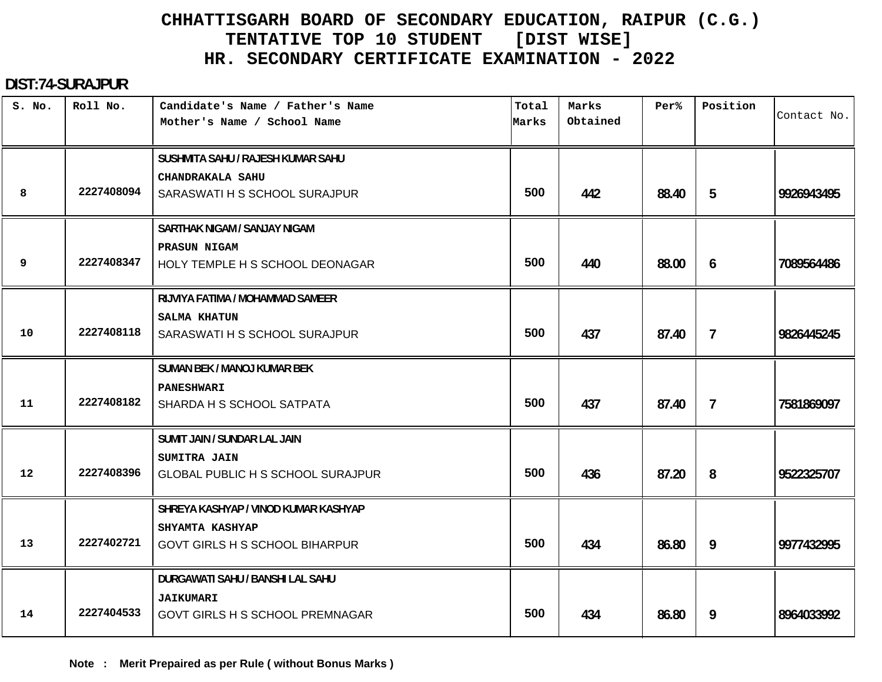# CHHATTISGARH BOARD OF SECONDARY EDUCATION, RAIPUR (C.G.)
## TENTATIVE TOP 10 STUDENT [DIST WISE]
## HR. SECONDARY CERTIFICATE EXAMINATION - 2022

**DIST:74-SURAJPUR**

| S. No. | Roll No. | Candidate's Name / Father's Name<br>Mother's Name / School Name | Total Marks | Marks Obtained | Per% | Position | Contact No. |
|---|---|---|---|---|---|---|---|
| 8 | 2227408094 | SUSHMITA SAHU / RAJESH KUMAR SAHU<br>CHANDRAKALA SAHU<br>SARASWATI H S SCHOOL SURAJPUR | 500 | 442 | 88.40 | 5 | 9926943495 |
| 9 | 2227408347 | SARTHAK NIGAM / SANJAY NIGAM<br>PRASUN NIGAM<br>HOLY TEMPLE H S SCHOOL DEONAGAR | 500 | 440 | 88.00 | 6 | 7089564486 |
| 10 | 2227408118 | RIJVIYA FATIMA / MOHAMMAD SAMEER<br>SALMA KHATUN<br>SARASWATI H S SCHOOL SURAJPUR | 500 | 437 | 87.40 | 7 | 9826445245 |
| 11 | 2227408182 | SUMAN BEK / MANOJ KUMAR BEK<br>PANESHWARI<br>SHARDA H S SCHOOL SATPATA | 500 | 437 | 87.40 | 7 | 7581869097 |
| 12 | 2227408396 | SUMIT JAIN / SUNDAR LAL JAIN<br>SUMITRA JAIN<br>GLOBAL PUBLIC H S SCHOOL SURAJPUR | 500 | 436 | 87.20 | 8 | 9522325707 |
| 13 | 2227402721 | SHREYA KASHYAP / VINOD KUMAR KASHYAP<br>SHYAMTA KASHYAP<br>GOVT GIRLS H S SCHOOL BIHARPUR | 500 | 434 | 86.80 | 9 | 9977432995 |
| 14 | 2227404533 | DURGAWATI SAHU / BANSHI LAL SAHU<br>JAIKUMARI<br>GOVT GIRLS H S SCHOOL PREMNAGAR | 500 | 434 | 86.80 | 9 | 8964033992 |

**Note : Merit Prepaired as per Rule ( without Bonus Marks )**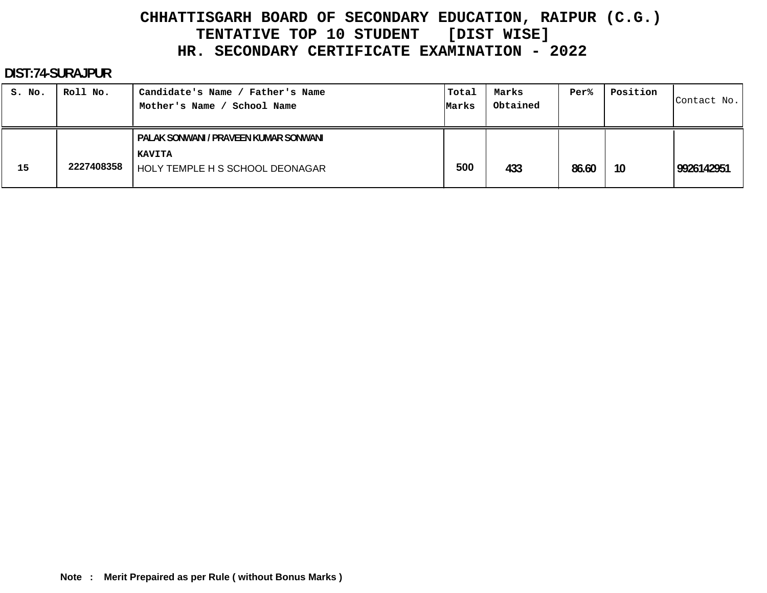# CHHATTISGARH BOARD OF SECONDARY EDUCATION, RAIPUR (C.G.)
## TENTATIVE TOP 10 STUDENT [DIST WISE]
## HR. SECONDARY CERTIFICATE EXAMINATION - 2022

**DIST:74-SURAJPUR**

| S. No. | Roll No. | Candidate's Name / Father's Name<br>Mother's Name / School Name | Total Marks | Marks Obtained | Per% | Position | Contact No. |
|---|---|---|---|---|---|---|---|
| 15 | 2227408358 | PALAK SONWANI / PRAVEEN KUMAR SONWANI<br>KAVITA<br>HOLY TEMPLE H S SCHOOL DEONAGAR | 500 | 433 | 86.60 | 10 | 9926142951 |

**Note : Merit Prepaired as per Rule ( without Bonus Marks )**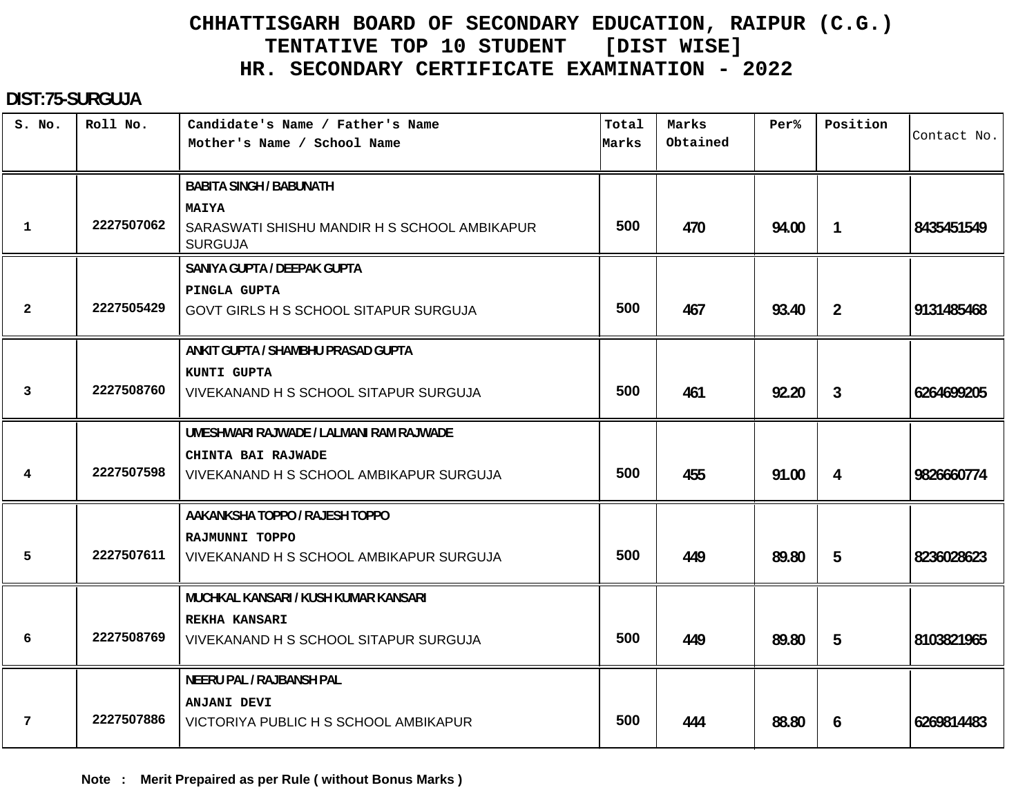# CHHATTISGARH BOARD OF SECONDARY EDUCATION, RAIPUR (C.G.)
## TENTATIVE TOP 10 STUDENT [DIST WISE]
## HR. SECONDARY CERTIFICATE EXAMINATION - 2022

**DIST:75-SURGUJA**

| S. No. | Roll No. | Candidate's Name / Father's Name<br>Mother's Name / School Name | Total Marks | Marks Obtained | Per% | Position | Contact No. |
|---|---|---|---|---|---|---|---|
| 1 | 2227507062 | BABITA SINGH / BABUNATH<br>MAIYA<br>SARASWATI SHISHU MANDIR H S SCHOOL AMBIKAPUR SURGUJA | 500 | 470 | 94.00 | 1 | 8435451549 |
| 2 | 2227505429 | SANIYA GUPTA / DEEPAK GUPTA<br>PINGLA GUPTA<br>GOVT GIRLS H S SCHOOL SITAPUR SURGUJA | 500 | 467 | 93.40 | 2 | 9131485468 |
| 3 | 2227508760 | ANKIT GUPTA / SHAMBHU PRASAD GUPTA<br>KUNTI GUPTA<br>VIVEKANAND H S SCHOOL SITAPUR SURGUJA | 500 | 461 | 92.20 | 3 | 6264699205 |
| 4 | 2227507598 | UMESHWARI RAJWADE / LALMANI RAM RAJWADE<br>CHINTA BAI RAJWADE<br>VIVEKANAND H S SCHOOL AMBIKAPUR SURGUJA | 500 | 455 | 91.00 | 4 | 9826660774 |
| 5 | 2227507611 | AAKANKSHA TOPPO / RAJESH TOPPO<br>RAJMUNNI TOPPO<br>VIVEKANAND H S SCHOOL AMBIKAPUR SURGUJA | 500 | 449 | 89.80 | 5 | 8236028623 |
| 6 | 2227508769 | MUCHKAL KANSARI / KUSH KUMAR KANSARI<br>REKHA KANSARI<br>VIVEKANAND H S SCHOOL SITAPUR SURGUJA | 500 | 449 | 89.80 | 5 | 8103821965 |
| 7 | 2227507886 | NEERU PAL / RAJBANSH PAL<br>ANJANI DEVI<br>VICTORIYA PUBLIC H S SCHOOL AMBIKAPUR | 500 | 444 | 88.80 | 6 | 6269814483 |

**Note : Merit Prepaired as per Rule ( without Bonus Marks )**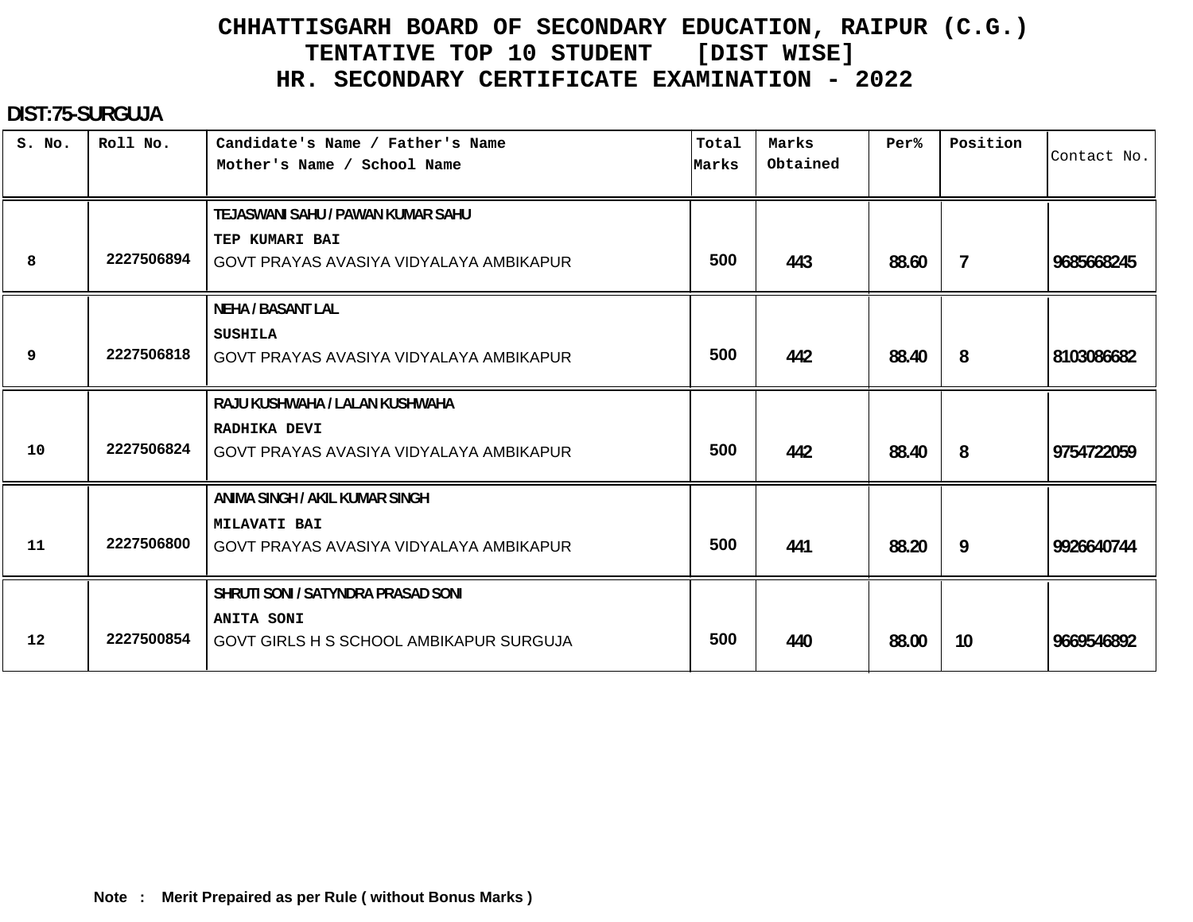# CHHATTISGARH BOARD OF SECONDARY EDUCATION, RAIPUR (C.G.)
## TENTATIVE TOP 10 STUDENT [DIST WISE]
## HR. SECONDARY CERTIFICATE EXAMINATION - 2022

**DIST:75-SURGUJA**

| S. No. | Roll No. | Candidate's Name / Father's Name<br>Mother's Name / School Name | Total Marks | Marks Obtained | Per% | Position | Contact No. |
|---|---|---|---|---|---|---|---|
| 8 | 2227506894 | TEJASWANI SAHU / PAWAN KUMAR SAHU<br>TEP KUMARI BAI<br>GOVT PRAYAS AVASIYA VIDYALAYA AMBIKAPUR | 500 | 443 | 88.60 | 7 | 9685668245 |
| 9 | 2227506818 | NEHA / BASANT LAL<br>SUSHILA<br>GOVT PRAYAS AVASIYA VIDYALAYA AMBIKAPUR | 500 | 442 | 88.40 | 8 | 8103086682 |
| 10 | 2227506824 | RAJU KUSHWAHA / LALAN KUSHWAHA<br>RADHIKA DEVI<br>GOVT PRAYAS AVASIYA VIDYALAYA AMBIKAPUR | 500 | 442 | 88.40 | 8 | 9754722059 |
| 11 | 2227506800 | ANIMA SINGH / AKIL KUMAR SINGH<br>MILAVATI BAI<br>GOVT PRAYAS AVASIYA VIDYALAYA AMBIKAPUR | 500 | 441 | 88.20 | 9 | 9926640744 |
| 12 | 2227500854 | SHRUTI SONI / SATYNDRA PRASAD SONI<br>ANITA SONI<br>GOVT GIRLS H S SCHOOL AMBIKAPUR SURGUJA | 500 | 440 | 88.00 | 10 | 9669546892 |

**Note : Merit Prepaired as per Rule ( without Bonus Marks )**